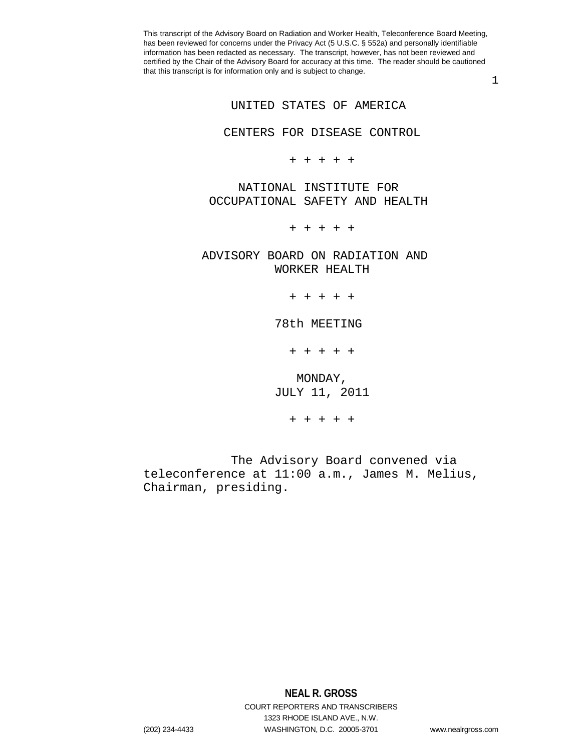This transcript of the Advisory Board on Radiation and Worker Health, Teleconference Board Meeting, has been reviewed for concerns under the Privacy Act (5 U.S.C. § 552a) and personally identifiable information has been redacted as necessary. The transcript, however, has not been reviewed and certified by the Chair of the Advisory Board for accuracy at this time. The reader should be cautioned that this transcript is for information only and is subject to change.

UNITED STATES OF AMERICA

CENTERS FOR DISEASE CONTROL

+ + + + +

NATIONAL INSTITUTE FOR
OCCUPATIONAL SAFETY AND HEALTH

+ + + + +

ADVISORY BOARD ON RADIATION AND
WORKER HEALTH

+ + + + +

78th MEETING

+ + + + +

MONDAY,
JULY 11, 2011

+ + + + +

The Advisory Board convened via teleconference at 11:00 a.m., James M. Melius, Chairman, presiding.

**NEAL R. GROSS**

COURT REPORTERS AND TRANSCRIBERS
1323 RHODE ISLAND AVE., N.W.
(202) 234-4433 WASHINGTON, D.C. 20005-3701 www.nealrgross.com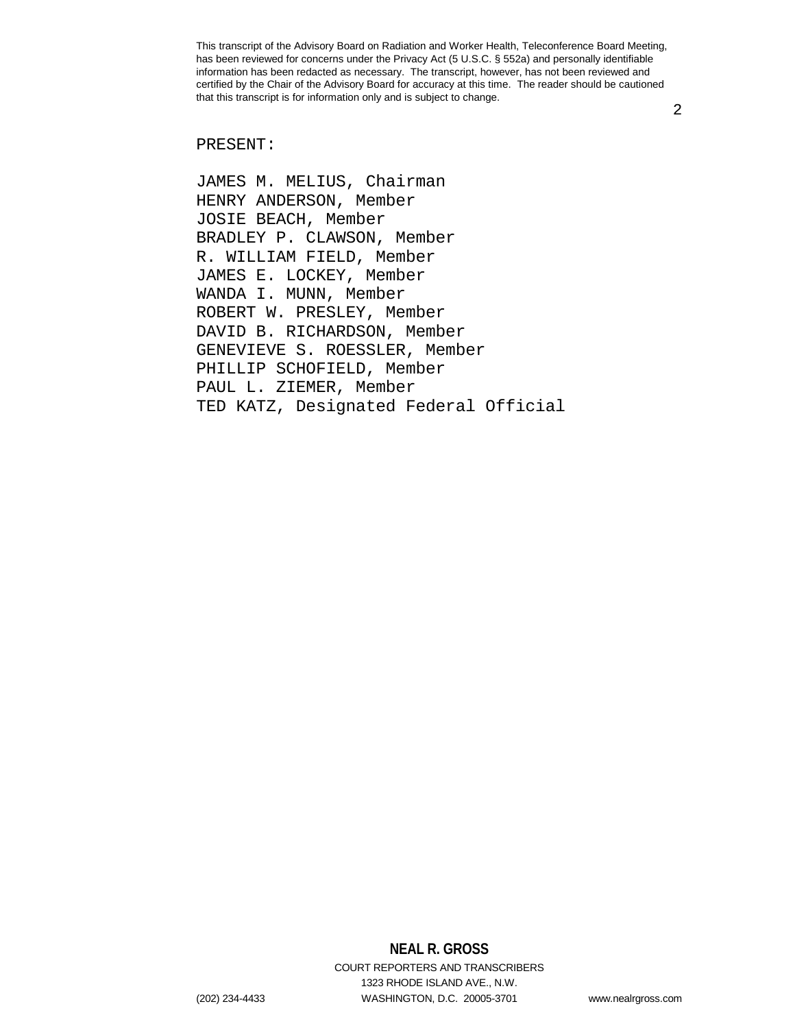PRESENT:

JAMES M. MELIUS, Chairman
HENRY ANDERSON, Member
JOSIE BEACH, Member
BRADLEY P. CLAWSON, Member
R. WILLIAM FIELD, Member
JAMES E. LOCKEY, Member
WANDA I. MUNN, Member
ROBERT W. PRESLEY, Member
DAVID B. RICHARDSON, Member
GENEVIEVE S. ROESSLER, Member
PHILLIP SCHOFIELD, Member
PAUL L. ZIEMER, Member
TED KATZ, Designated Federal Official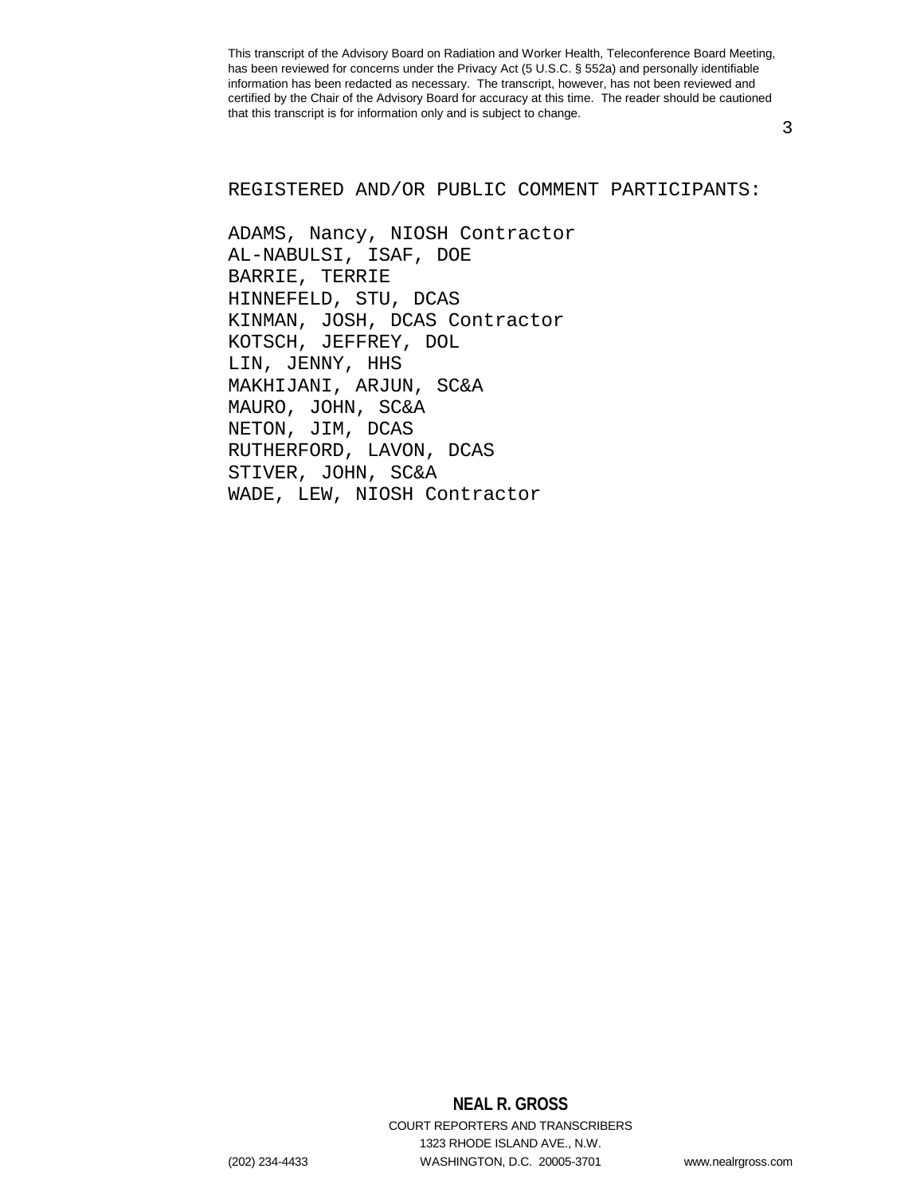REGISTERED AND/OR PUBLIC COMMENT PARTICIPANTS:

ADAMS, Nancy, NIOSH Contractor
AL-NABULSI, ISAF, DOE
BARRIE, TERRIE
HINNEFELD, STU, DCAS
KINMAN, JOSH, DCAS Contractor
KOTSCH, JEFFREY, DOL
LIN, JENNY, HHS
MAKHIJANI, ARJUN, SC&A
MAURO, JOHN, SC&A
NETON, JIM, DCAS
RUTHERFORD, LAVON, DCAS
STIVER, JOHN, SC&A
WADE, LEW, NIOSH Contractor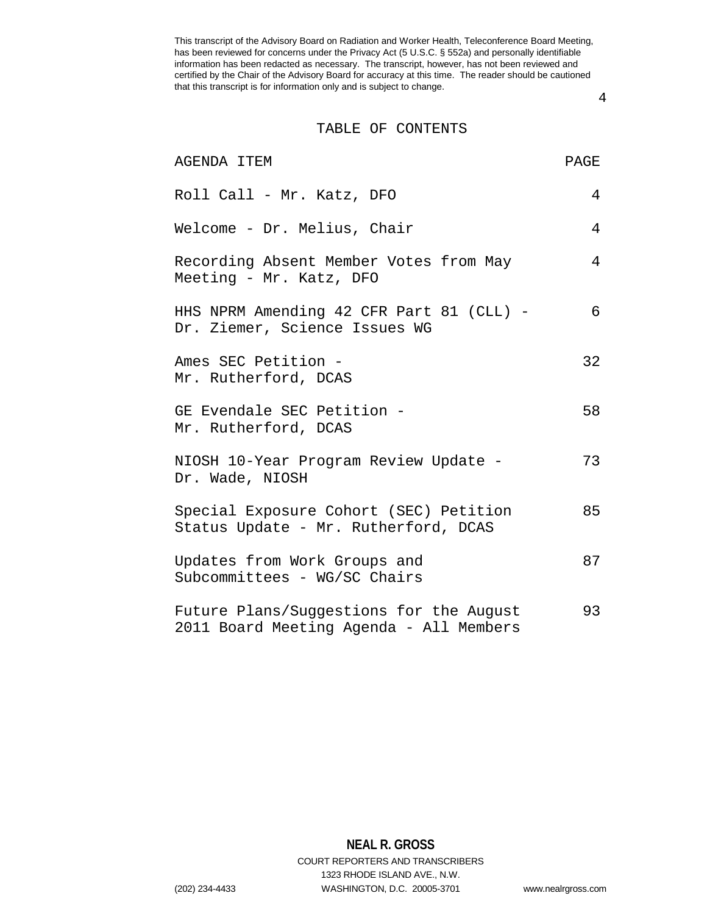# TABLE OF CONTENTS

| AGENDA ITEM | PAGE |
|---|---|
| Roll Call - Mr. Katz, DFO | 4 |
| Welcome - Dr. Melius, Chair | 4 |
| Recording Absent Member Votes from May Meeting - Mr. Katz, DFO | 4 |
| HHS NPRM Amending 42 CFR Part 81 (CLL) - Dr. Ziemer, Science Issues WG | 6 |
| Ames SEC Petition - Mr. Rutherford, DCAS | 32 |
| GE Evendale SEC Petition - Mr. Rutherford, DCAS | 58 |
| NIOSH 10-Year Program Review Update - Dr. Wade, NIOSH | 73 |
| Special Exposure Cohort (SEC) Petition Status Update - Mr. Rutherford, DCAS | 85 |
| Updates from Work Groups and Subcommittees - WG/SC Chairs | 87 |
| Future Plans/Suggestions for the August 2011 Board Meeting Agenda - All Members | 93 |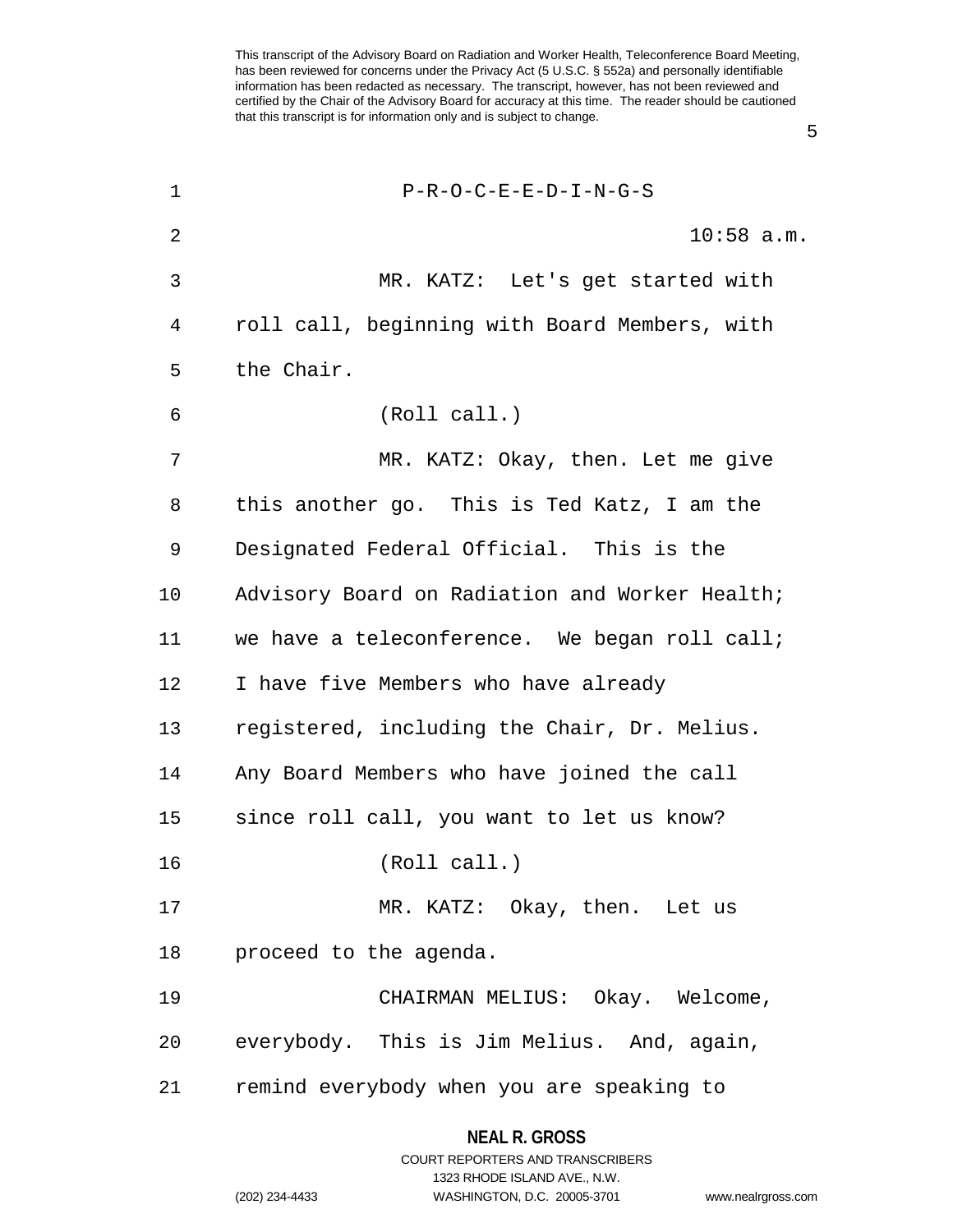P-R-O-C-E-E-D-I-N-G-S

10:58 a.m.

MR. KATZ: Let's get started with roll call, beginning with Board Members, with the Chair.

(Roll call.)

MR. KATZ: Okay, then. Let me give this another go. This is Ted Katz, I am the Designated Federal Official. This is the Advisory Board on Radiation and Worker Health; we have a teleconference. We began roll call; I have five Members who have already registered, including the Chair, Dr. Melius. Any Board Members who have joined the call since roll call, you want to let us know?

(Roll call.)

MR. KATZ: Okay, then. Let us proceed to the agenda.

CHAIRMAN MELIUS: Okay. Welcome, everybody. This is Jim Melius. And, again, remind everybody when you are speaking to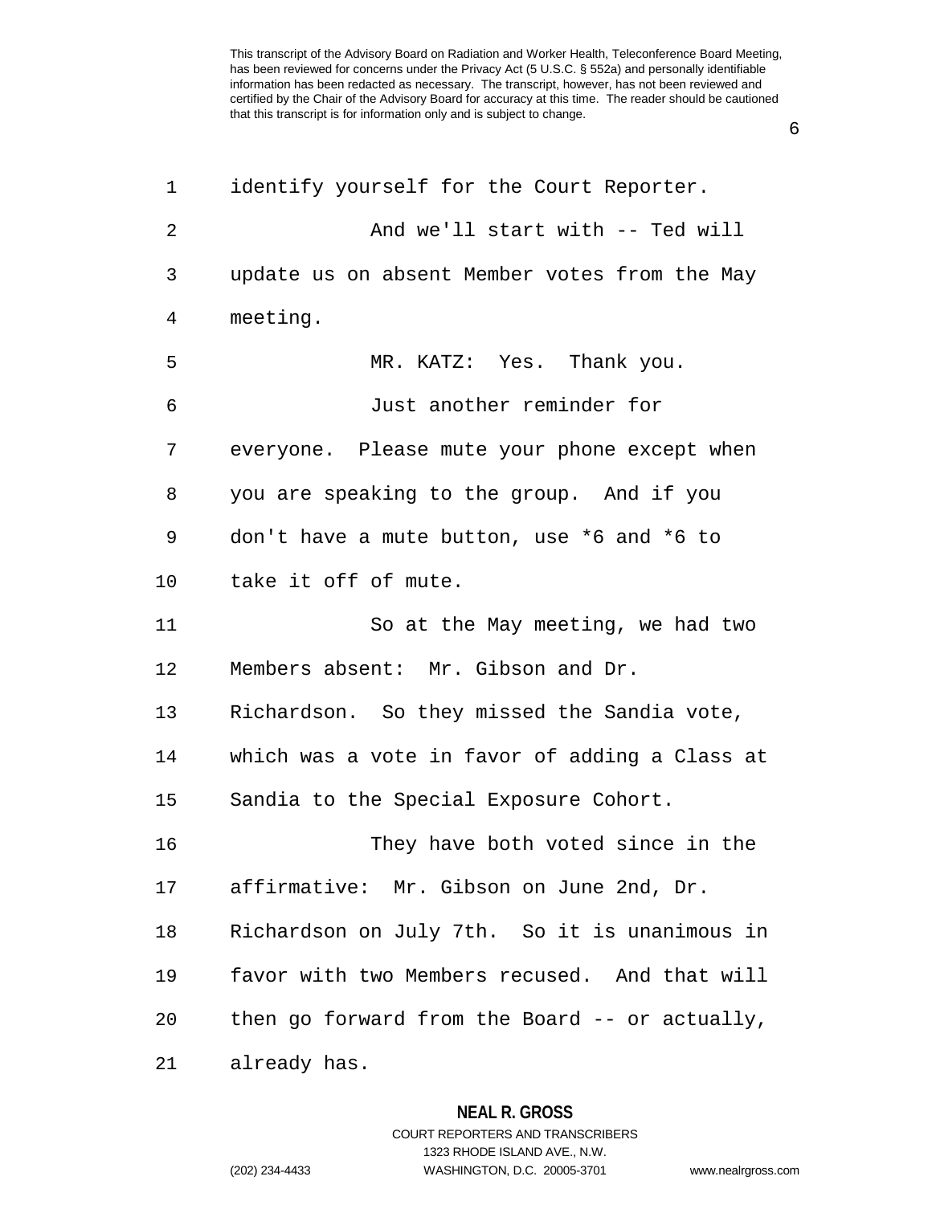identify yourself for the Court Reporter.

And we'll start with -- Ted will update us on absent Member votes from the May meeting.

MR. KATZ: Yes. Thank you.

Just another reminder for everyone. Please mute your phone except when you are speaking to the group. And if you don't have a mute button, use *6 and *6 to take it off of mute.

So at the May meeting, we had two Members absent: Mr. Gibson and Dr. Richardson. So they missed the Sandia vote, which was a vote in favor of adding a Class at Sandia to the Special Exposure Cohort.

They have both voted since in the affirmative: Mr. Gibson on June 2nd, Dr. Richardson on July 7th. So it is unanimous in favor with two Members recused. And that will then go forward from the Board -- or actually, already has.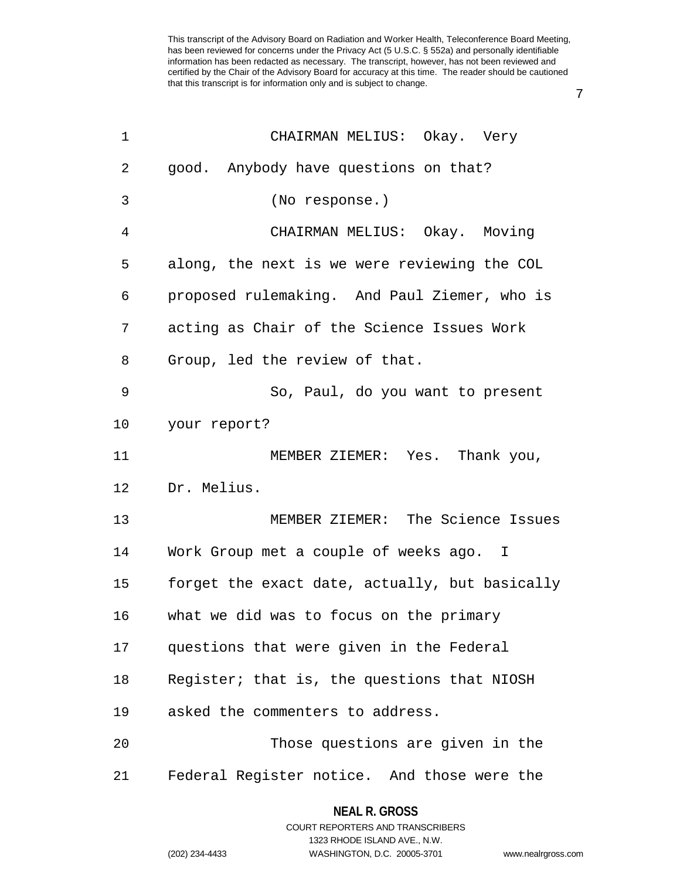CHAIRMAN MELIUS: Okay. Very good. Anybody have questions on that?

(No response.)

CHAIRMAN MELIUS: Okay. Moving along, the next is we were reviewing the COL proposed rulemaking. And Paul Ziemer, who is acting as Chair of the Science Issues Work Group, led the review of that.

So, Paul, do you want to present your report?

MEMBER ZIEMER: Yes. Thank you, Dr. Melius.

MEMBER ZIEMER: The Science Issues Work Group met a couple of weeks ago. I forget the exact date, actually, but basically what we did was to focus on the primary questions that were given in the Federal Register; that is, the questions that NIOSH asked the commenters to address.

Those questions are given in the Federal Register notice. And those were the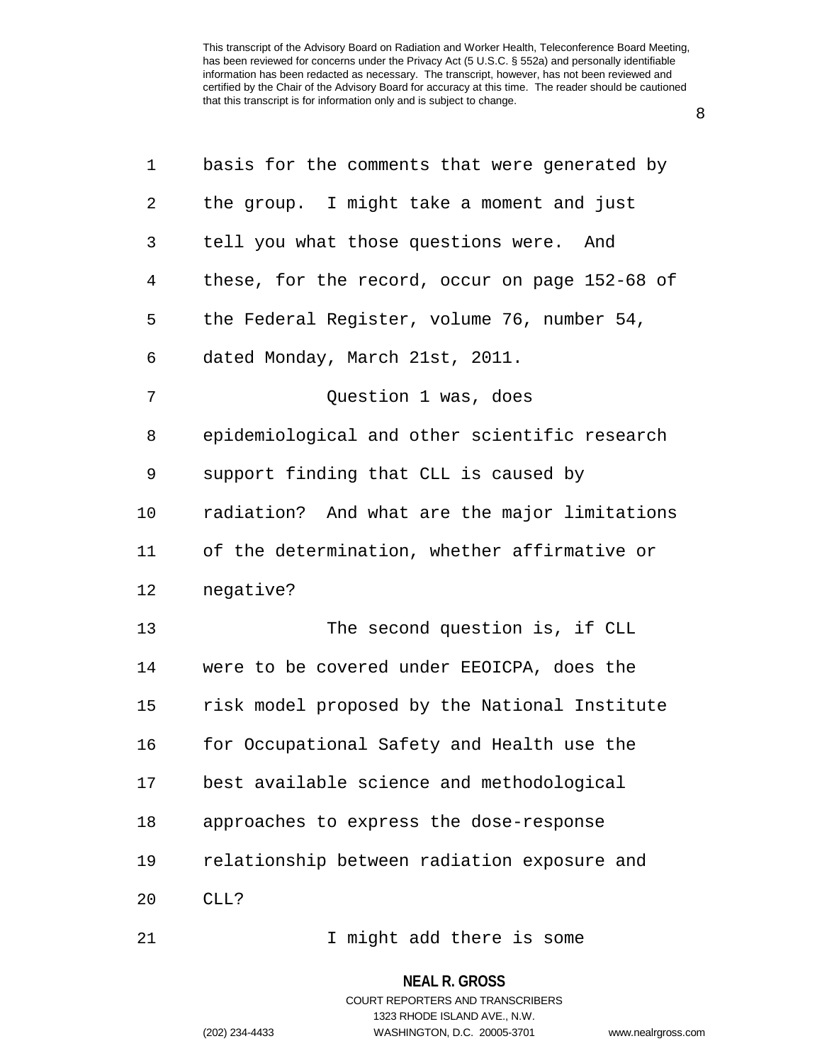basis for the comments that were generated by the group. I might take a moment and just tell you what those questions were. And these, for the record, occur on page 152-68 of the Federal Register, volume 76, number 54, dated Monday, March 21st, 2011.

Question 1 was, does epidemiological and other scientific research support finding that CLL is caused by radiation? And what are the major limitations of the determination, whether affirmative or negative?

The second question is, if CLL were to be covered under EEOICPA, does the risk model proposed by the National Institute for Occupational Safety and Health use the best available science and methodological approaches to express the dose-response relationship between radiation exposure and CLL?

I might add there is some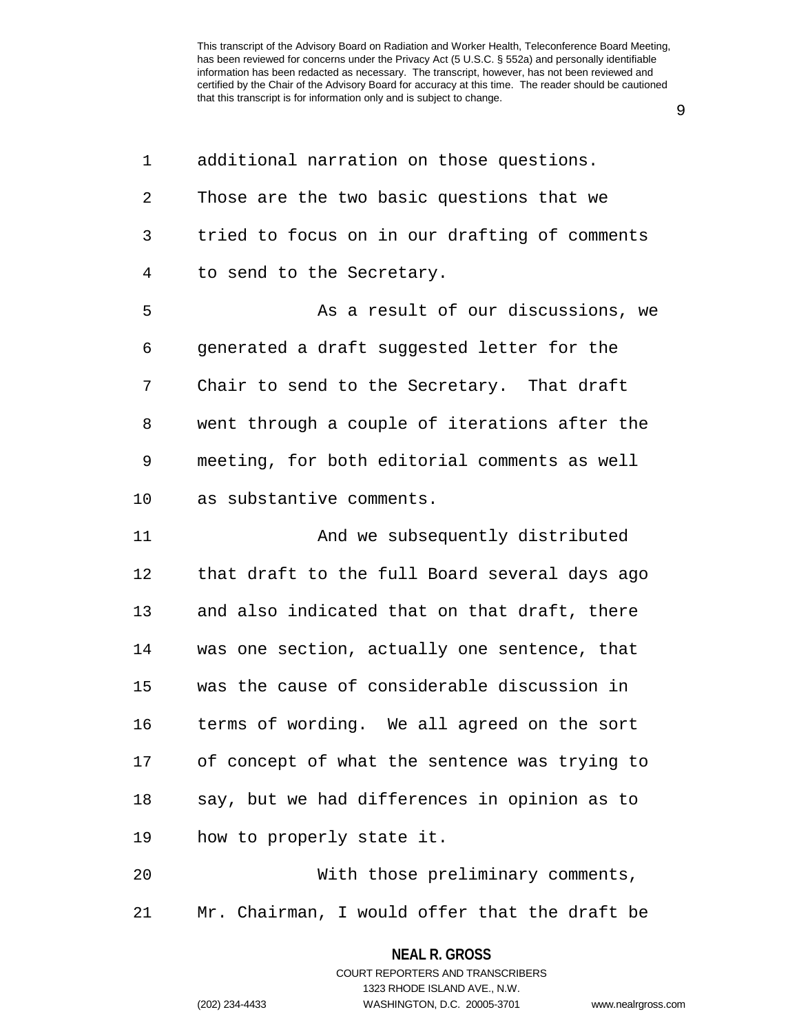additional narration on those questions. Those are the two basic questions that we tried to focus on in our drafting of comments to send to the Secretary.

As a result of our discussions, we generated a draft suggested letter for the Chair to send to the Secretary. That draft went through a couple of iterations after the meeting, for both editorial comments as well as substantive comments.

And we subsequently distributed that draft to the full Board several days ago and also indicated that on that draft, there was one section, actually one sentence, that was the cause of considerable discussion in terms of wording. We all agreed on the sort of concept of what the sentence was trying to say, but we had differences in opinion as to how to properly state it.

With those preliminary comments, Mr. Chairman, I would offer that the draft be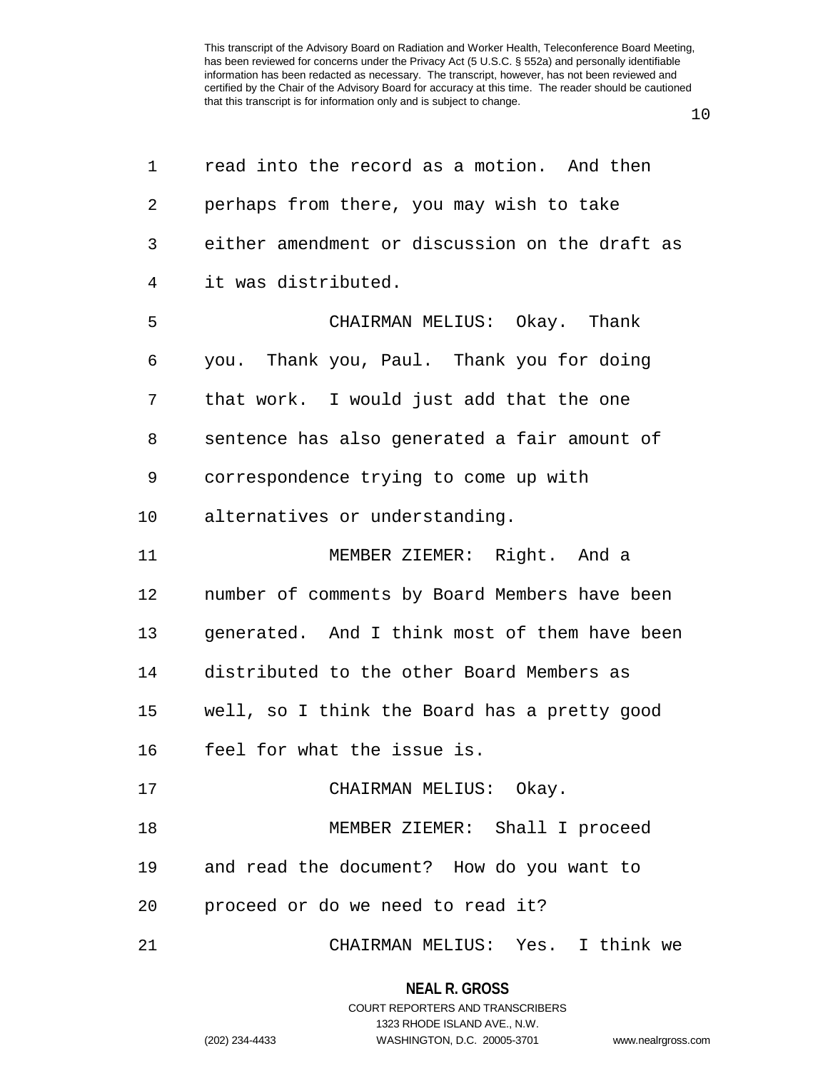read into the record as a motion. And then perhaps from there, you may wish to take either amendment or discussion on the draft as it was distributed.

CHAIRMAN MELIUS: Okay. Thank you. Thank you, Paul. Thank you for doing that work. I would just add that the one sentence has also generated a fair amount of correspondence trying to come up with alternatives or understanding.

MEMBER ZIEMER: Right. And a number of comments by Board Members have been generated. And I think most of them have been distributed to the other Board Members as well, so I think the Board has a pretty good feel for what the issue is.

CHAIRMAN MELIUS: Okay.

MEMBER ZIEMER: Shall I proceed and read the document? How do you want to proceed or do we need to read it?

CHAIRMAN MELIUS: Yes. I think we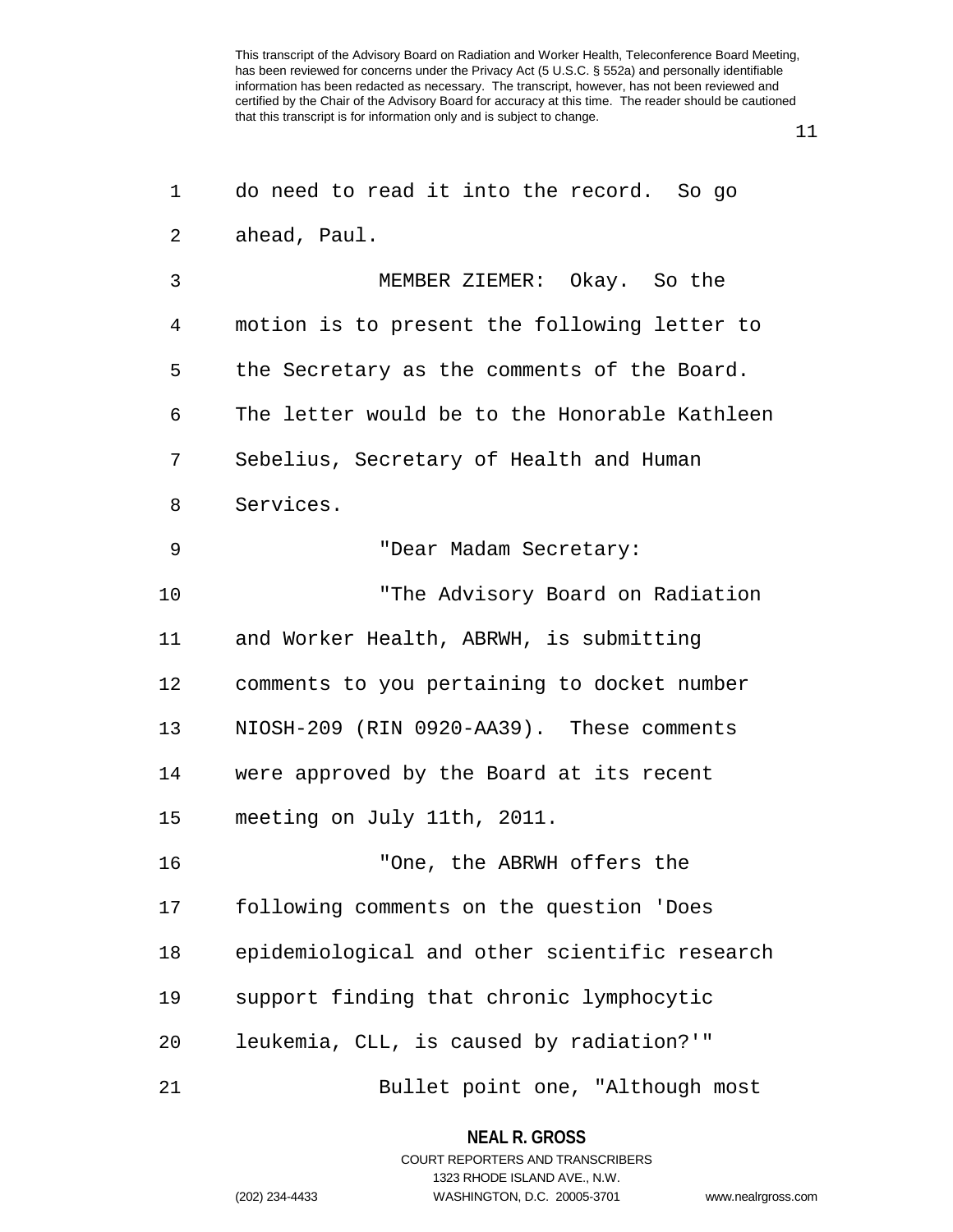do need to read it into the record. So go ahead, Paul.

MEMBER ZIEMER: Okay. So the motion is to present the following letter to the Secretary as the comments of the Board. The letter would be to the Honorable Kathleen Sebelius, Secretary of Health and Human Services.

"Dear Madam Secretary:

"The Advisory Board on Radiation and Worker Health, ABRWH, is submitting comments to you pertaining to docket number NIOSH-209 (RIN 0920-AA39). These comments were approved by the Board at its recent meeting on July 11th, 2011.

"One, the ABRWH offers the following comments on the question 'Does epidemiological and other scientific research support finding that chronic lymphocytic leukemia, CLL, is caused by radiation?'"

Bullet point one, "Although most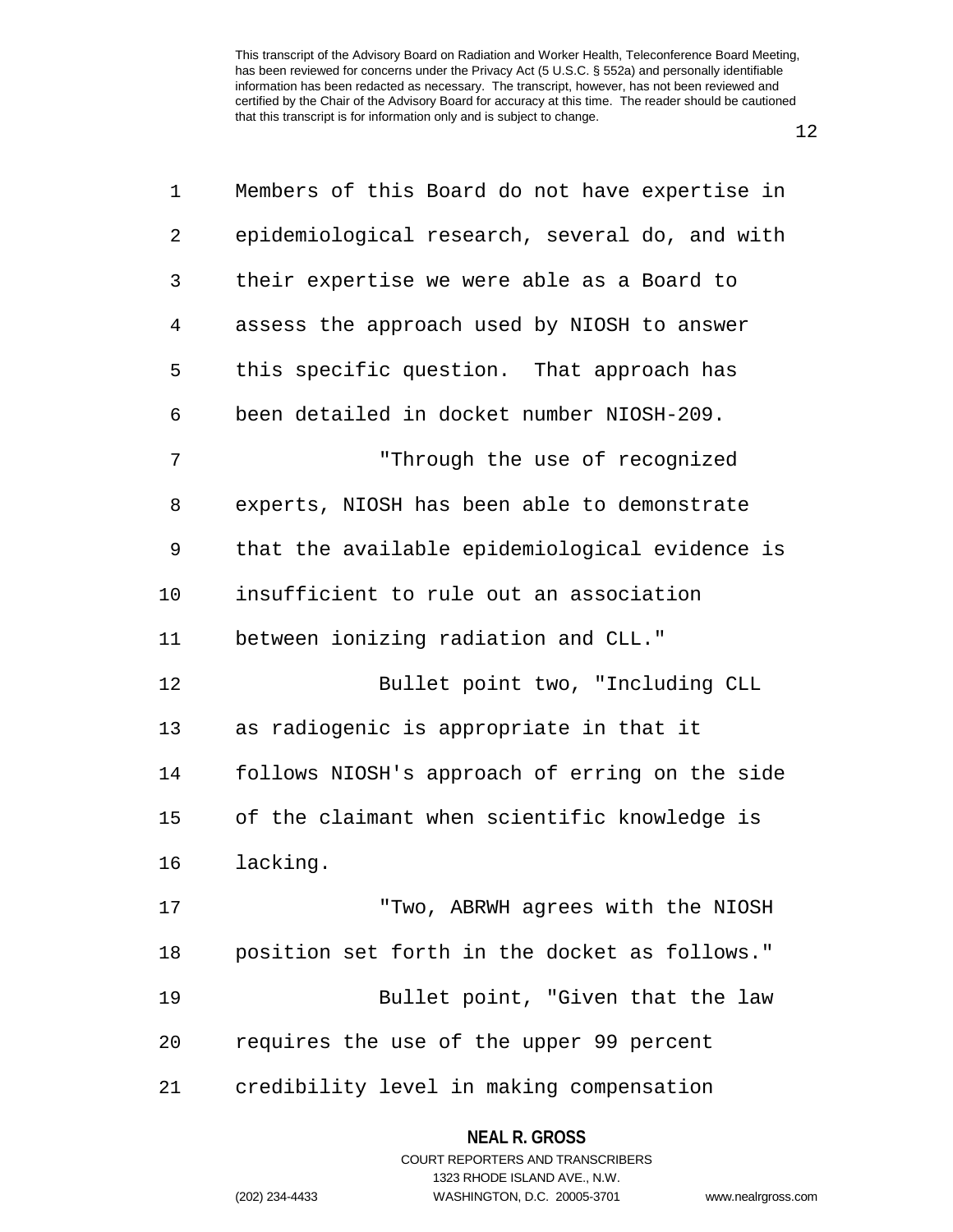Members of this Board do not have expertise in epidemiological research, several do, and with their expertise we were able as a Board to assess the approach used by NIOSH to answer this specific question. That approach has been detailed in docket number NIOSH-209.

"Through the use of recognized experts, NIOSH has been able to demonstrate that the available epidemiological evidence is insufficient to rule out an association between ionizing radiation and CLL."

Bullet point two, "Including CLL as radiogenic is appropriate in that it follows NIOSH's approach of erring on the side of the claimant when scientific knowledge is lacking.

"Two, ABRWH agrees with the NIOSH position set forth in the docket as follows."

Bullet point, "Given that the law requires the use of the upper 99 percent credibility level in making compensation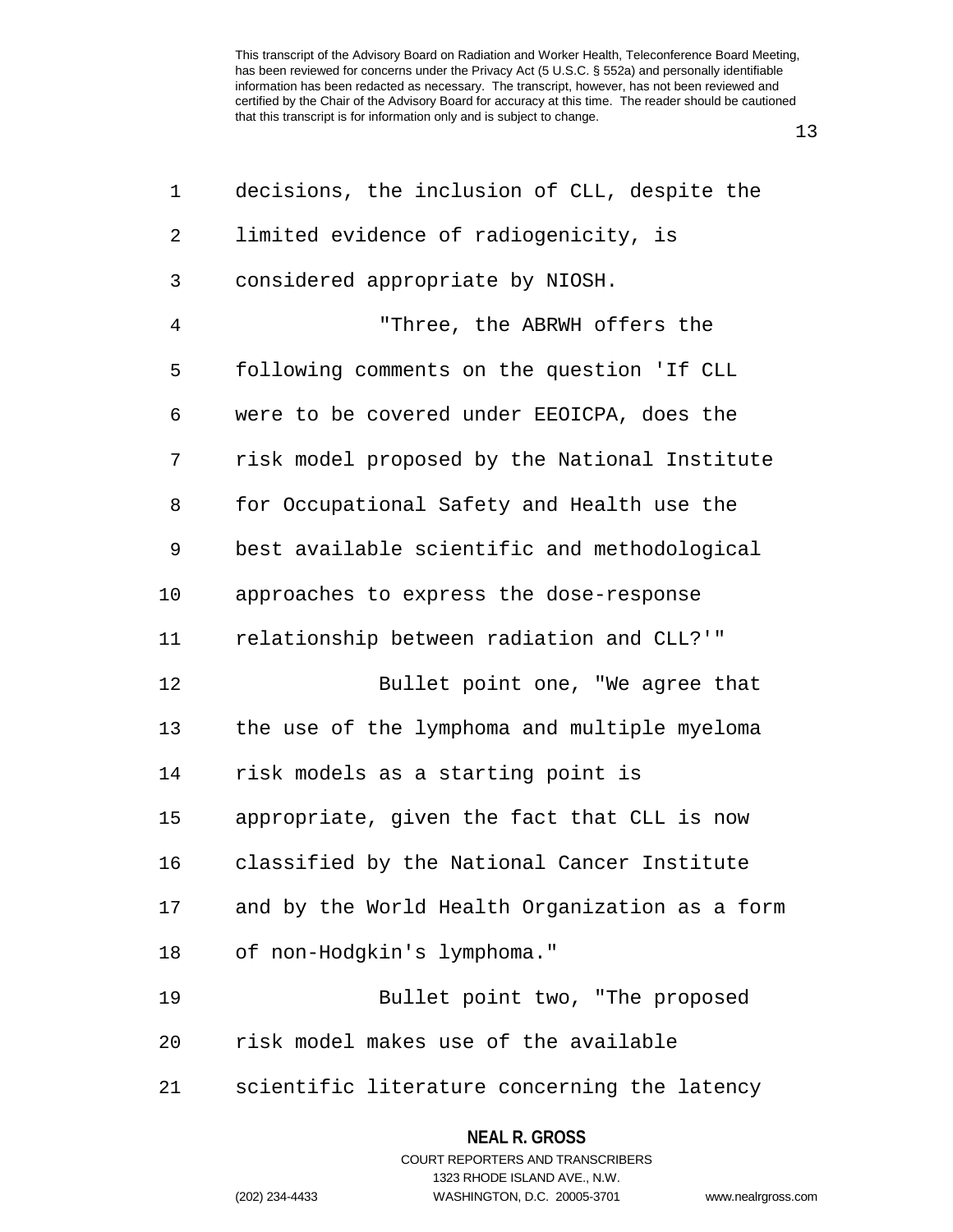decisions, the inclusion of CLL, despite the limited evidence of radiogenicity, is considered appropriate by NIOSH.

"Three, the ABRWH offers the following comments on the question 'If CLL were to be covered under EEOICPA, does the risk model proposed by the National Institute for Occupational Safety and Health use the best available scientific and methodological approaches to express the dose-response relationship between radiation and CLL?'"

Bullet point one, "We agree that the use of the lymphoma and multiple myeloma risk models as a starting point is appropriate, given the fact that CLL is now classified by the National Cancer Institute and by the World Health Organization as a form of non-Hodgkin's lymphoma."

Bullet point two, "The proposed risk model makes use of the available scientific literature concerning the latency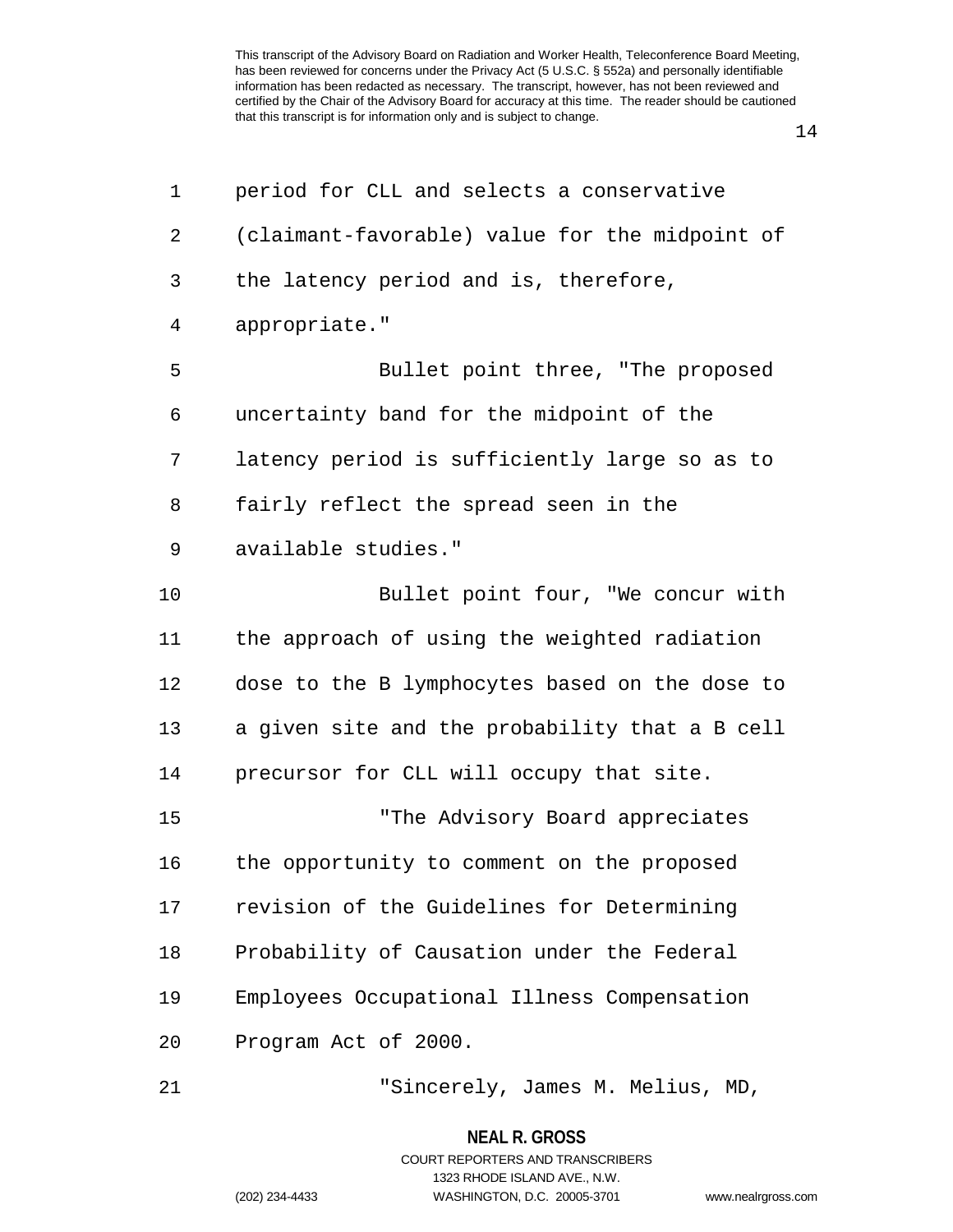period for CLL and selects a conservative (claimant-favorable) value for the midpoint of the latency period and is, therefore, appropriate."

Bullet point three, "The proposed uncertainty band for the midpoint of the latency period is sufficiently large so as to fairly reflect the spread seen in the available studies."

Bullet point four, "We concur with the approach of using the weighted radiation dose to the B lymphocytes based on the dose to a given site and the probability that a B cell precursor for CLL will occupy that site.

"The Advisory Board appreciates the opportunity to comment on the proposed revision of the Guidelines for Determining Probability of Causation under the Federal Employees Occupational Illness Compensation Program Act of 2000.

"Sincerely, James M. Melius, MD,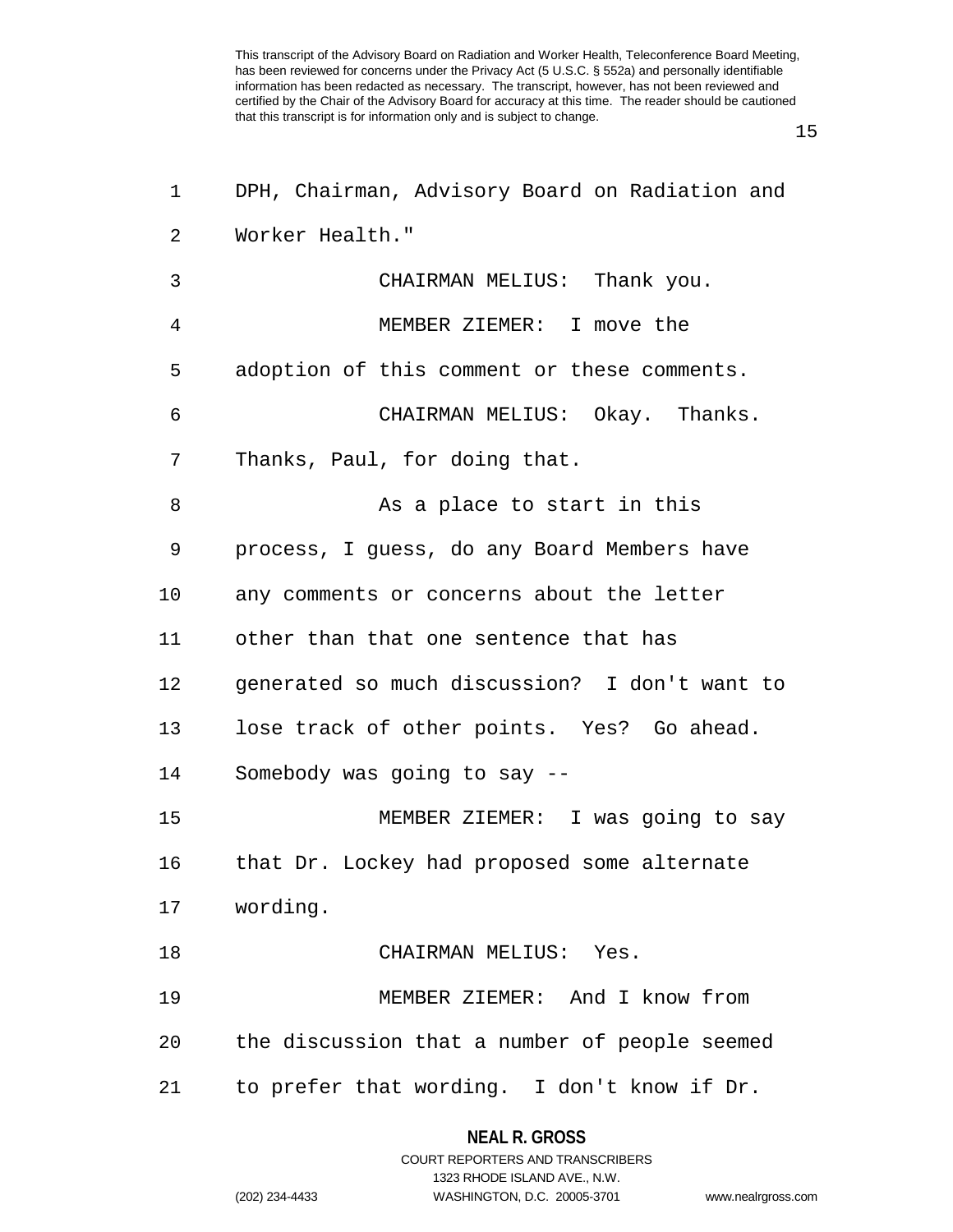DPH, Chairman, Advisory Board on Radiation and Worker Health."

CHAIRMAN MELIUS: Thank you.

MEMBER ZIEMER: I move the adoption of this comment or these comments.

CHAIRMAN MELIUS: Okay. Thanks. Thanks, Paul, for doing that.

As a place to start in this process, I guess, do any Board Members have any comments or concerns about the letter other than that one sentence that has generated so much discussion? I don't want to lose track of other points. Yes? Go ahead. Somebody was going to say --

MEMBER ZIEMER: I was going to say that Dr. Lockey had proposed some alternate wording.

CHAIRMAN MELIUS: Yes.

MEMBER ZIEMER: And I know from the discussion that a number of people seemed to prefer that wording. I don't know if Dr.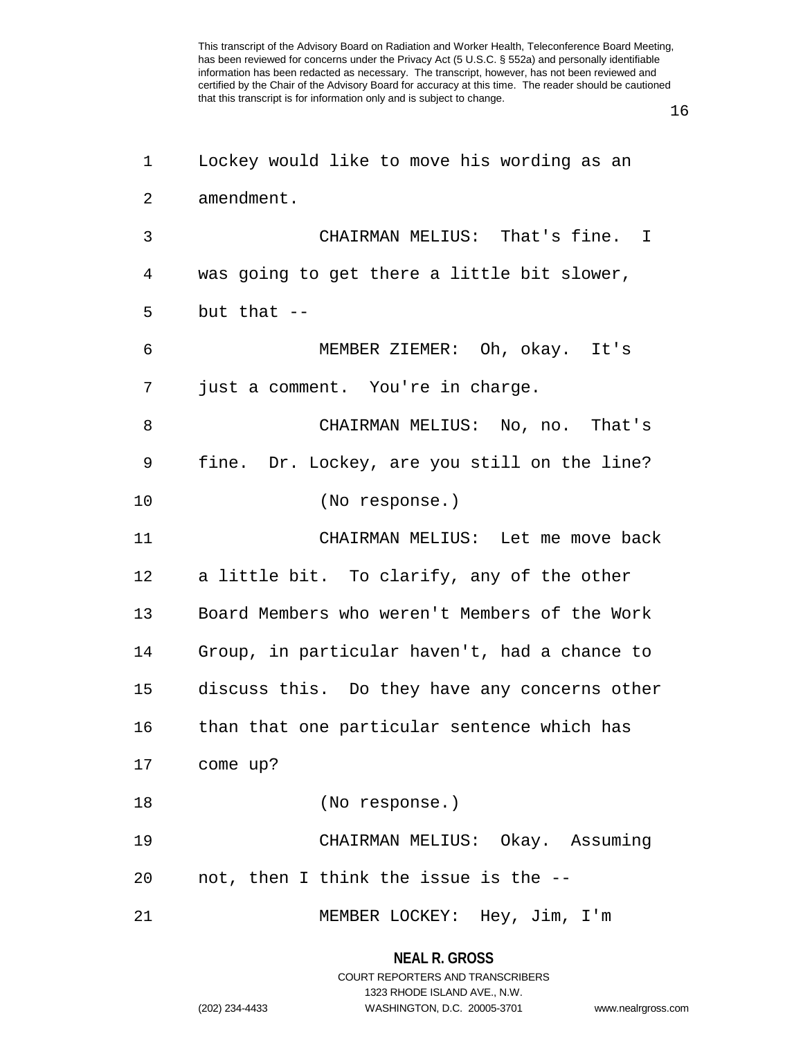Lockey would like to move his wording as an amendment.

CHAIRMAN MELIUS: That's fine. I was going to get there a little bit slower, but that --

MEMBER ZIEMER: Oh, okay. It's just a comment. You're in charge.

CHAIRMAN MELIUS: No, no. That's fine. Dr. Lockey, are you still on the line?

(No response.)

CHAIRMAN MELIUS: Let me move back a little bit. To clarify, any of the other Board Members who weren't Members of the Work Group, in particular haven't, had a chance to discuss this. Do they have any concerns other than that one particular sentence which has come up?

(No response.)

CHAIRMAN MELIUS: Okay. Assuming not, then I think the issue is the --

MEMBER LOCKEY: Hey, Jim, I'm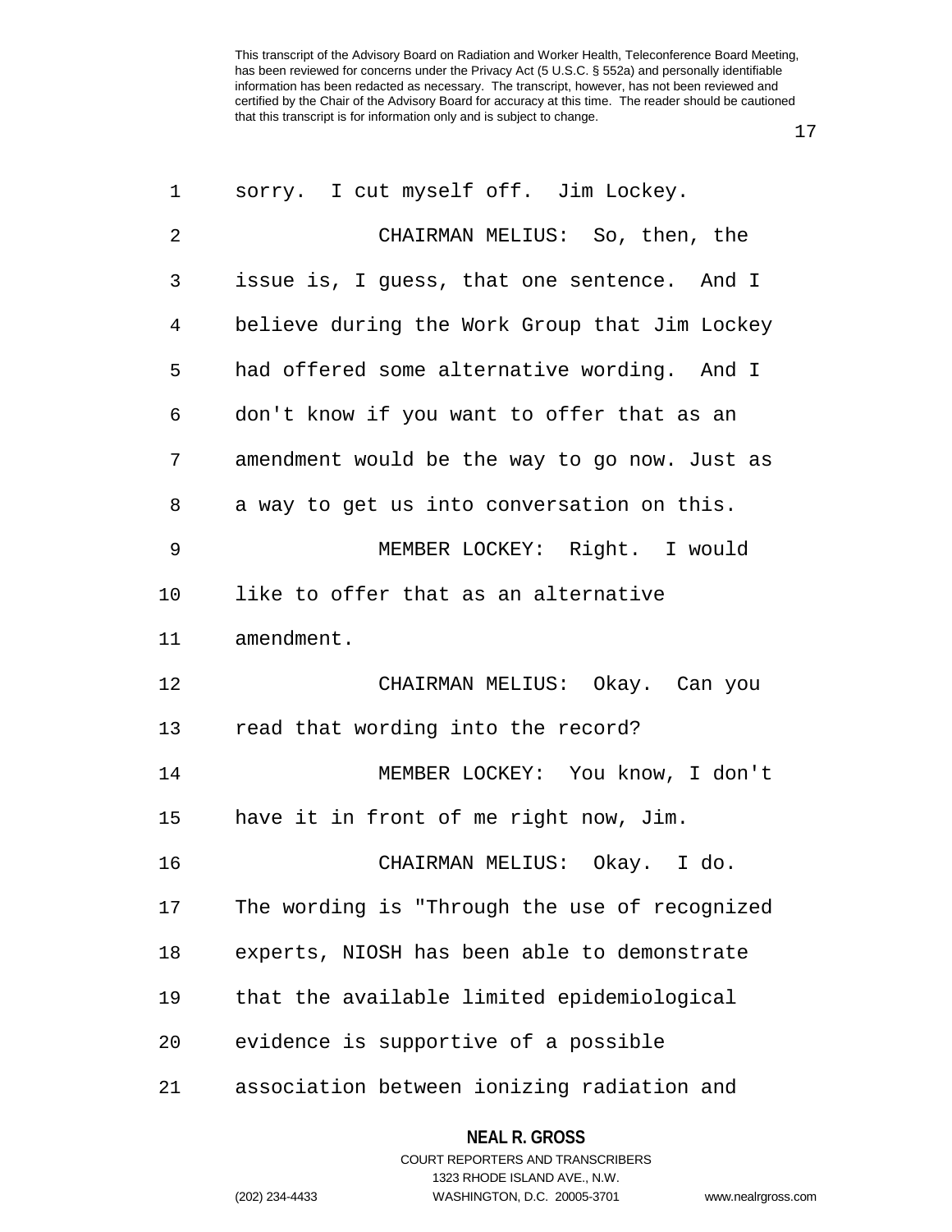sorry. I cut myself off. Jim Lockey.

CHAIRMAN MELIUS: So, then, the issue is, I guess, that one sentence. And I believe during the Work Group that Jim Lockey had offered some alternative wording. And I don't know if you want to offer that as an amendment would be the way to go now. Just as a way to get us into conversation on this.

MEMBER LOCKEY: Right. I would like to offer that as an alternative amendment.

CHAIRMAN MELIUS: Okay. Can you read that wording into the record?

MEMBER LOCKEY: You know, I don't have it in front of me right now, Jim.

CHAIRMAN MELIUS: Okay. I do. The wording is "Through the use of recognized experts, NIOSH has been able to demonstrate that the available limited epidemiological evidence is supportive of a possible association between ionizing radiation and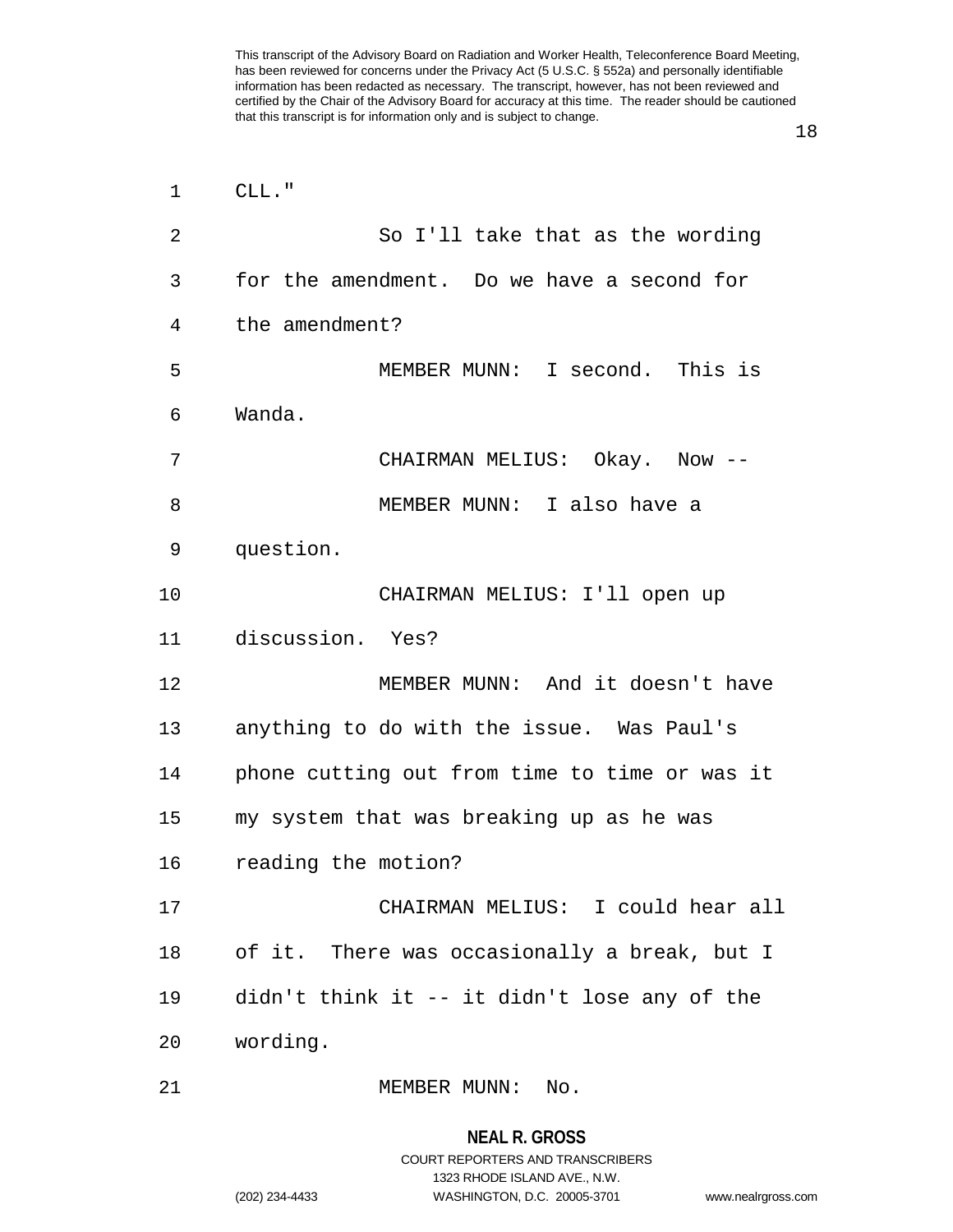CLL."

So I'll take that as the wording for the amendment. Do we have a second for the amendment?

MEMBER MUNN: I second. This is Wanda.

CHAIRMAN MELIUS: Okay. Now --

MEMBER MUNN: I also have a question.

CHAIRMAN MELIUS: I'll open up discussion. Yes?

MEMBER MUNN: And it doesn't have anything to do with the issue. Was Paul's phone cutting out from time to time or was it my system that was breaking up as he was reading the motion?

CHAIRMAN MELIUS: I could hear all of it. There was occasionally a break, but I didn't think it -- it didn't lose any of the wording.

MEMBER MUNN: No.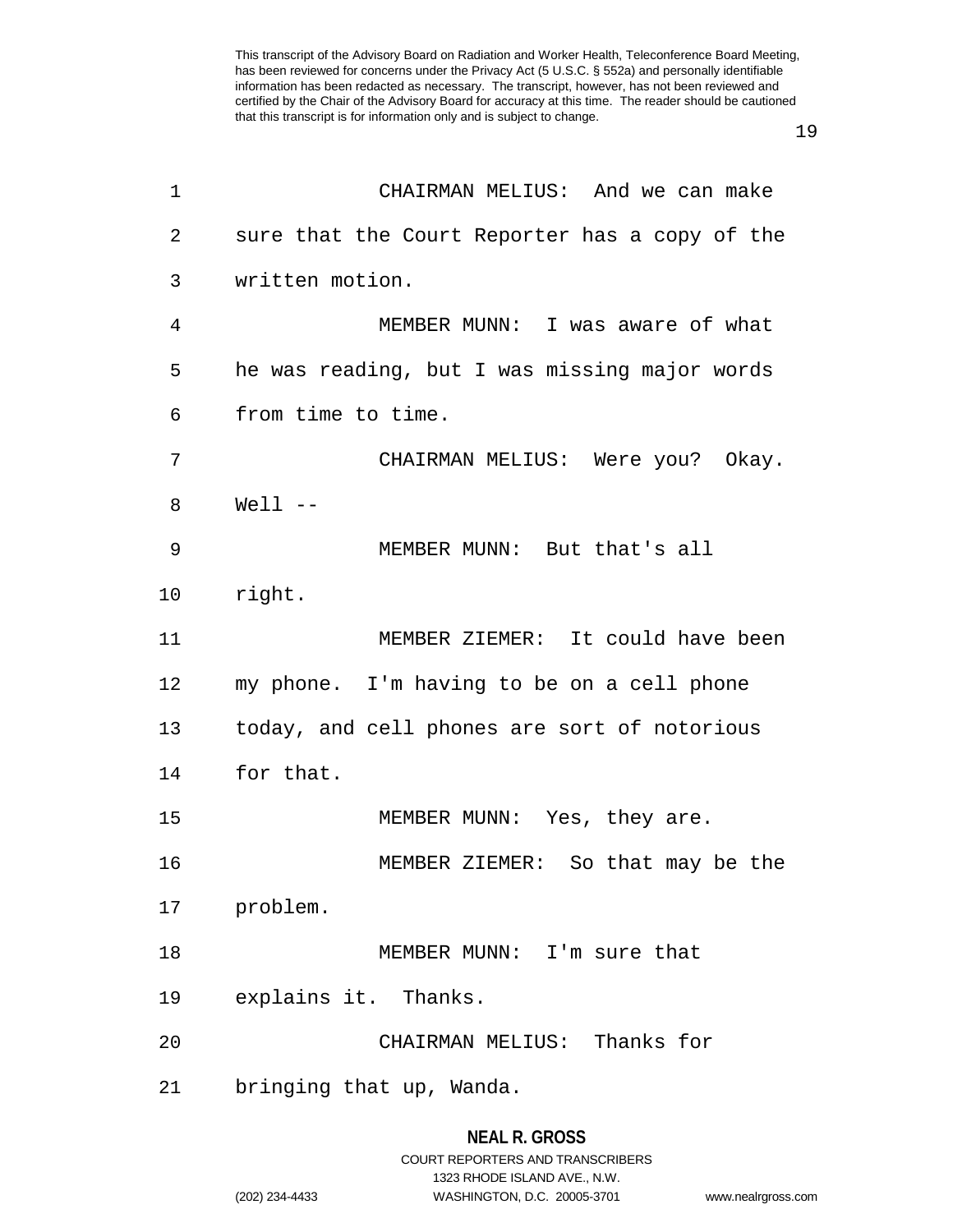CHAIRMAN MELIUS: And we can make sure that the Court Reporter has a copy of the written motion.

MEMBER MUNN: I was aware of what he was reading, but I was missing major words from time to time.

CHAIRMAN MELIUS: Were you? Okay. Well --

MEMBER MUNN: But that's all right.

MEMBER ZIEMER: It could have been my phone. I'm having to be on a cell phone today, and cell phones are sort of notorious for that.

MEMBER MUNN: Yes, they are.

MEMBER ZIEMER: So that may be the problem.

MEMBER MUNN: I'm sure that explains it. Thanks.

CHAIRMAN MELIUS: Thanks for bringing that up, Wanda.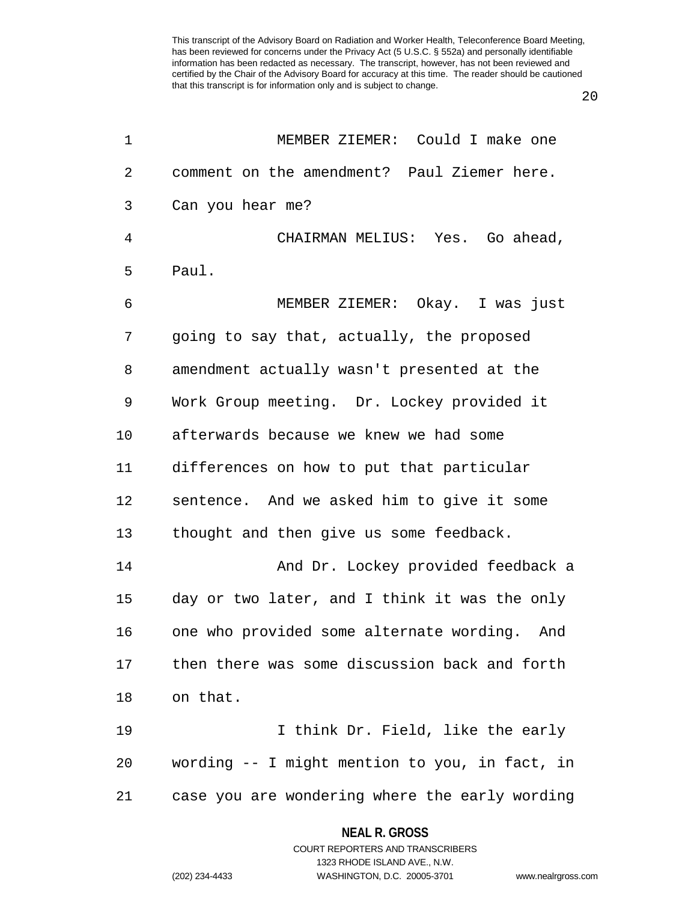MEMBER ZIEMER: Could I make one comment on the amendment? Paul Ziemer here. Can you hear me?

CHAIRMAN MELIUS: Yes. Go ahead, Paul.

MEMBER ZIEMER: Okay. I was just going to say that, actually, the proposed amendment actually wasn't presented at the Work Group meeting. Dr. Lockey provided it afterwards because we knew we had some differences on how to put that particular sentence. And we asked him to give it some thought and then give us some feedback.

And Dr. Lockey provided feedback a day or two later, and I think it was the only one who provided some alternate wording. And then there was some discussion back and forth on that.

I think Dr. Field, like the early wording -- I might mention to you, in fact, in case you are wondering where the early wording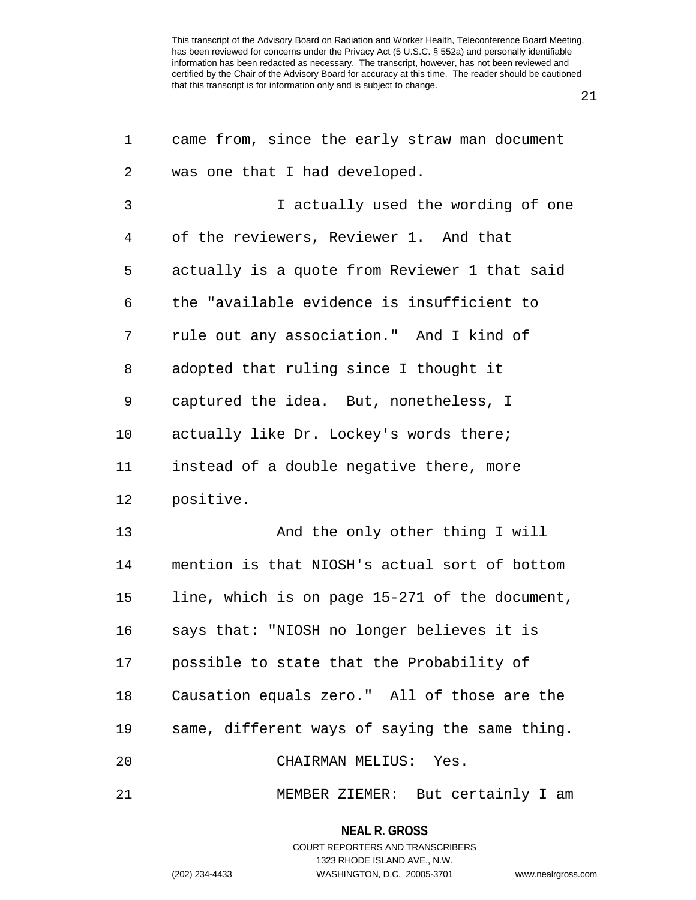came from, since the early straw man document was one that I had developed.

I actually used the wording of one of the reviewers, Reviewer 1. And that actually is a quote from Reviewer 1 that said the "available evidence is insufficient to rule out any association." And I kind of adopted that ruling since I thought it captured the idea. But, nonetheless, I actually like Dr. Lockey's words there; instead of a double negative there, more positive.

And the only other thing I will mention is that NIOSH's actual sort of bottom line, which is on page 15-271 of the document, says that: "NIOSH no longer believes it is possible to state that the Probability of Causation equals zero." All of those are the same, different ways of saying the same thing.

CHAIRMAN MELIUS: Yes.

MEMBER ZIEMER: But certainly I am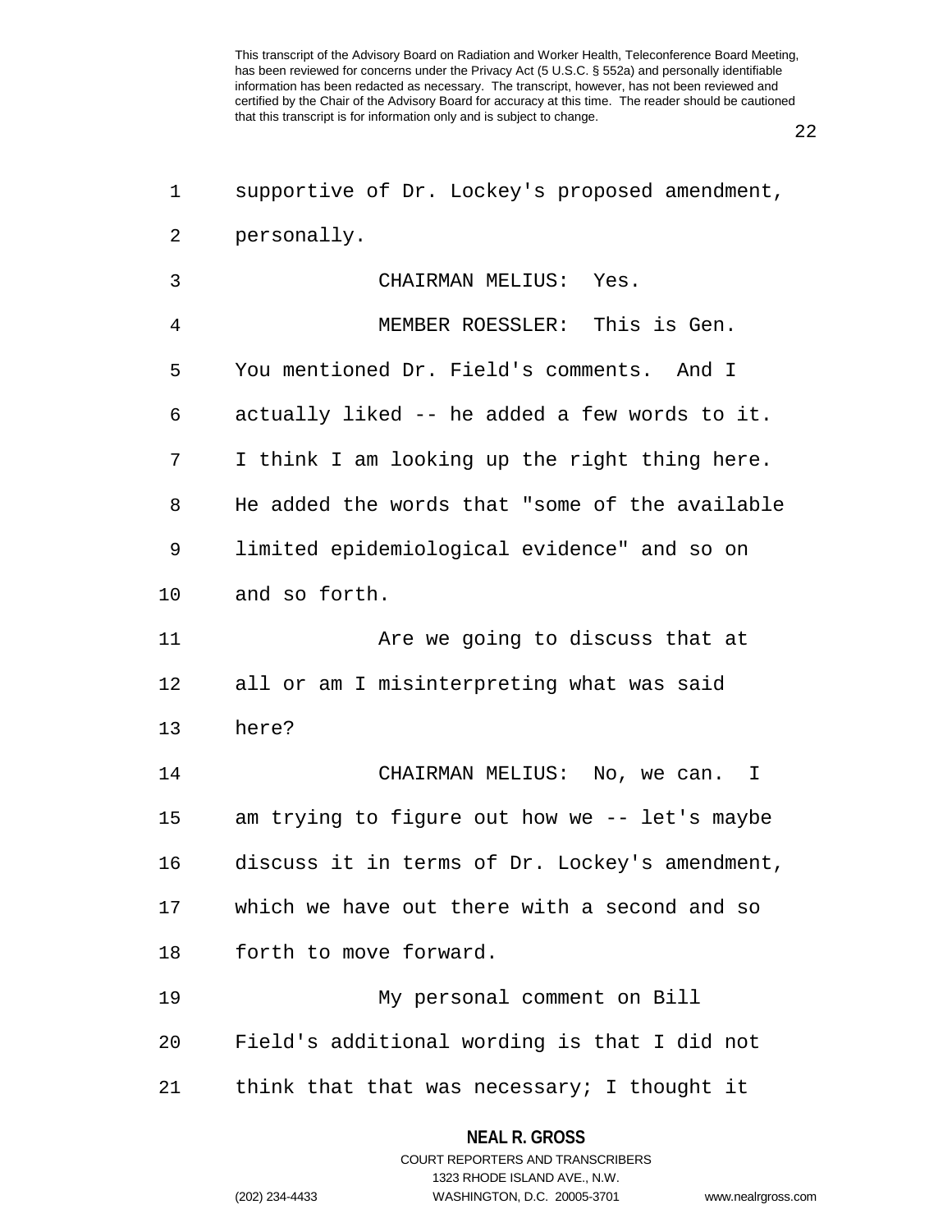supportive of Dr. Lockey's proposed amendment, personally.

CHAIRMAN MELIUS: Yes.

MEMBER ROESSLER: This is Gen. You mentioned Dr. Field's comments. And I actually liked -- he added a few words to it. I think I am looking up the right thing here. He added the words that "some of the available limited epidemiological evidence" and so on and so forth.

Are we going to discuss that at all or am I misinterpreting what was said here?

CHAIRMAN MELIUS: No, we can. I am trying to figure out how we -- let's maybe discuss it in terms of Dr. Lockey's amendment, which we have out there with a second and so forth to move forward.

My personal comment on Bill Field's additional wording is that I did not think that that was necessary; I thought it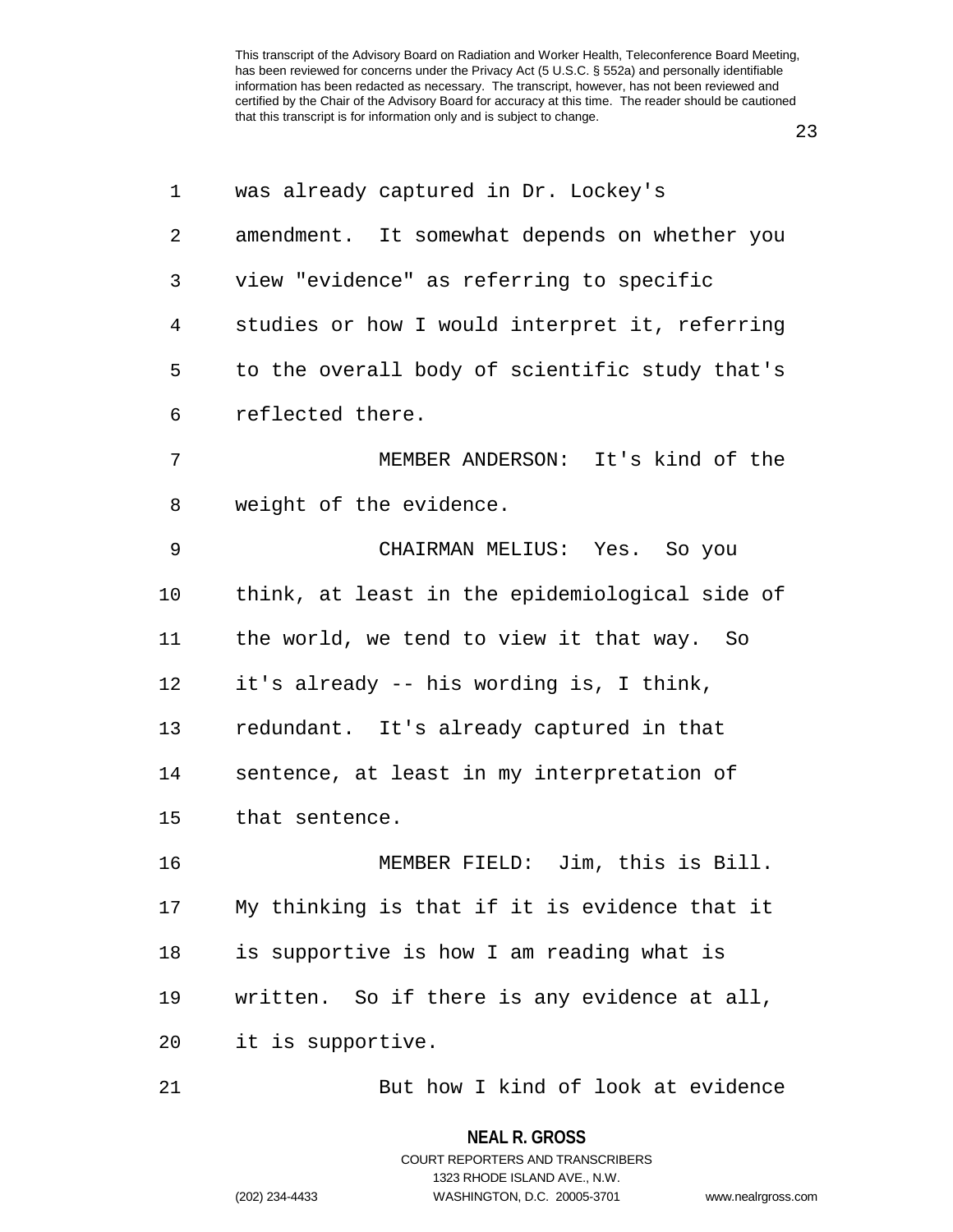was already captured in Dr. Lockey's amendment. It somewhat depends on whether you view "evidence" as referring to specific studies or how I would interpret it, referring to the overall body of scientific study that's reflected there.

MEMBER ANDERSON: It's kind of the weight of the evidence.

CHAIRMAN MELIUS: Yes. So you think, at least in the epidemiological side of the world, we tend to view it that way. So it's already -- his wording is, I think, redundant. It's already captured in that sentence, at least in my interpretation of that sentence.

MEMBER FIELD: Jim, this is Bill. My thinking is that if it is evidence that it is supportive is how I am reading what is written. So if there is any evidence at all, it is supportive.

But how I kind of look at evidence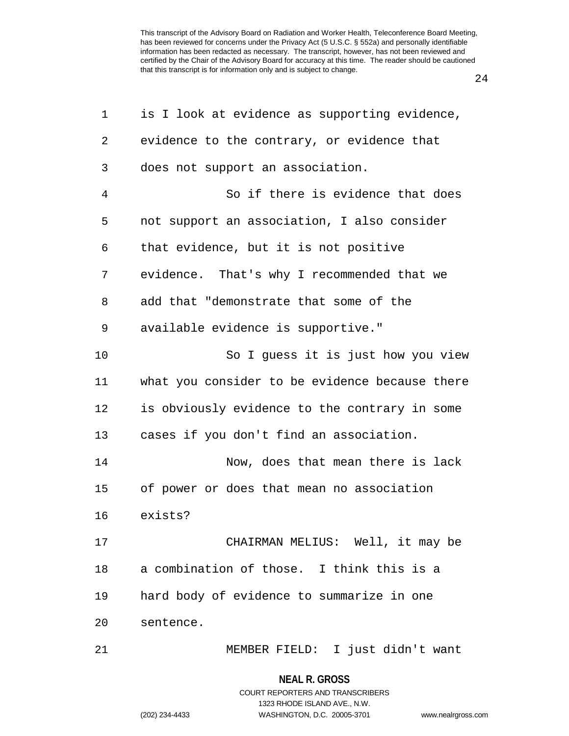is I look at evidence as supporting evidence, evidence to the contrary, or evidence that does not support an association.

So if there is evidence that does not support an association, I also consider that evidence, but it is not positive evidence. That's why I recommended that we add that "demonstrate that some of the available evidence is supportive."

So I guess it is just how you view what you consider to be evidence because there is obviously evidence to the contrary in some cases if you don't find an association.

Now, does that mean there is lack of power or does that mean no association exists?

CHAIRMAN MELIUS: Well, it may be a combination of those. I think this is a hard body of evidence to summarize in one sentence.

MEMBER FIELD: I just didn't want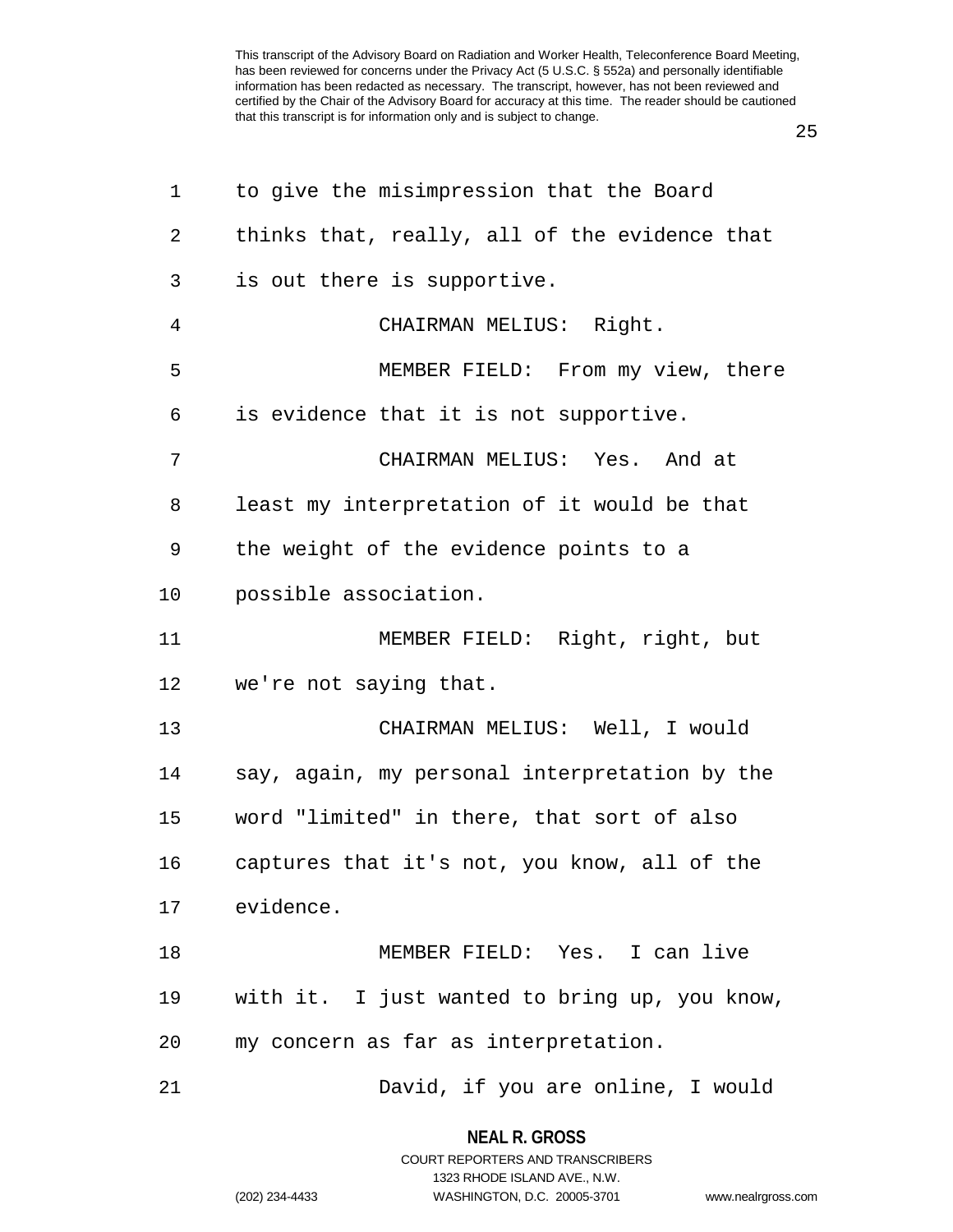to give the misimpression that the Board thinks that, really, all of the evidence that is out there is supportive.

CHAIRMAN MELIUS: Right.

MEMBER FIELD: From my view, there is evidence that it is not supportive.

CHAIRMAN MELIUS: Yes. And at least my interpretation of it would be that the weight of the evidence points to a possible association.

MEMBER FIELD: Right, right, but we're not saying that.

CHAIRMAN MELIUS: Well, I would say, again, my personal interpretation by the word "limited" in there, that sort of also captures that it's not, you know, all of the evidence.

MEMBER FIELD: Yes. I can live with it. I just wanted to bring up, you know, my concern as far as interpretation.

David, if you are online, I would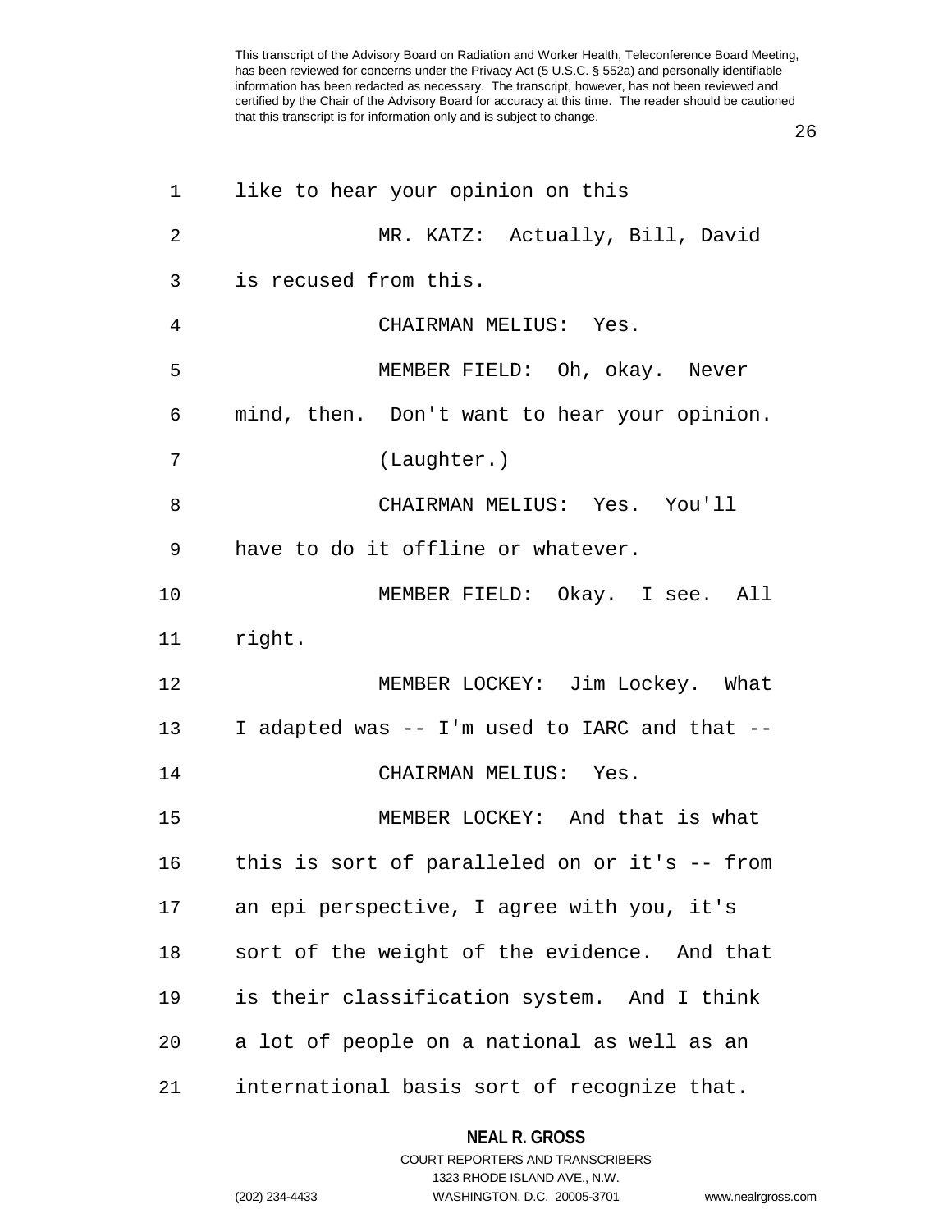like to hear your opinion on this

MR. KATZ: Actually, Bill, David is recused from this.

CHAIRMAN MELIUS: Yes.

MEMBER FIELD: Oh, okay. Never mind, then. Don't want to hear your opinion.

(Laughter.)

CHAIRMAN MELIUS: Yes. You'll have to do it offline or whatever.

MEMBER FIELD: Okay. I see. All right.

MEMBER LOCKEY: Jim Lockey. What I adapted was -- I'm used to IARC and that --

CHAIRMAN MELIUS: Yes.

MEMBER LOCKEY: And that is what this is sort of paralleled on or it's -- from an epi perspective, I agree with you, it's sort of the weight of the evidence. And that is their classification system. And I think a lot of people on a national as well as an international basis sort of recognize that.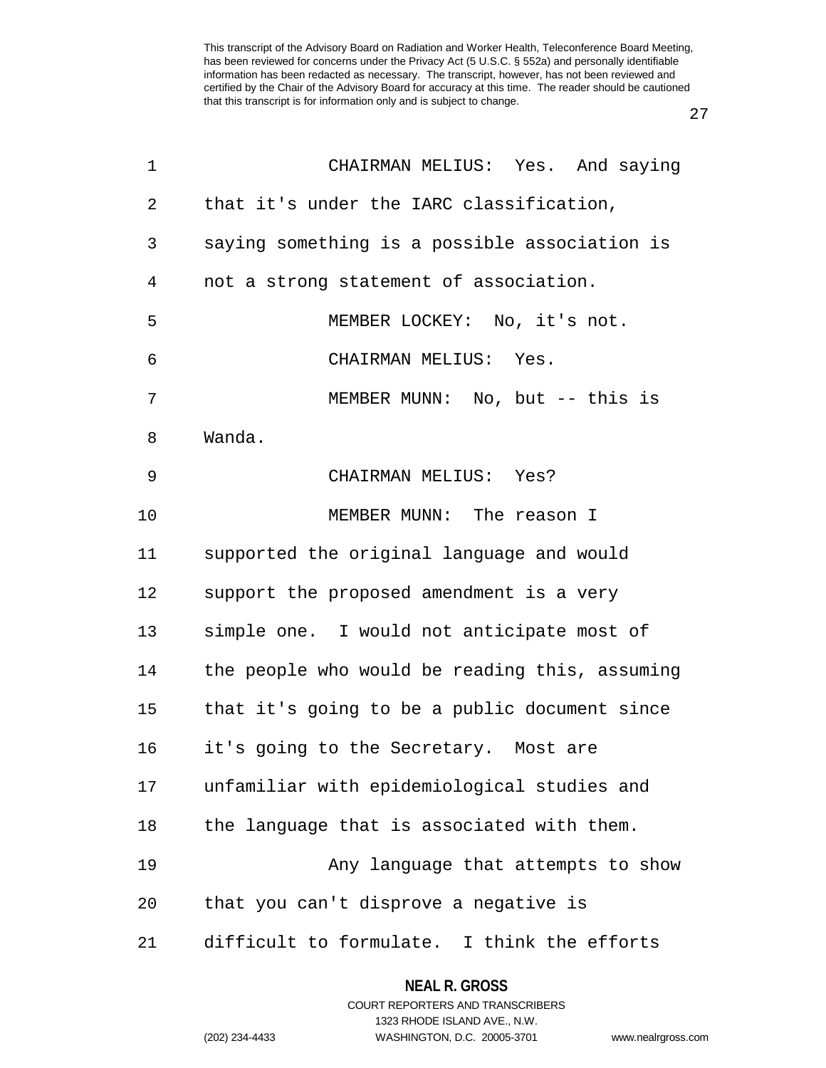CHAIRMAN MELIUS: Yes. And saying that it's under the IARC classification, saying something is a possible association is not a strong statement of association.

MEMBER LOCKEY: No, it's not.

CHAIRMAN MELIUS: Yes.

MEMBER MUNN: No, but -- this is Wanda.

CHAIRMAN MELIUS: Yes?

MEMBER MUNN: The reason I supported the original language and would support the proposed amendment is a very simple one. I would not anticipate most of the people who would be reading this, assuming that it's going to be a public document since it's going to the Secretary. Most are unfamiliar with epidemiological studies and the language that is associated with them.

Any language that attempts to show that you can't disprove a negative is difficult to formulate. I think the efforts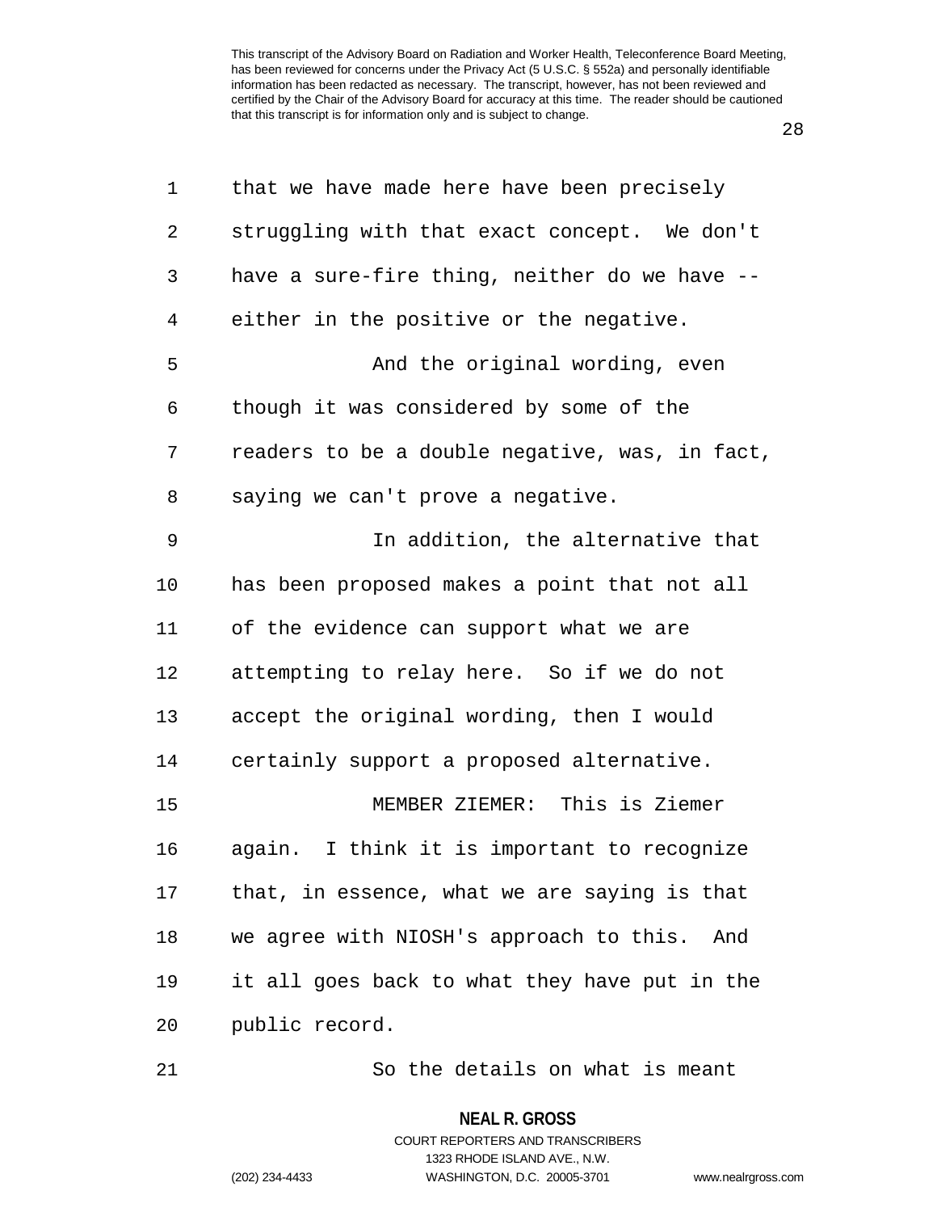that we have made here have been precisely struggling with that exact concept. We don't have a sure-fire thing, neither do we have -- either in the positive or the negative.

And the original wording, even though it was considered by some of the readers to be a double negative, was, in fact, saying we can't prove a negative.

In addition, the alternative that has been proposed makes a point that not all of the evidence can support what we are attempting to relay here. So if we do not accept the original wording, then I would certainly support a proposed alternative.

MEMBER ZIEMER: This is Ziemer again. I think it is important to recognize that, in essence, what we are saying is that we agree with NIOSH's approach to this. And it all goes back to what they have put in the public record.

So the details on what is meant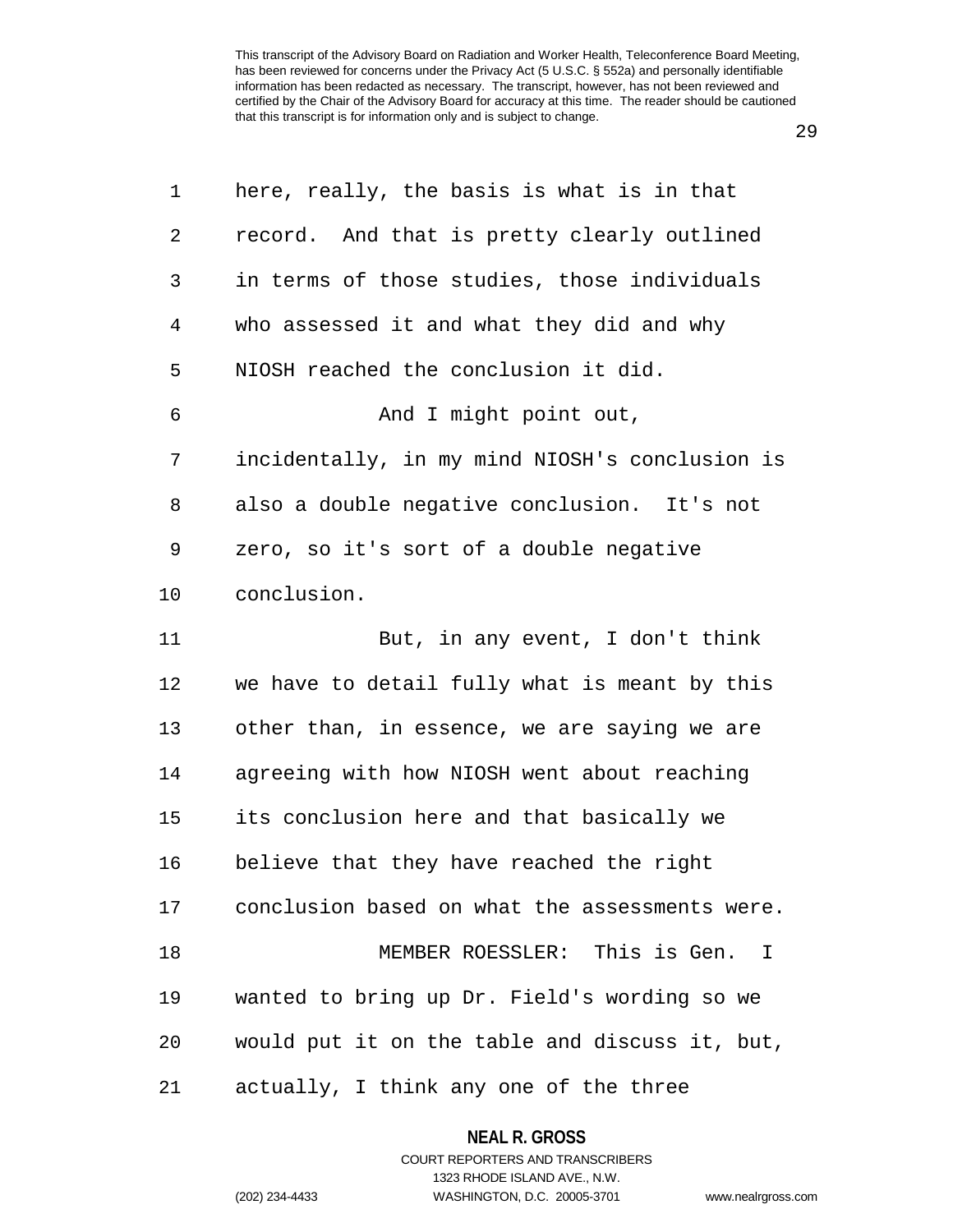here, really, the basis is what is in that record. And that is pretty clearly outlined in terms of those studies, those individuals who assessed it and what they did and why NIOSH reached the conclusion it did.

And I might point out, incidentally, in my mind NIOSH's conclusion is also a double negative conclusion. It's not zero, so it's sort of a double negative conclusion.

But, in any event, I don't think we have to detail fully what is meant by this other than, in essence, we are saying we are agreeing with how NIOSH went about reaching its conclusion here and that basically we believe that they have reached the right conclusion based on what the assessments were.

MEMBER ROESSLER: This is Gen. I wanted to bring up Dr. Field's wording so we would put it on the table and discuss it, but, actually, I think any one of the three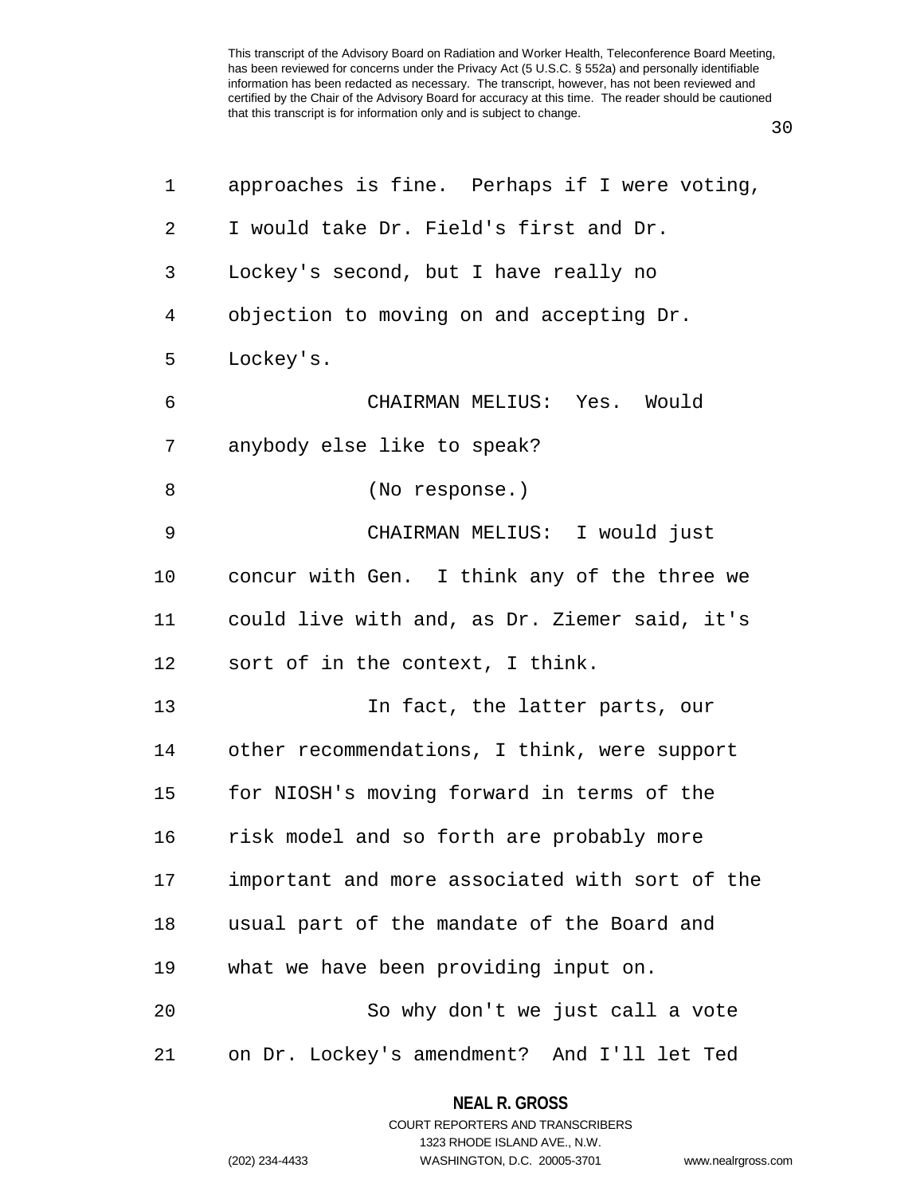approaches is fine. Perhaps if I were voting, I would take Dr. Field's first and Dr. Lockey's second, but I have really no objection to moving on and accepting Dr. Lockey's.

CHAIRMAN MELIUS: Yes. Would anybody else like to speak?

(No response.)

CHAIRMAN MELIUS: I would just concur with Gen. I think any of the three we could live with and, as Dr. Ziemer said, it's sort of in the context, I think.

In fact, the latter parts, our other recommendations, I think, were support for NIOSH's moving forward in terms of the risk model and so forth are probably more important and more associated with sort of the usual part of the mandate of the Board and what we have been providing input on.

So why don't we just call a vote on Dr. Lockey's amendment? And I'll let Ted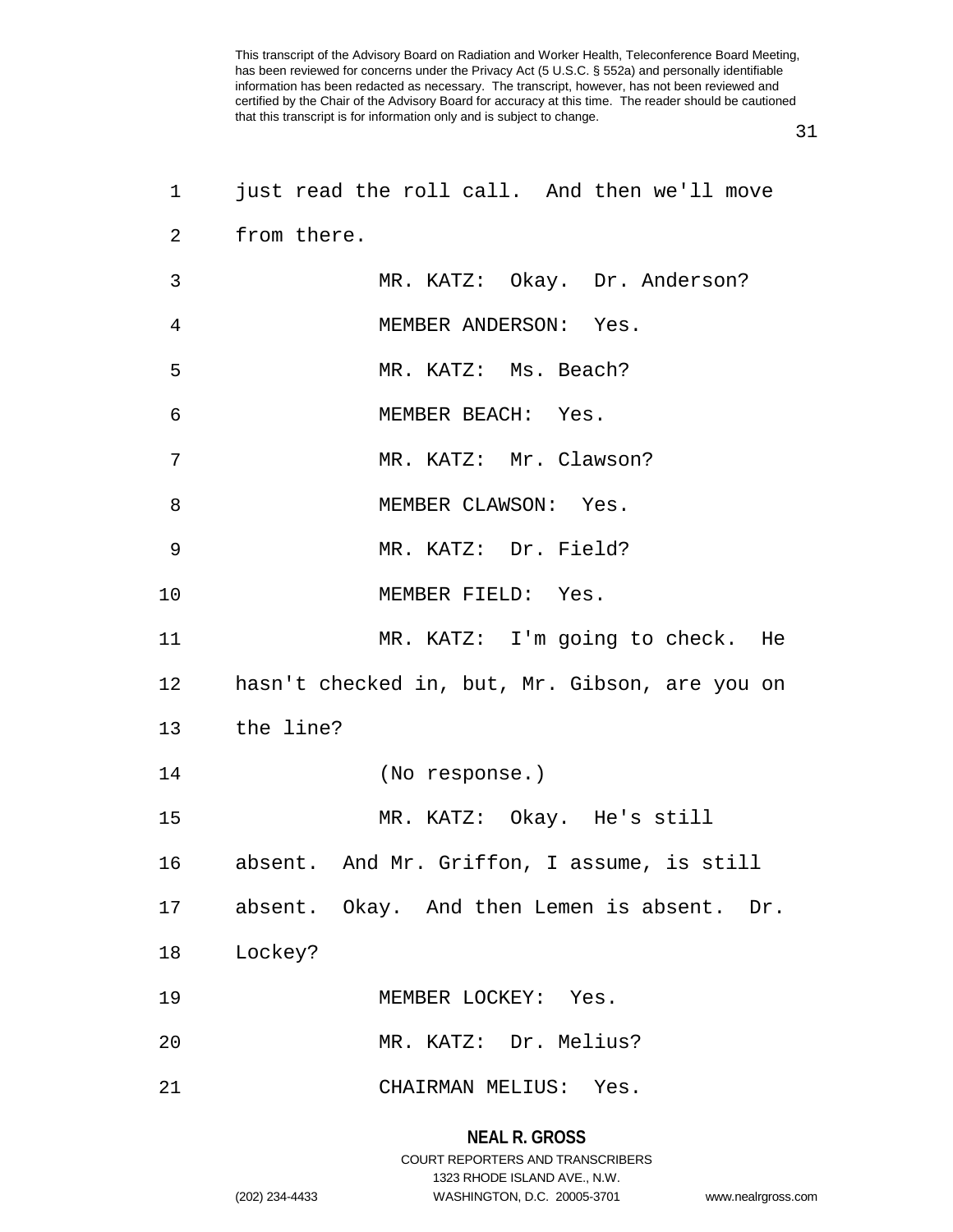just read the roll call. And then we'll move from there.

MR. KATZ: Okay. Dr. Anderson?

MEMBER ANDERSON: Yes.

MR. KATZ: Ms. Beach?

MEMBER BEACH: Yes.

MR. KATZ: Mr. Clawson?

MEMBER CLAWSON: Yes.

MR. KATZ: Dr. Field?

MEMBER FIELD: Yes.

MR. KATZ: I'm going to check. He hasn't checked in, but, Mr. Gibson, are you on the line?

(No response.)

MR. KATZ: Okay. He's still absent. And Mr. Griffon, I assume, is still absent. Okay. And then Lemen is absent. Dr. Lockey?

MEMBER LOCKEY: Yes.

MR. KATZ: Dr. Melius?

CHAIRMAN MELIUS: Yes.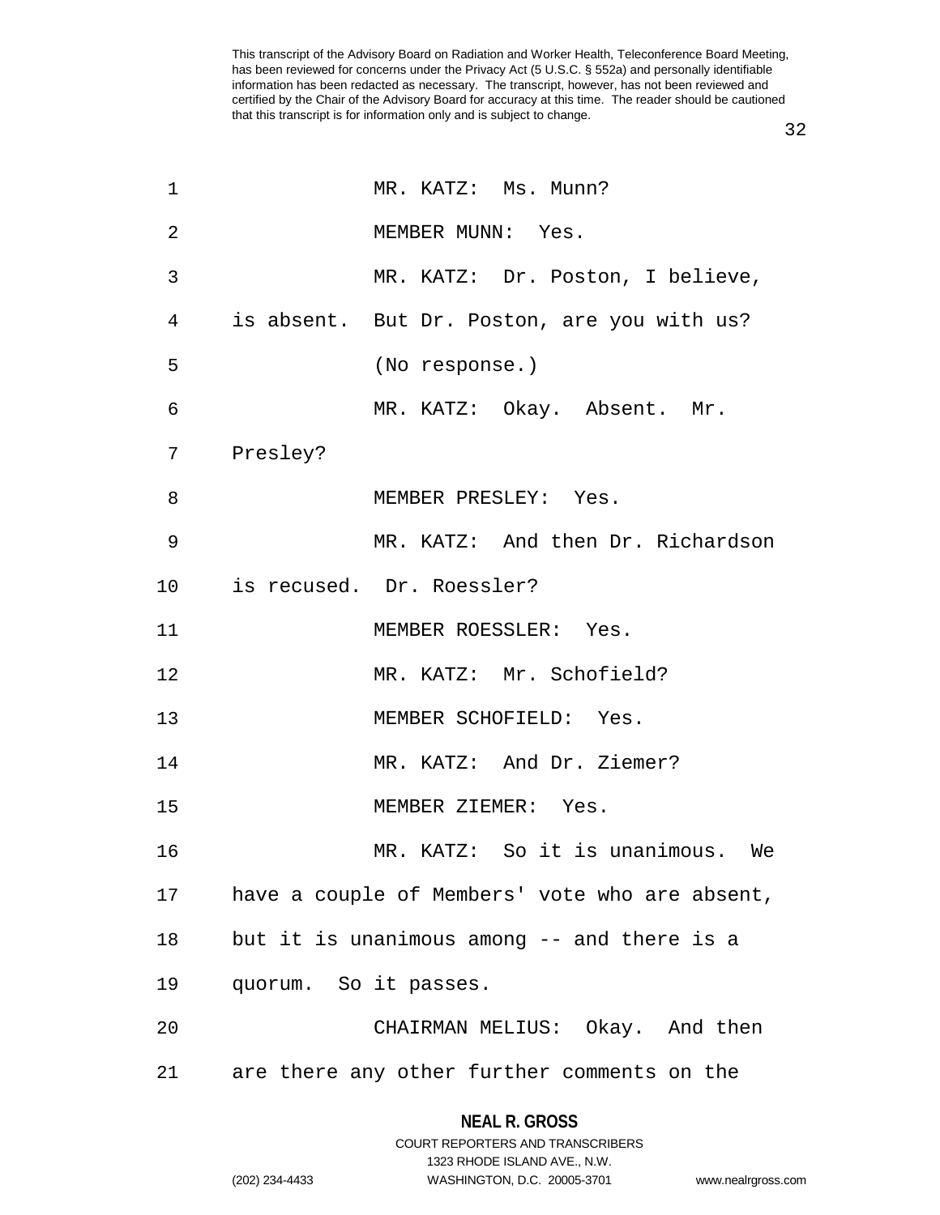MR. KATZ: Ms. Munn?

MEMBER MUNN: Yes.

MR. KATZ: Dr. Poston, I believe, is absent. But Dr. Poston, are you with us?

(No response.)

MR. KATZ: Okay. Absent. Mr. Presley?

MEMBER PRESLEY: Yes.

MR. KATZ: And then Dr. Richardson is recused. Dr. Roessler?

MEMBER ROESSLER: Yes.

MR. KATZ: Mr. Schofield?

MEMBER SCHOFIELD: Yes.

MR. KATZ: And Dr. Ziemer?

MEMBER ZIEMER: Yes.

MR. KATZ: So it is unanimous. We have a couple of Members' vote who are absent, but it is unanimous among -- and there is a quorum. So it passes.

CHAIRMAN MELIUS: Okay. And then are there any other further comments on the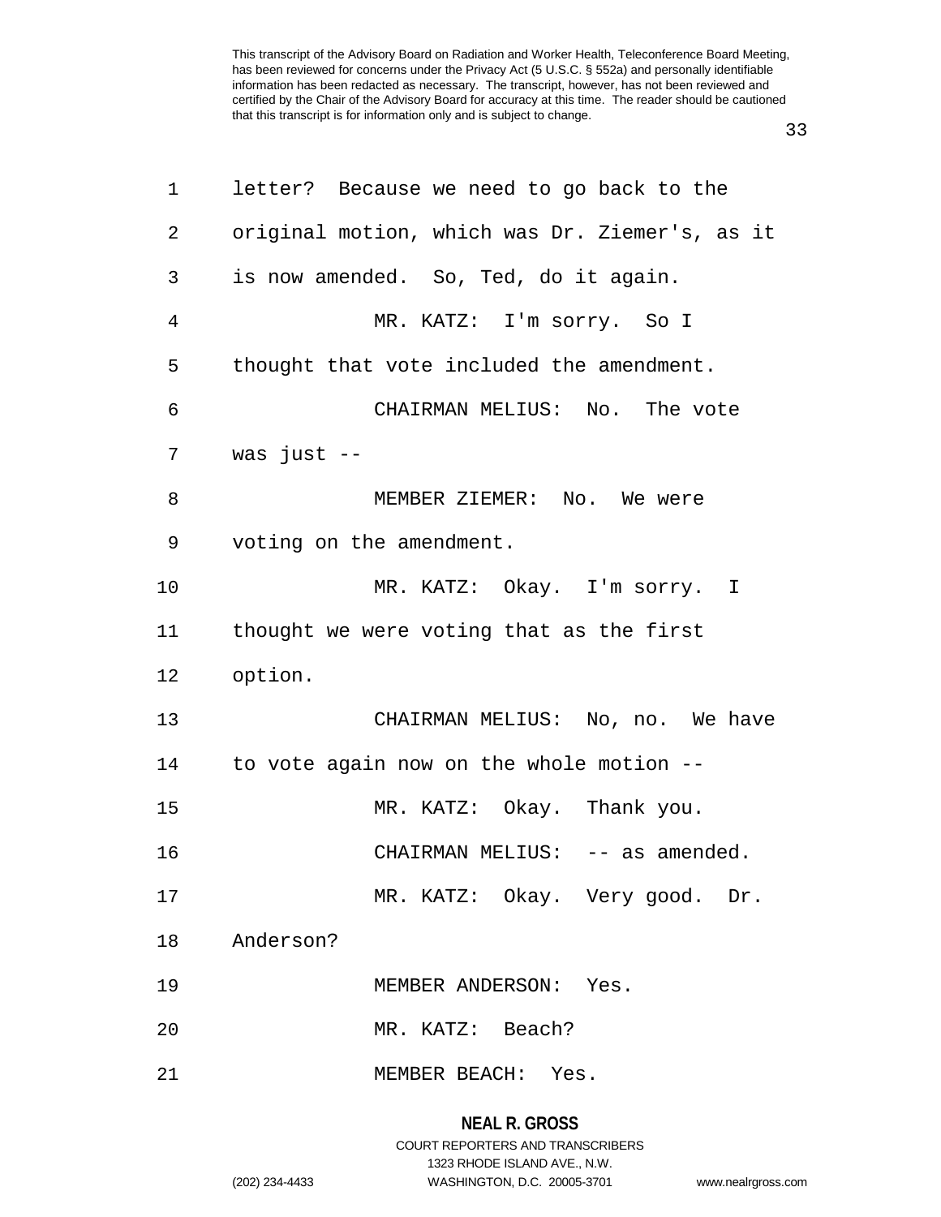letter? Because we need to go back to the original motion, which was Dr. Ziemer's, as it is now amended. So, Ted, do it again.

MR. KATZ: I'm sorry. So I thought that vote included the amendment.

CHAIRMAN MELIUS: No. The vote was just --

MEMBER ZIEMER: No. We were voting on the amendment.

MR. KATZ: Okay. I'm sorry. I thought we were voting that as the first option.

CHAIRMAN MELIUS: No, no. We have to vote again now on the whole motion --

MR. KATZ: Okay. Thank you.

CHAIRMAN MELIUS: -- as amended.

MR. KATZ: Okay. Very good. Dr. Anderson?

MEMBER ANDERSON: Yes.

MR. KATZ: Beach?

MEMBER BEACH: Yes.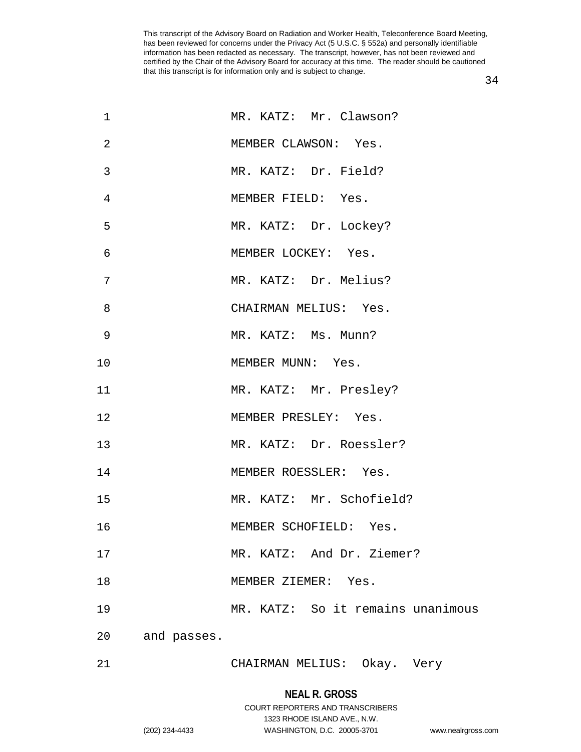MR. KATZ: Mr. Clawson?

MEMBER CLAWSON: Yes.

MR. KATZ: Dr. Field?

MEMBER FIELD: Yes.

MR. KATZ: Dr. Lockey?

MEMBER LOCKEY: Yes.

MR. KATZ: Dr. Melius?

CHAIRMAN MELIUS: Yes.

MR. KATZ: Ms. Munn?

MEMBER MUNN: Yes.

MR. KATZ: Mr. Presley?

MEMBER PRESLEY: Yes.

MR. KATZ: Dr. Roessler?

MEMBER ROESSLER: Yes.

MR. KATZ: Mr. Schofield?

MEMBER SCHOFIELD: Yes.

MR. KATZ: And Dr. Ziemer?

MEMBER ZIEMER: Yes.

MR. KATZ: So it remains unanimous and passes.

CHAIRMAN MELIUS: Okay. Very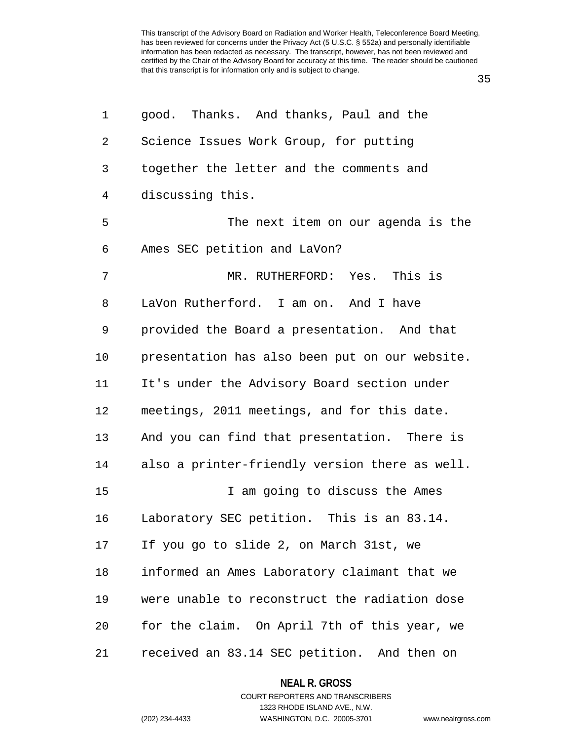good. Thanks. And thanks, Paul and the Science Issues Work Group, for putting together the letter and the comments and discussing this.

The next item on our agenda is the Ames SEC petition and LaVon?

MR. RUTHERFORD: Yes. This is LaVon Rutherford. I am on. And I have provided the Board a presentation. And that presentation has also been put on our website. It's under the Advisory Board section under meetings, 2011 meetings, and for this date. And you can find that presentation. There is also a printer-friendly version there as well.

I am going to discuss the Ames Laboratory SEC petition. This is an 83.14. If you go to slide 2, on March 31st, we informed an Ames Laboratory claimant that we were unable to reconstruct the radiation dose for the claim. On April 7th of this year, we received an 83.14 SEC petition. And then on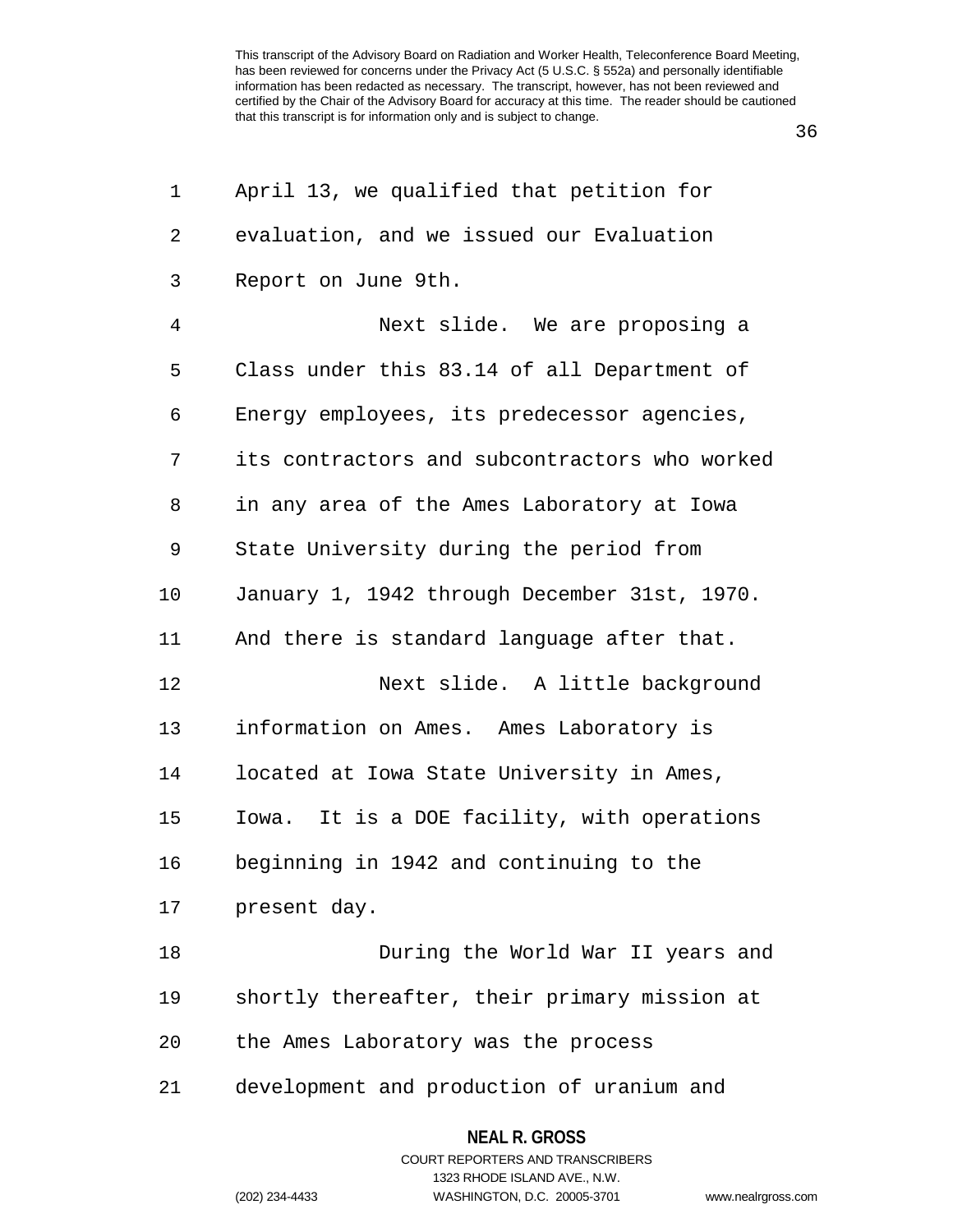April 13, we qualified that petition for evaluation, and we issued our Evaluation Report on June 9th.

Next slide. We are proposing a Class under this 83.14 of all Department of Energy employees, its predecessor agencies, its contractors and subcontractors who worked in any area of the Ames Laboratory at Iowa State University during the period from January 1, 1942 through December 31st, 1970. And there is standard language after that.

Next slide. A little background information on Ames. Ames Laboratory is located at Iowa State University in Ames, Iowa. It is a DOE facility, with operations beginning in 1942 and continuing to the present day.

During the World War II years and shortly thereafter, their primary mission at the Ames Laboratory was the process development and production of uranium and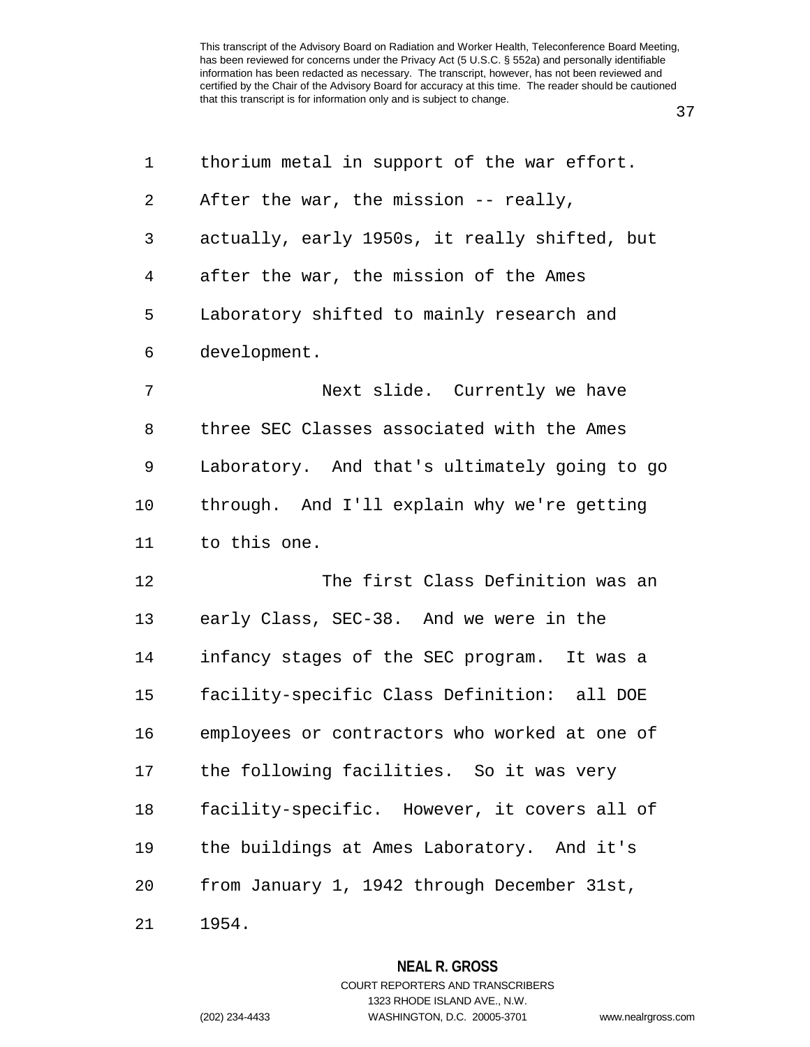thorium metal in support of the war effort. After the war, the mission -- really, actually, early 1950s, it really shifted, but after the war, the mission of the Ames Laboratory shifted to mainly research and development.

Next slide. Currently we have three SEC Classes associated with the Ames Laboratory. And that's ultimately going to go through. And I'll explain why we're getting to this one.

The first Class Definition was an early Class, SEC-38. And we were in the infancy stages of the SEC program. It was a facility-specific Class Definition: all DOE employees or contractors who worked at one of the following facilities. So it was very facility-specific. However, it covers all of the buildings at Ames Laboratory. And it's from January 1, 1942 through December 31st, 1954.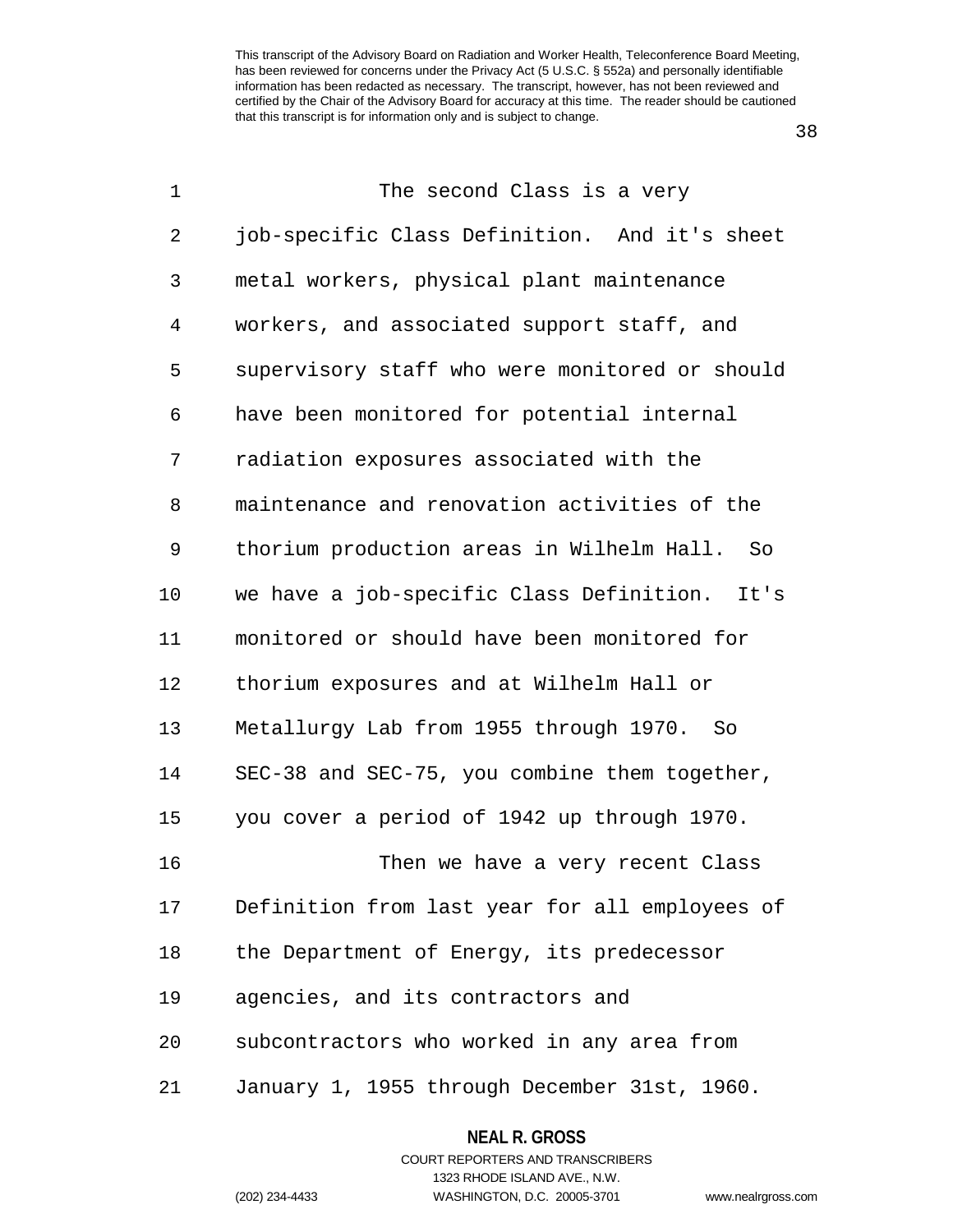The second Class is a very job-specific Class Definition. And it's sheet metal workers, physical plant maintenance workers, and associated support staff, and supervisory staff who were monitored or should have been monitored for potential internal radiation exposures associated with the maintenance and renovation activities of the thorium production areas in Wilhelm Hall. So we have a job-specific Class Definition. It's monitored or should have been monitored for thorium exposures and at Wilhelm Hall or Metallurgy Lab from 1955 through 1970. So SEC-38 and SEC-75, you combine them together, you cover a period of 1942 up through 1970.

Then we have a very recent Class Definition from last year for all employees of the Department of Energy, its predecessor agencies, and its contractors and subcontractors who worked in any area from January 1, 1955 through December 31st, 1960.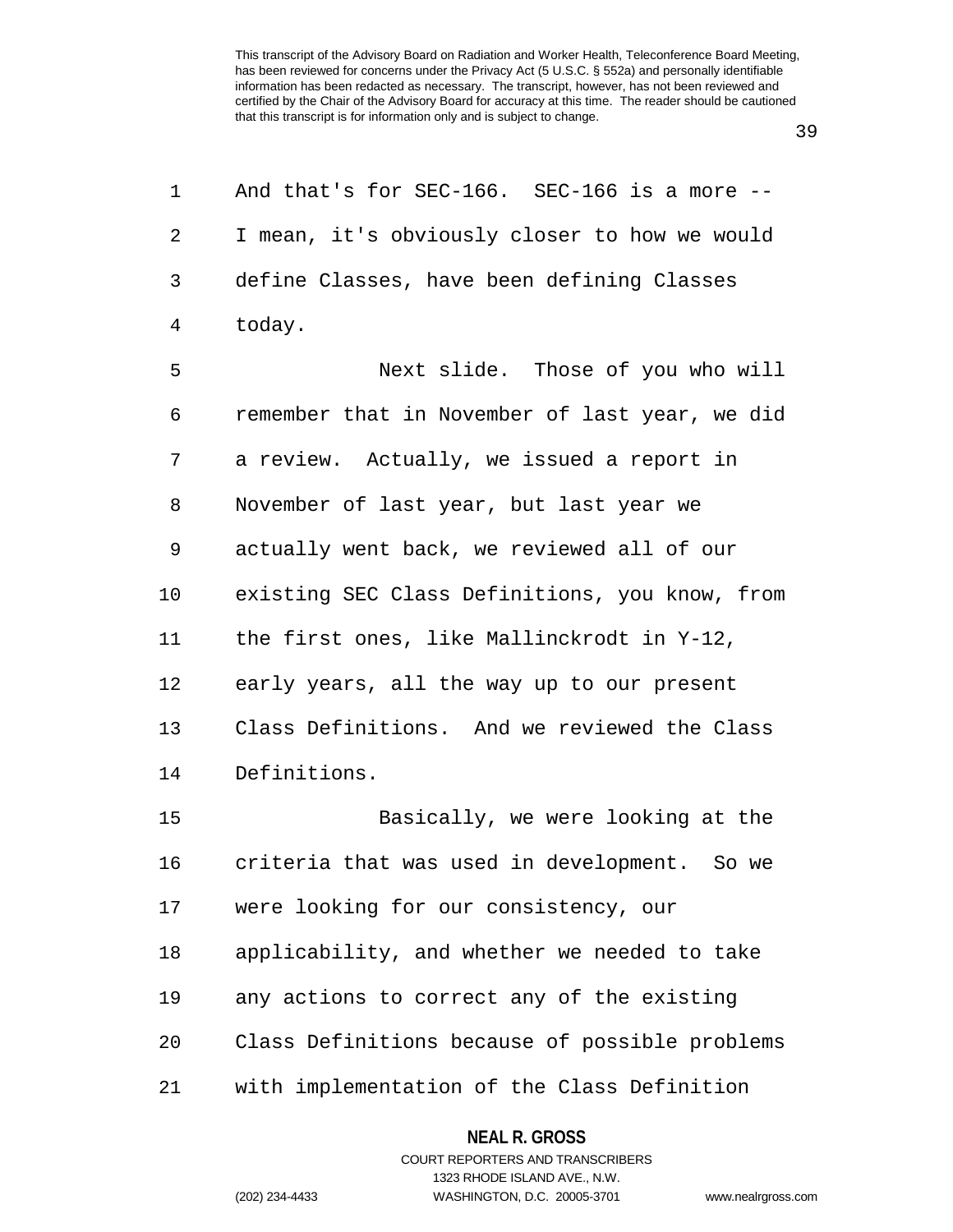And that's for SEC-166. SEC-166 is a more -- I mean, it's obviously closer to how we would define Classes, have been defining Classes today.

Next slide. Those of you who will remember that in November of last year, we did a review. Actually, we issued a report in November of last year, but last year we actually went back, we reviewed all of our existing SEC Class Definitions, you know, from the first ones, like Mallinckrodt in Y-12, early years, all the way up to our present Class Definitions. And we reviewed the Class Definitions.

Basically, we were looking at the criteria that was used in development. So we were looking for our consistency, our applicability, and whether we needed to take any actions to correct any of the existing Class Definitions because of possible problems with implementation of the Class Definition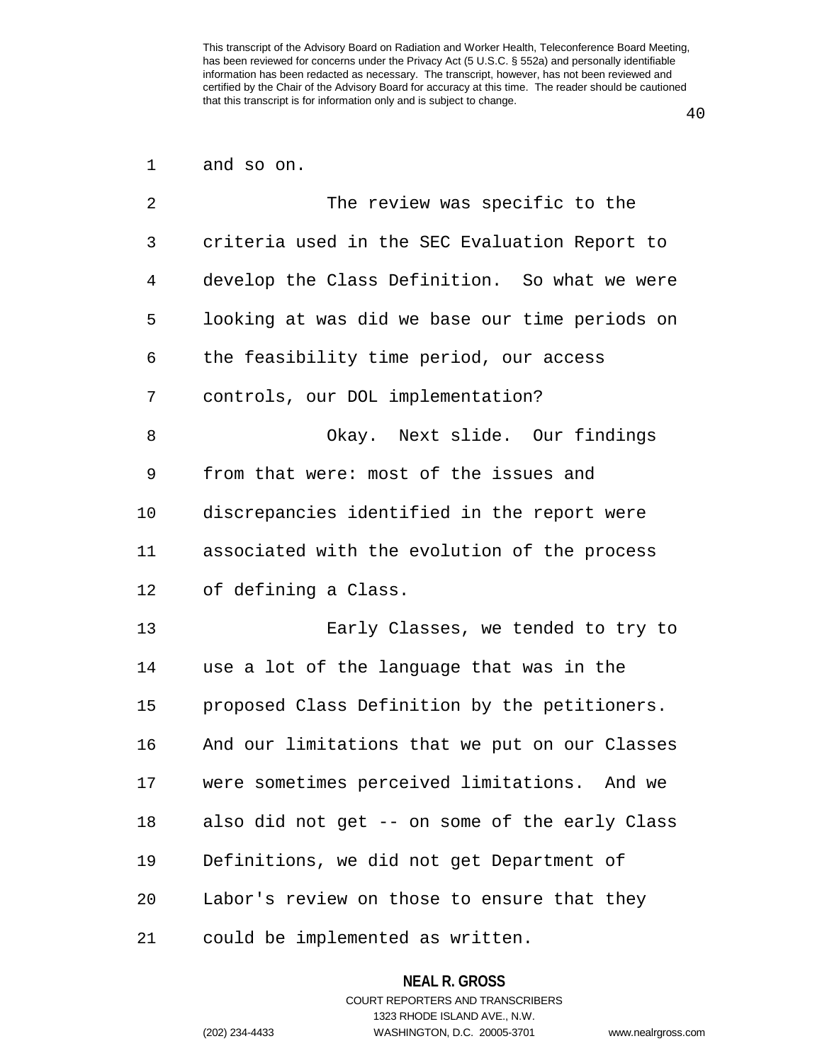and so on.

The review was specific to the criteria used in the SEC Evaluation Report to develop the Class Definition. So what we were looking at was did we base our time periods on the feasibility time period, our access controls, our DOL implementation?

Okay. Next slide. Our findings from that were: most of the issues and discrepancies identified in the report were associated with the evolution of the process of defining a Class.

Early Classes, we tended to try to use a lot of the language that was in the proposed Class Definition by the petitioners. And our limitations that we put on our Classes were sometimes perceived limitations. And we also did not get -- on some of the early Class Definitions, we did not get Department of Labor's review on those to ensure that they could be implemented as written.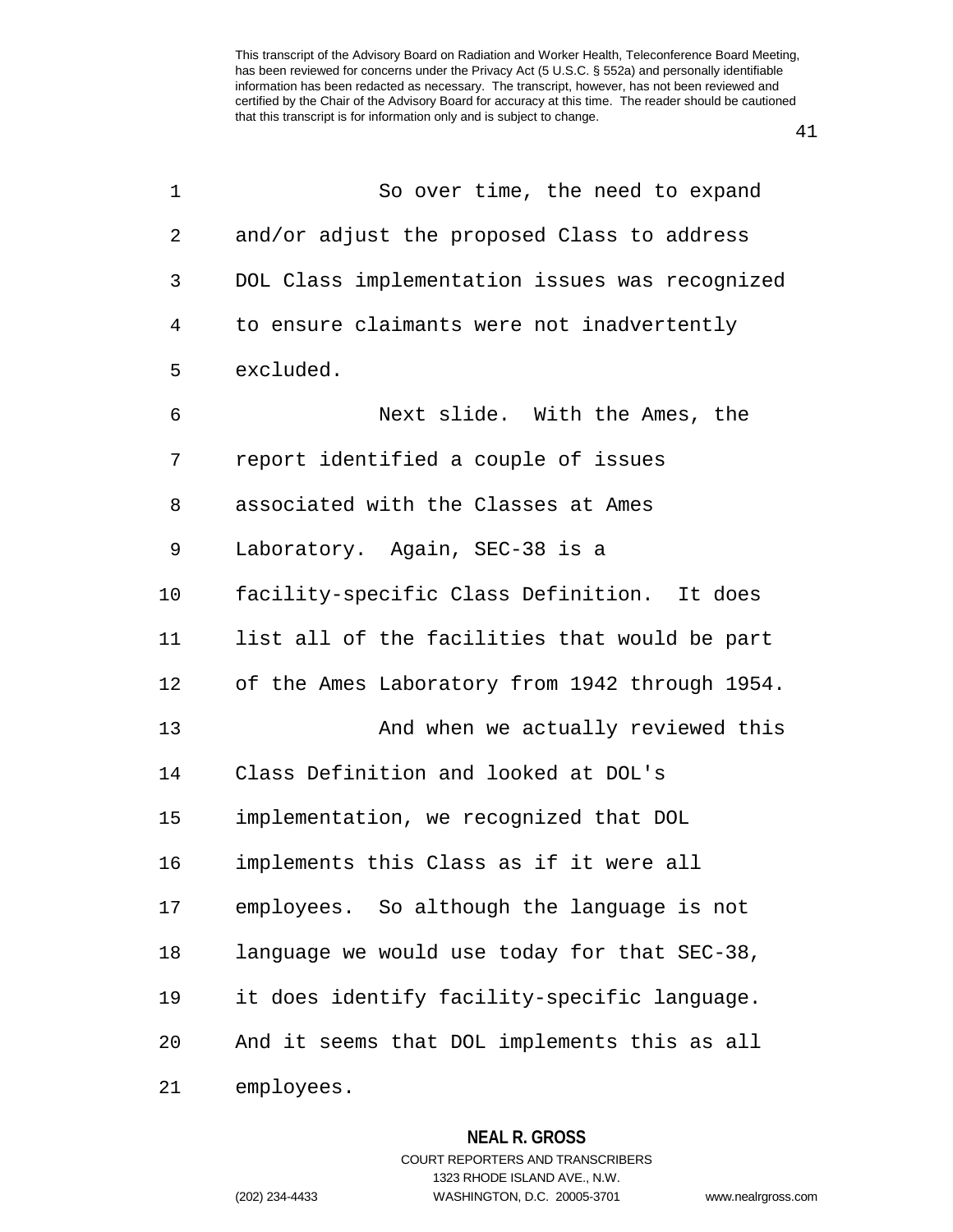So over time, the need to expand and/or adjust the proposed Class to address DOL Class implementation issues was recognized to ensure claimants were not inadvertently excluded.

Next slide. With the Ames, the report identified a couple of issues associated with the Classes at Ames Laboratory. Again, SEC-38 is a facility-specific Class Definition. It does list all of the facilities that would be part of the Ames Laboratory from 1942 through 1954.

And when we actually reviewed this Class Definition and looked at DOL's implementation, we recognized that DOL implements this Class as if it were all employees. So although the language is not language we would use today for that SEC-38, it does identify facility-specific language. And it seems that DOL implements this as all employees.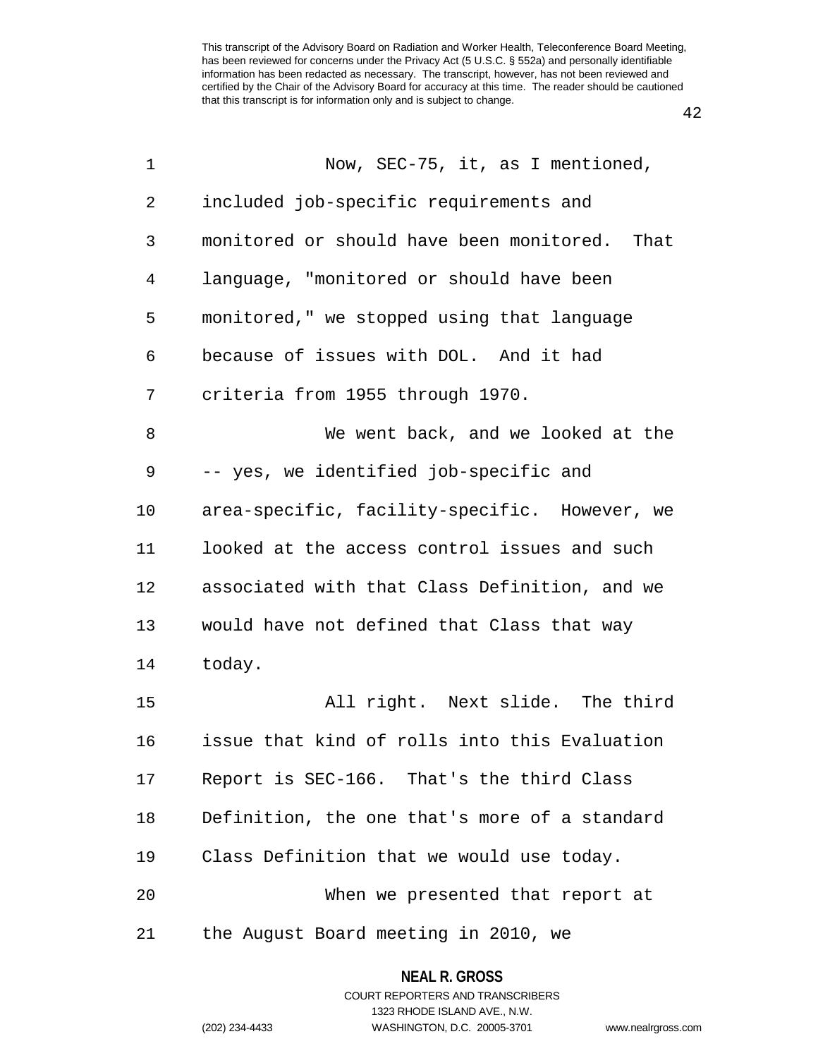Now, SEC-75, it, as I mentioned, included job-specific requirements and monitored or should have been monitored. That language, "monitored or should have been monitored," we stopped using that language because of issues with DOL. And it had criteria from 1955 through 1970.

We went back, and we looked at the -- yes, we identified job-specific and area-specific, facility-specific. However, we looked at the access control issues and such associated with that Class Definition, and we would have not defined that Class that way today.

All right. Next slide. The third issue that kind of rolls into this Evaluation Report is SEC-166. That's the third Class Definition, the one that's more of a standard Class Definition that we would use today.

When we presented that report at the August Board meeting in 2010, we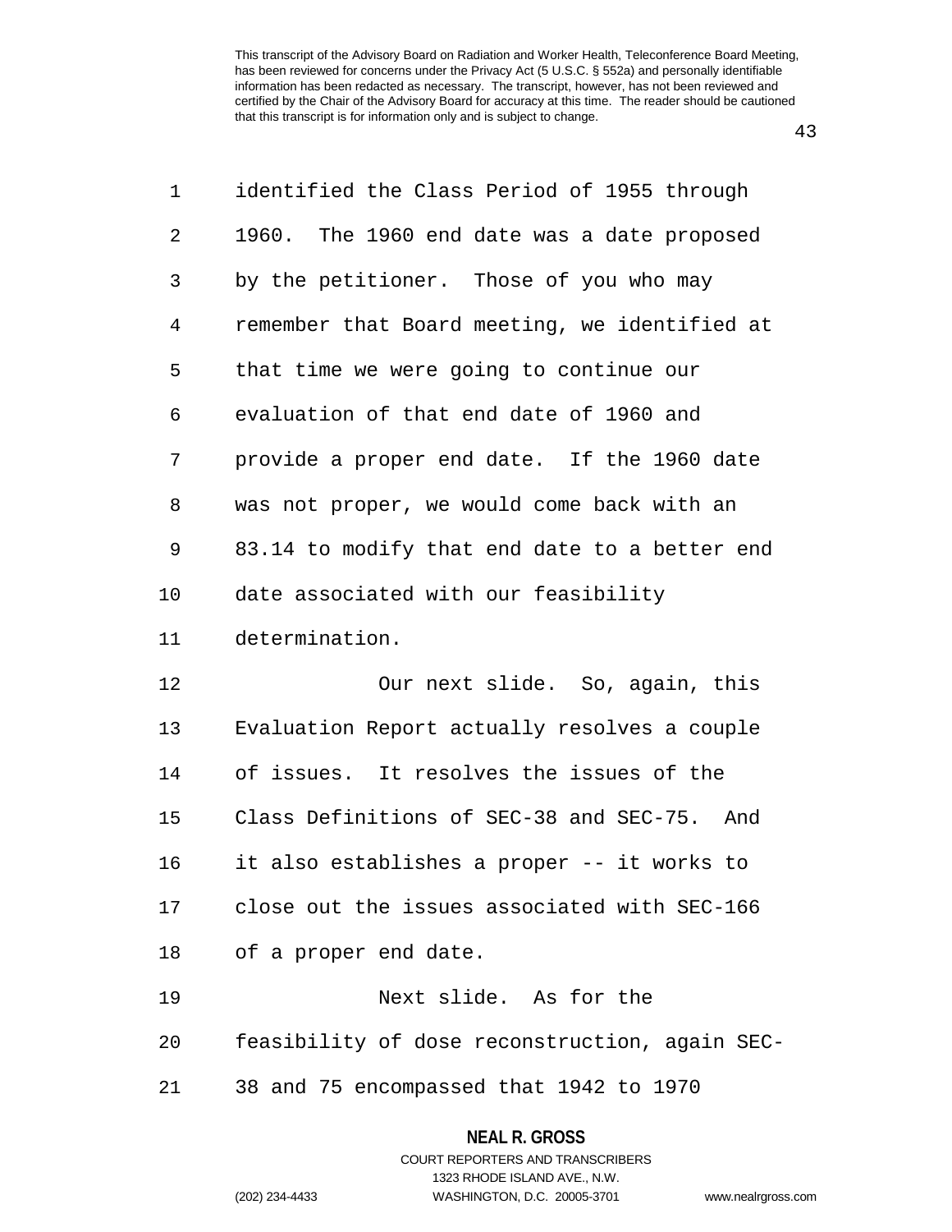identified the Class Period of 1955 through 1960. The 1960 end date was a date proposed by the petitioner. Those of you who may remember that Board meeting, we identified at that time we were going to continue our evaluation of that end date of 1960 and provide a proper end date. If the 1960 date was not proper, we would come back with an 83.14 to modify that end date to a better end date associated with our feasibility determination.

Our next slide. So, again, this Evaluation Report actually resolves a couple of issues. It resolves the issues of the Class Definitions of SEC-38 and SEC-75. And it also establishes a proper -- it works to close out the issues associated with SEC-166 of a proper end date.

Next slide. As for the feasibility of dose reconstruction, again SEC-38 and 75 encompassed that 1942 to 1970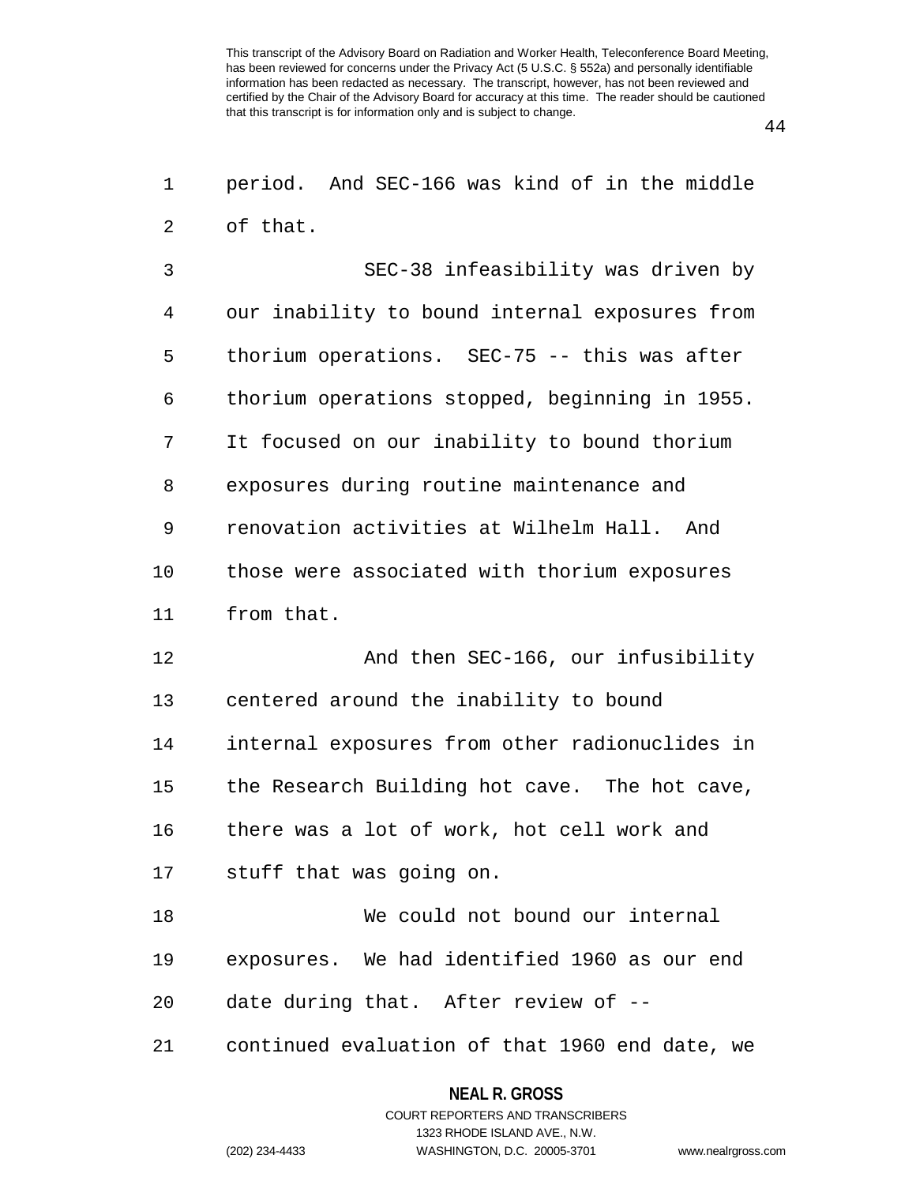period. And SEC-166 was kind of in the middle of that.

SEC-38 infeasibility was driven by our inability to bound internal exposures from thorium operations. SEC-75 -- this was after thorium operations stopped, beginning in 1955. It focused on our inability to bound thorium exposures during routine maintenance and renovation activities at Wilhelm Hall. And those were associated with thorium exposures from that.

And then SEC-166, our infusibility centered around the inability to bound internal exposures from other radionuclides in the Research Building hot cave. The hot cave, there was a lot of work, hot cell work and stuff that was going on.

We could not bound our internal exposures. We had identified 1960 as our end date during that. After review of -- continued evaluation of that 1960 end date, we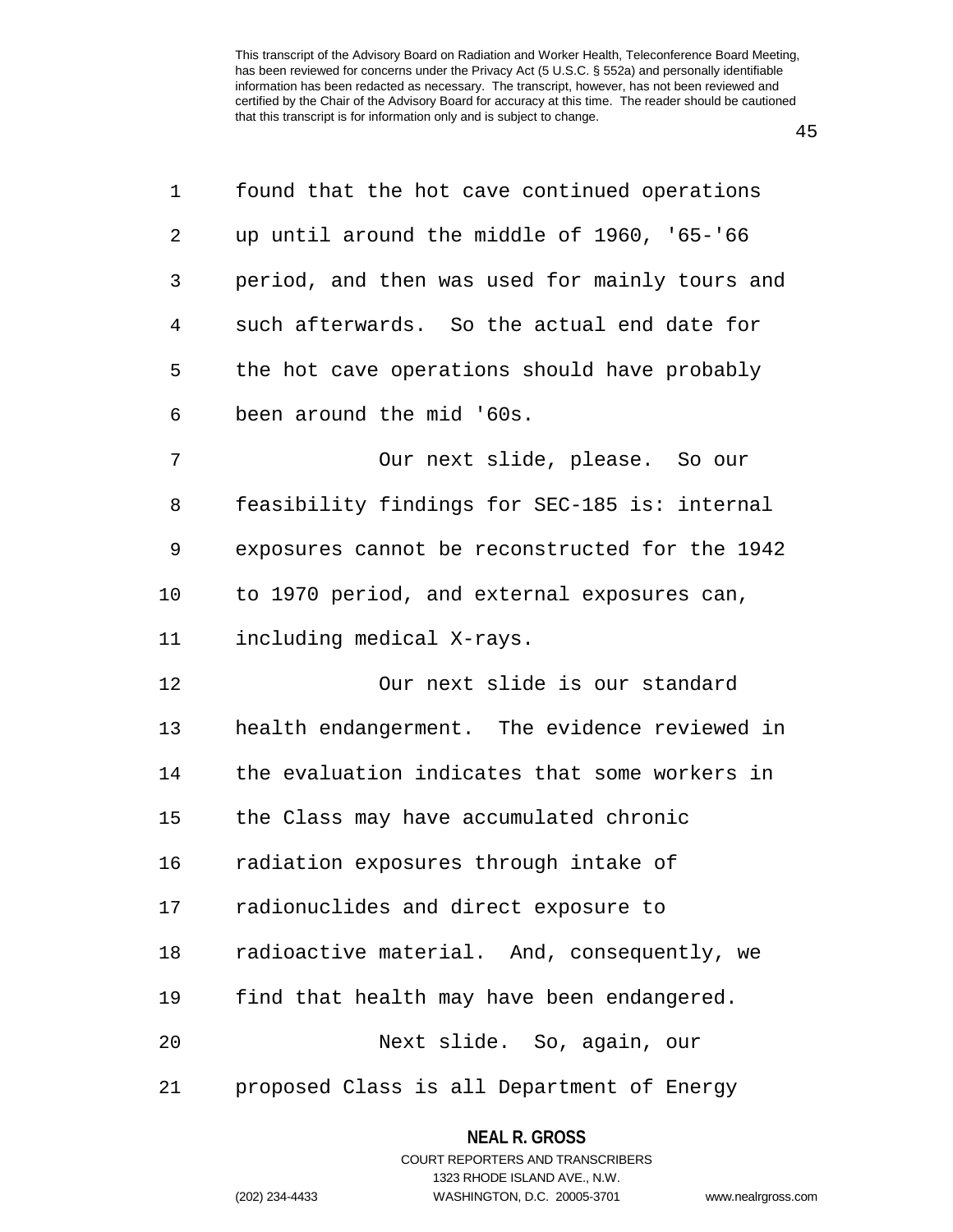found that the hot cave continued operations up until around the middle of 1960, '65-'66 period, and then was used for mainly tours and such afterwards. So the actual end date for the hot cave operations should have probably been around the mid '60s.

Our next slide, please. So our feasibility findings for SEC-185 is: internal exposures cannot be reconstructed for the 1942 to 1970 period, and external exposures can, including medical X-rays.

Our next slide is our standard health endangerment. The evidence reviewed in the evaluation indicates that some workers in the Class may have accumulated chronic radiation exposures through intake of radionuclides and direct exposure to radioactive material. And, consequently, we find that health may have been endangered.

Next slide. So, again, our proposed Class is all Department of Energy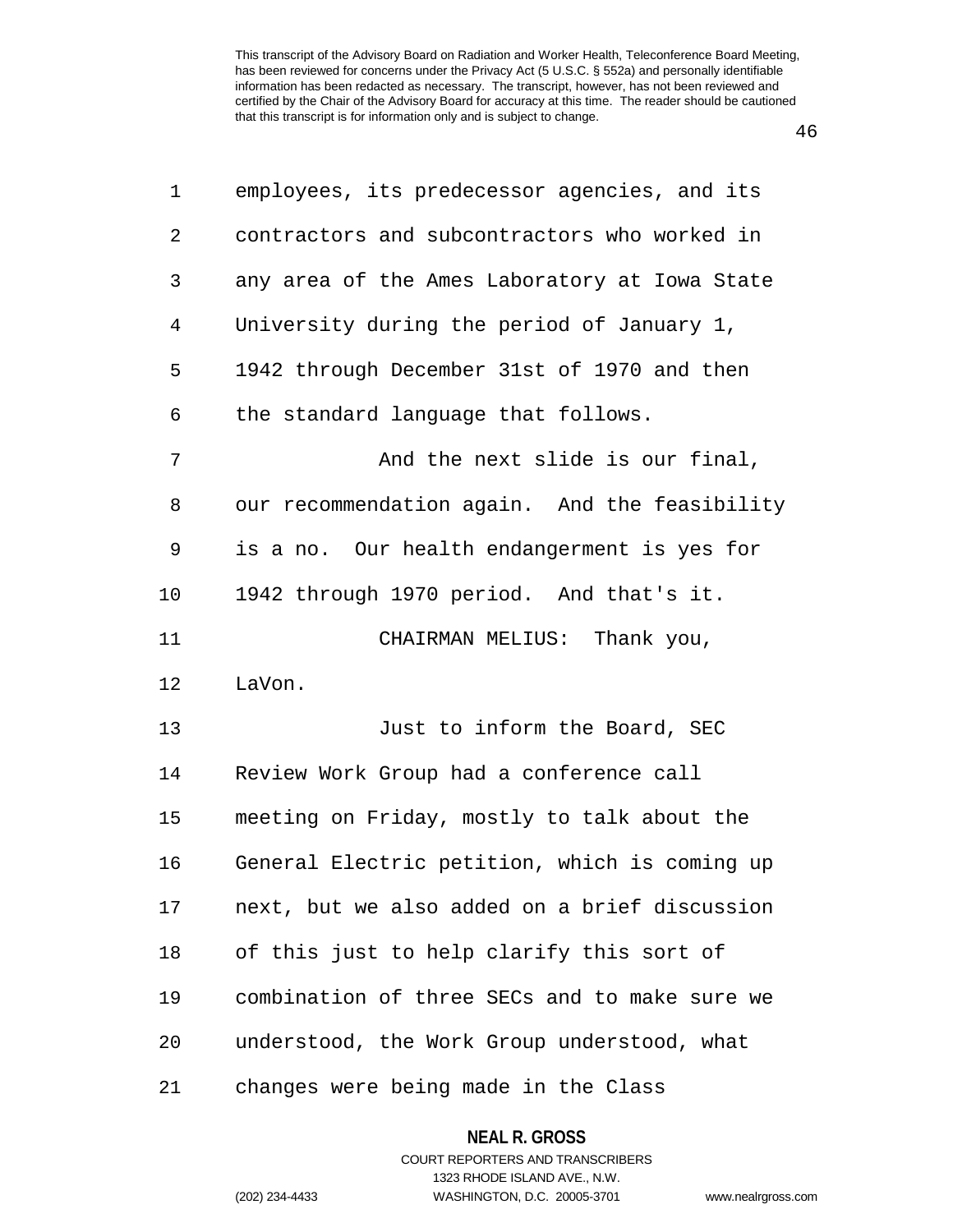employees, its predecessor agencies, and its contractors and subcontractors who worked in any area of the Ames Laboratory at Iowa State University during the period of January 1, 1942 through December 31st of 1970 and then the standard language that follows.

And the next slide is our final, our recommendation again. And the feasibility is a no. Our health endangerment is yes for 1942 through 1970 period. And that's it.

CHAIRMAN MELIUS: Thank you, LaVon.

Just to inform the Board, SEC Review Work Group had a conference call meeting on Friday, mostly to talk about the General Electric petition, which is coming up next, but we also added on a brief discussion of this just to help clarify this sort of combination of three SECs and to make sure we understood, the Work Group understood, what changes were being made in the Class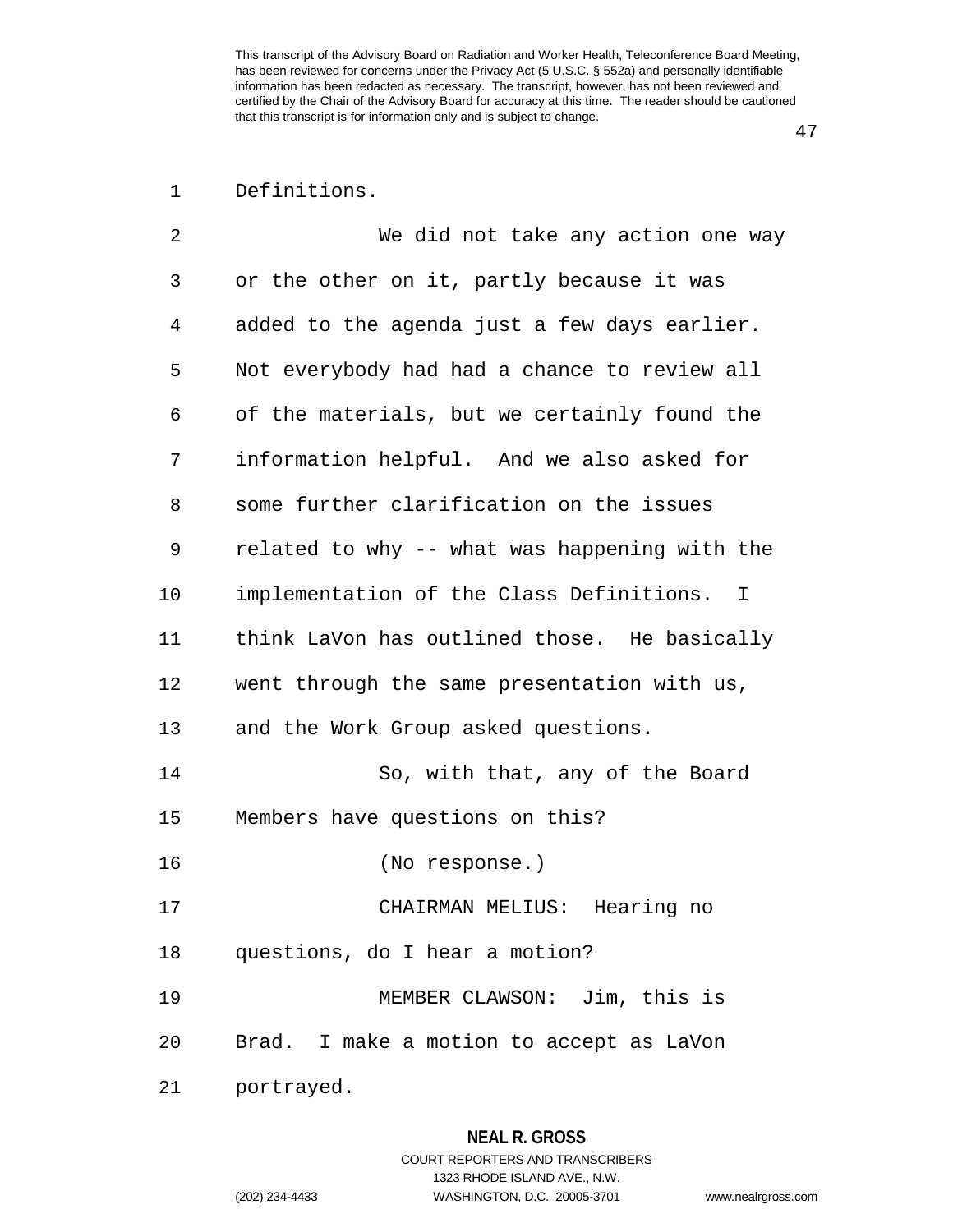Definitions.

We did not take any action one way or the other on it, partly because it was added to the agenda just a few days earlier. Not everybody had had a chance to review all of the materials, but we certainly found the information helpful. And we also asked for some further clarification on the issues related to why -- what was happening with the implementation of the Class Definitions. I think LaVon has outlined those. He basically went through the same presentation with us, and the Work Group asked questions.

So, with that, any of the Board Members have questions on this?

(No response.)

CHAIRMAN MELIUS: Hearing no questions, do I hear a motion?

MEMBER CLAWSON: Jim, this is Brad. I make a motion to accept as LaVon portrayed.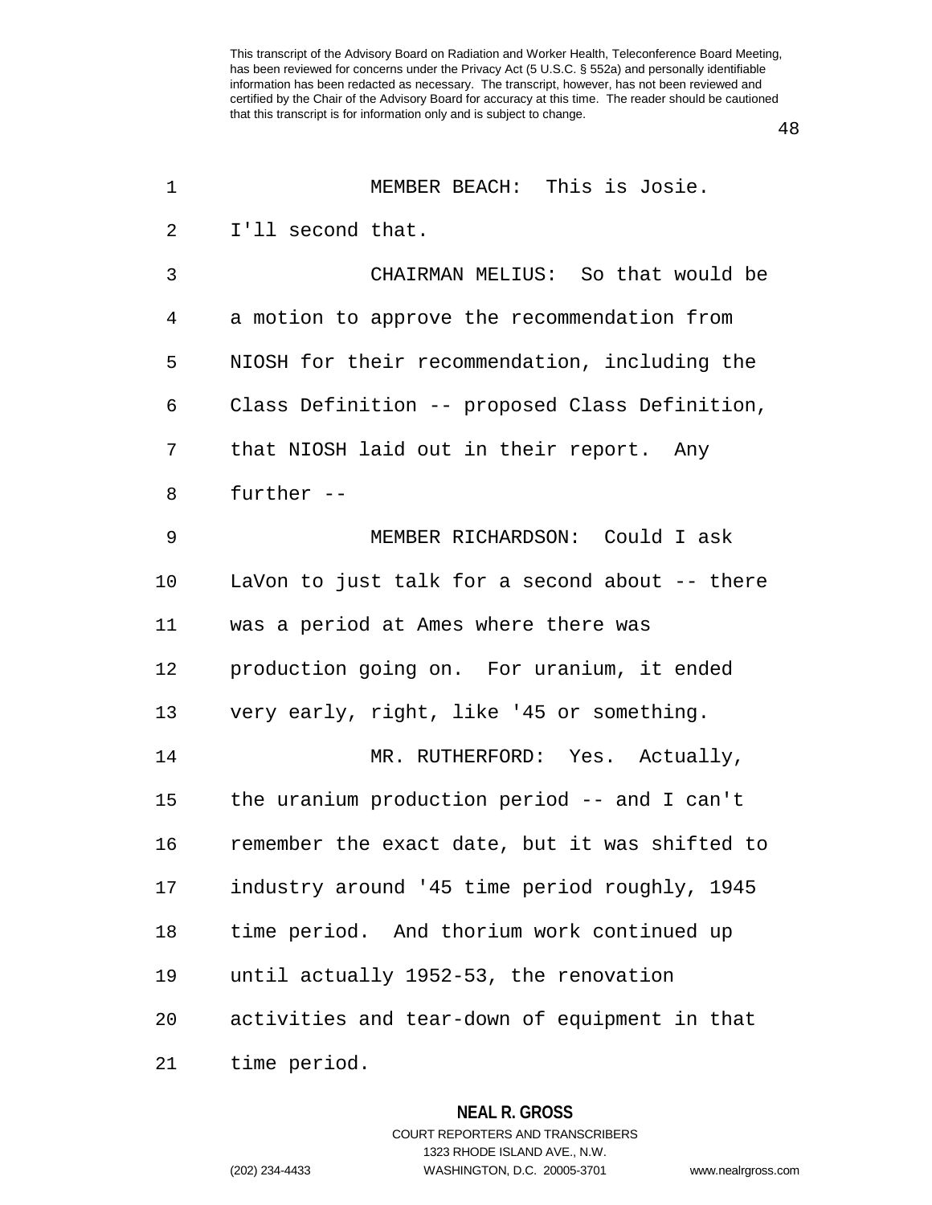MEMBER BEACH: This is Josie. I'll second that.

CHAIRMAN MELIUS: So that would be a motion to approve the recommendation from NIOSH for their recommendation, including the Class Definition -- proposed Class Definition, that NIOSH laid out in their report. Any further --

MEMBER RICHARDSON: Could I ask LaVon to just talk for a second about -- there was a period at Ames where there was production going on. For uranium, it ended very early, right, like '45 or something.

MR. RUTHERFORD: Yes. Actually, the uranium production period -- and I can't remember the exact date, but it was shifted to industry around '45 time period roughly, 1945 time period. And thorium work continued up until actually 1952-53, the renovation activities and tear-down of equipment in that time period.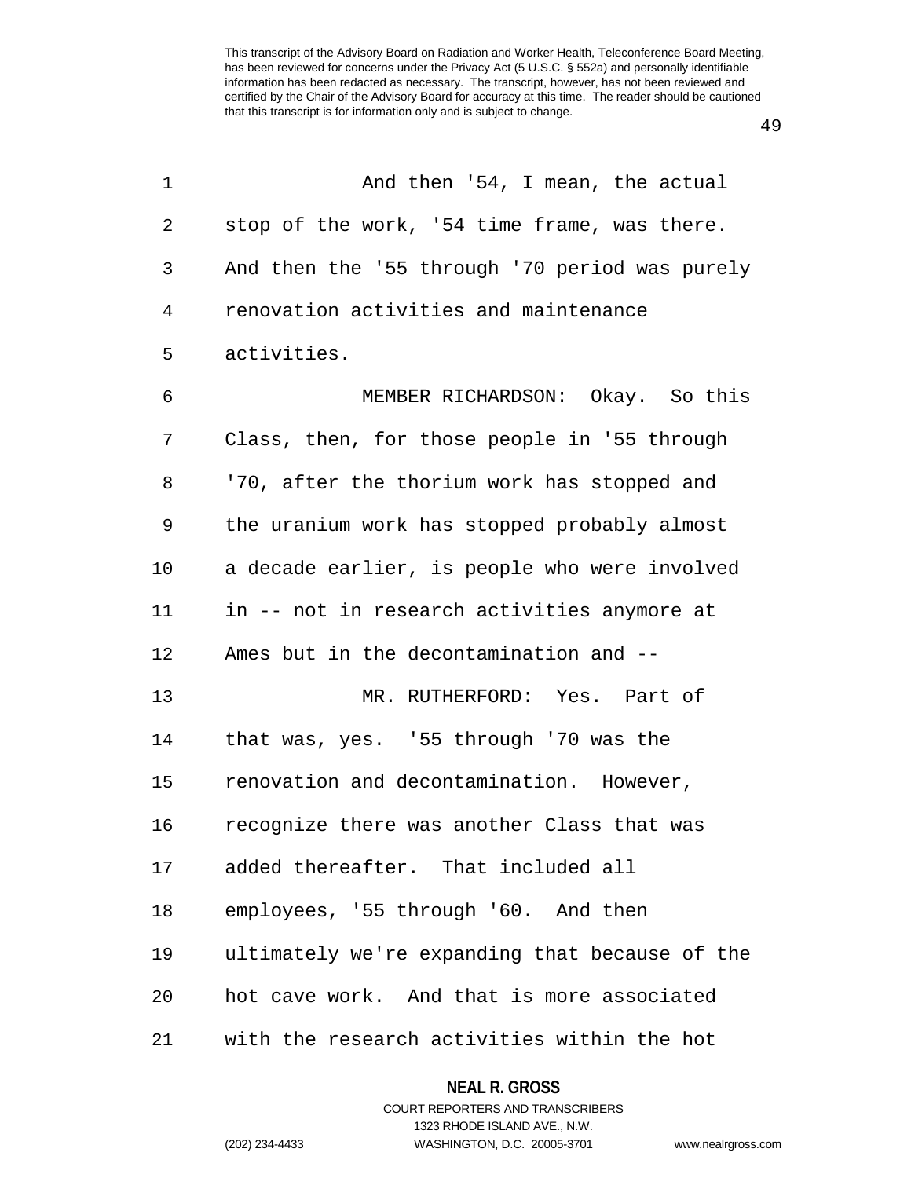And then '54, I mean, the actual stop of the work, '54 time frame, was there. And then the '55 through '70 period was purely renovation activities and maintenance activities.

MEMBER RICHARDSON: Okay. So this Class, then, for those people in '55 through '70, after the thorium work has stopped and the uranium work has stopped probably almost a decade earlier, is people who were involved in -- not in research activities anymore at Ames but in the decontamination and --

MR. RUTHERFORD: Yes. Part of that was, yes. '55 through '70 was the renovation and decontamination. However, recognize there was another Class that was added thereafter. That included all employees, '55 through '60. And then ultimately we're expanding that because of the hot cave work. And that is more associated with the research activities within the hot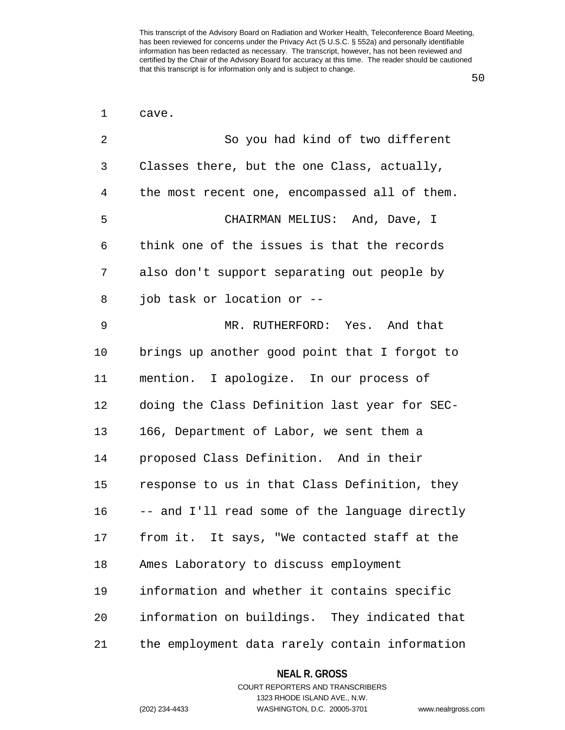cave.

So you had kind of two different Classes there, but the one Class, actually, the most recent one, encompassed all of them.

CHAIRMAN MELIUS: And, Dave, I think one of the issues is that the records also don't support separating out people by job task or location or --

MR. RUTHERFORD: Yes. And that brings up another good point that I forgot to mention. I apologize. In our process of doing the Class Definition last year for SEC-166, Department of Labor, we sent them a proposed Class Definition. And in their response to us in that Class Definition, they -- and I'll read some of the language directly from it. It says, "We contacted staff at the Ames Laboratory to discuss employment information and whether it contains specific information on buildings. They indicated that the employment data rarely contain information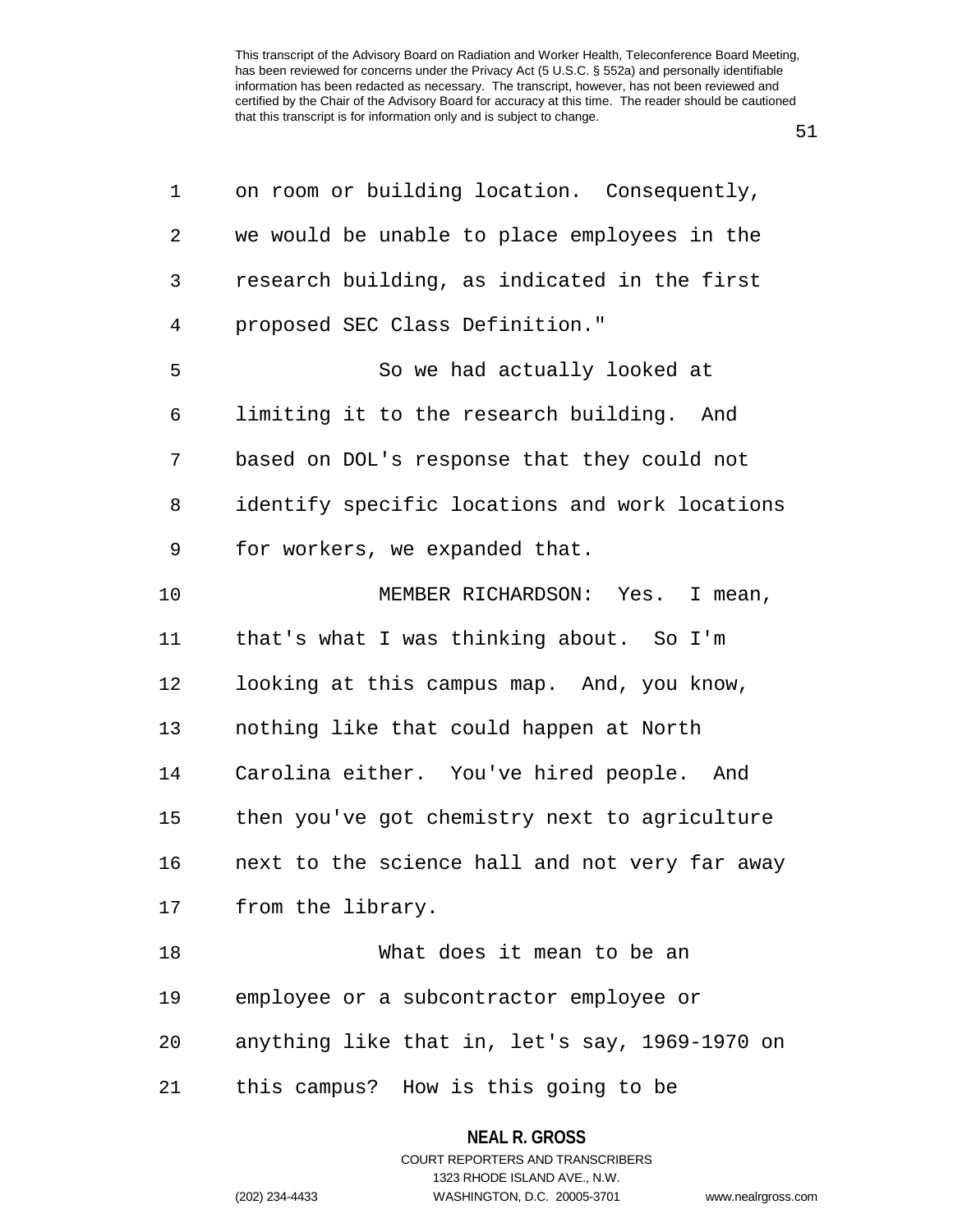on room or building location. Consequently, we would be unable to place employees in the research building, as indicated in the first proposed SEC Class Definition."

So we had actually looked at limiting it to the research building. And based on DOL's response that they could not identify specific locations and work locations for workers, we expanded that.

MEMBER RICHARDSON: Yes. I mean, that's what I was thinking about. So I'm looking at this campus map. And, you know, nothing like that could happen at North Carolina either. You've hired people. And then you've got chemistry next to agriculture next to the science hall and not very far away from the library.

What does it mean to be an employee or a subcontractor employee or anything like that in, let's say, 1969-1970 on this campus? How is this going to be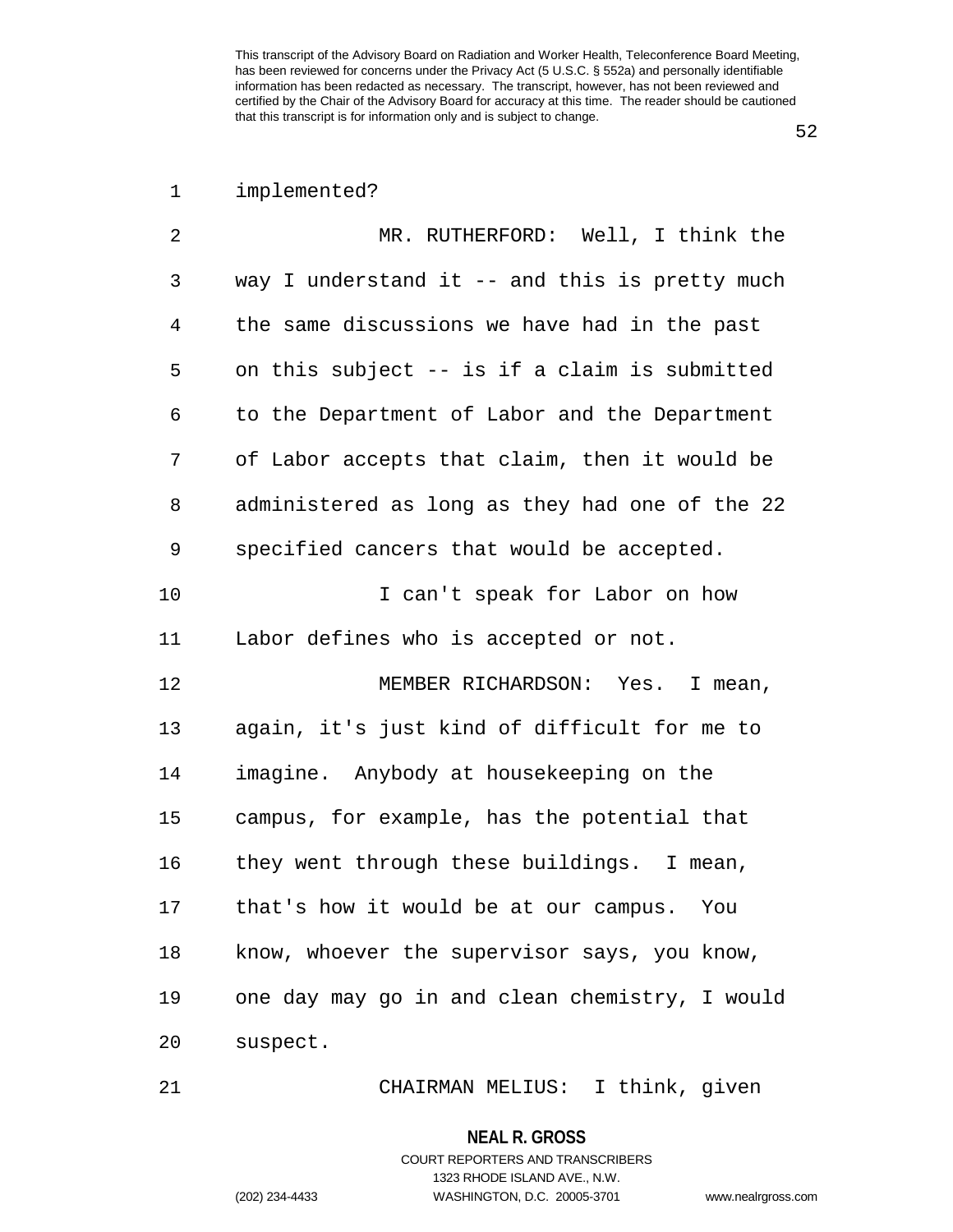implemented?

MR. RUTHERFORD: Well, I think the way I understand it -- and this is pretty much the same discussions we have had in the past on this subject -- is if a claim is submitted to the Department of Labor and the Department of Labor accepts that claim, then it would be administered as long as they had one of the 22 specified cancers that would be accepted.

I can't speak for Labor on how Labor defines who is accepted or not.

MEMBER RICHARDSON: Yes. I mean, again, it's just kind of difficult for me to imagine. Anybody at housekeeping on the campus, for example, has the potential that they went through these buildings. I mean, that's how it would be at our campus. You know, whoever the supervisor says, you know, one day may go in and clean chemistry, I would suspect.

CHAIRMAN MELIUS: I think, given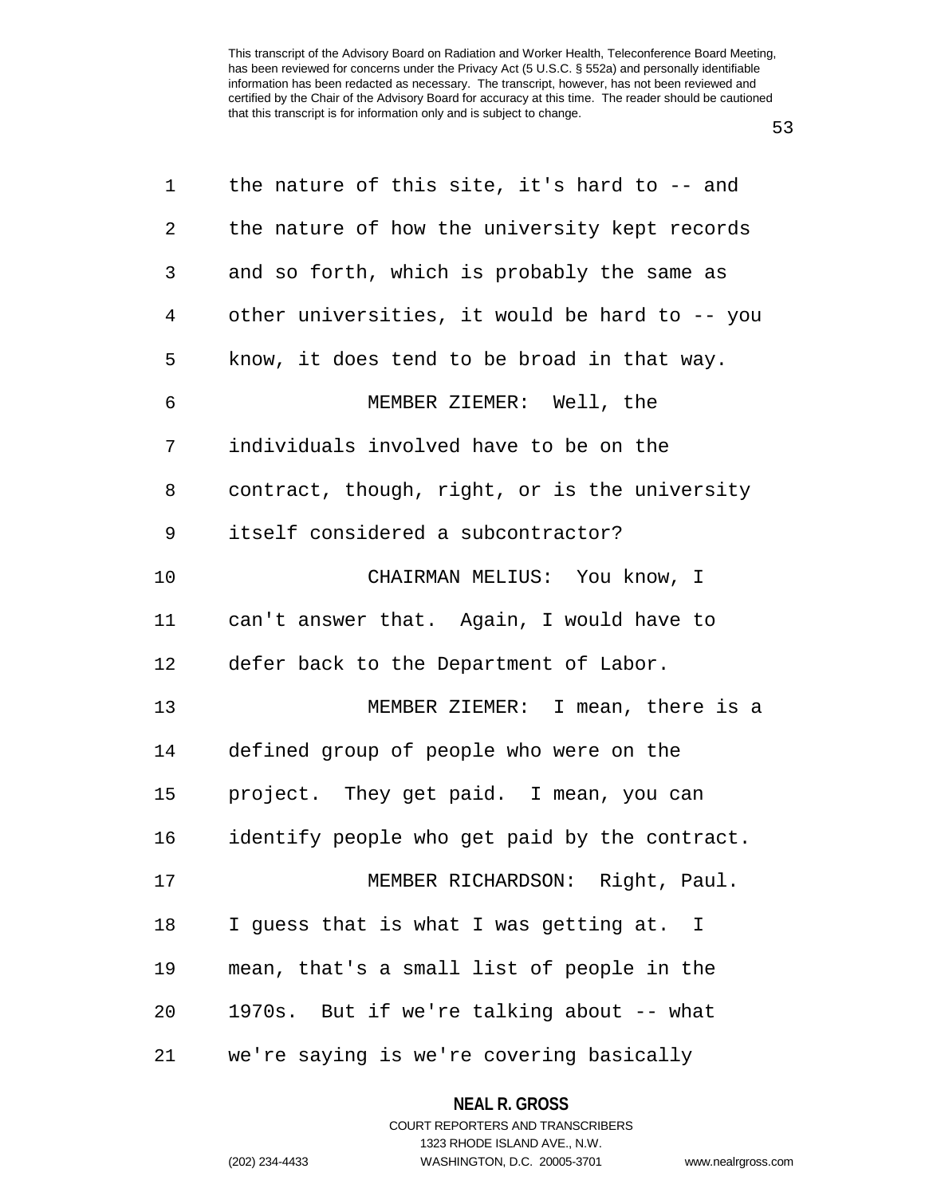the nature of this site, it's hard to -- and the nature of how the university kept records and so forth, which is probably the same as other universities, it would be hard to -- you know, it does tend to be broad in that way.

MEMBER ZIEMER: Well, the individuals involved have to be on the contract, though, right, or is the university itself considered a subcontractor?

CHAIRMAN MELIUS: You know, I can't answer that. Again, I would have to defer back to the Department of Labor.

MEMBER ZIEMER: I mean, there is a defined group of people who were on the project. They get paid. I mean, you can identify people who get paid by the contract.

MEMBER RICHARDSON: Right, Paul. I guess that is what I was getting at. I mean, that's a small list of people in the 1970s. But if we're talking about -- what we're saying is we're covering basically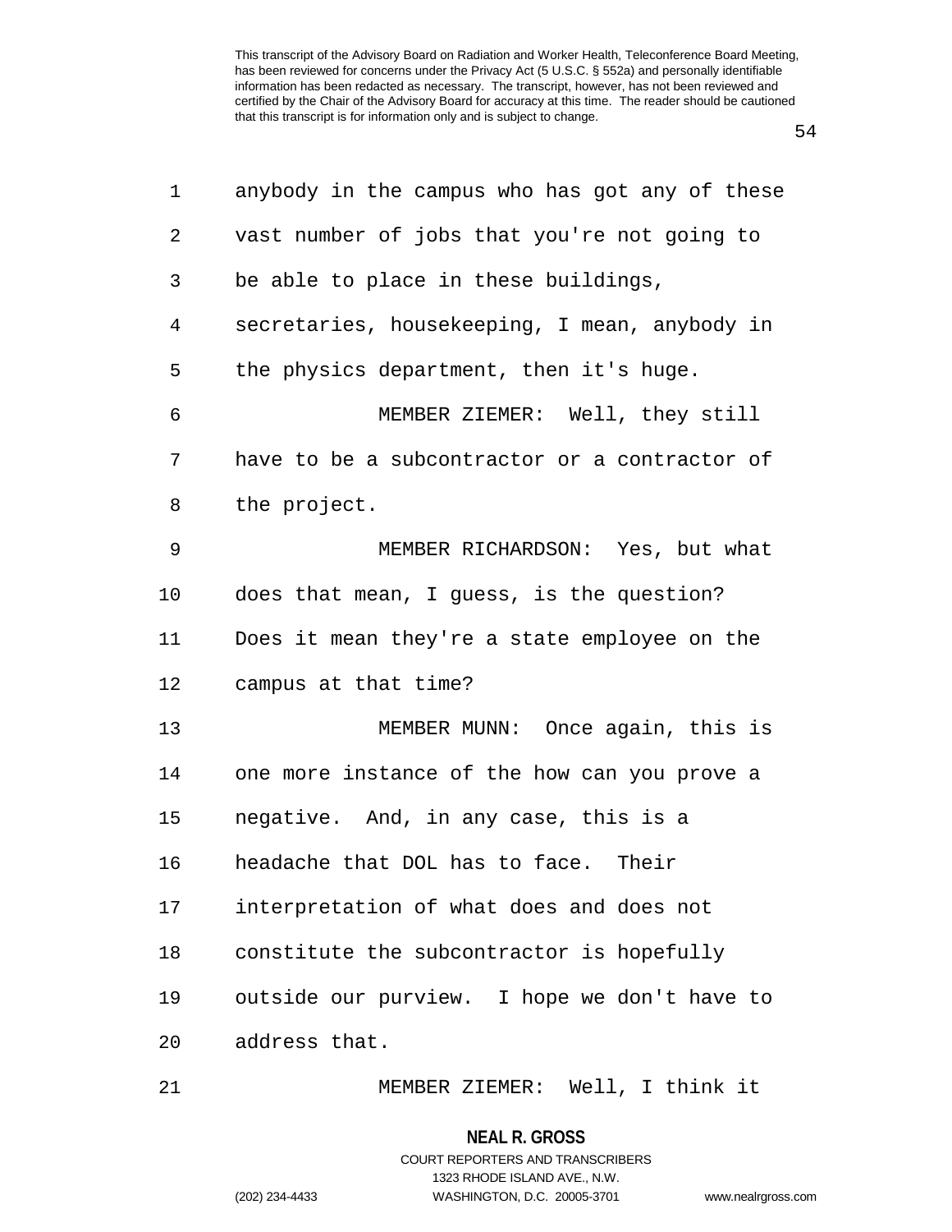anybody in the campus who has got any of these vast number of jobs that you're not going to be able to place in these buildings, secretaries, housekeeping, I mean, anybody in the physics department, then it's huge.

MEMBER ZIEMER: Well, they still have to be a subcontractor or a contractor of the project.

MEMBER RICHARDSON: Yes, but what does that mean, I guess, is the question? Does it mean they're a state employee on the campus at that time?

MEMBER MUNN: Once again, this is one more instance of the how can you prove a negative. And, in any case, this is a headache that DOL has to face. Their interpretation of what does and does not constitute the subcontractor is hopefully outside our purview. I hope we don't have to address that.

MEMBER ZIEMER: Well, I think it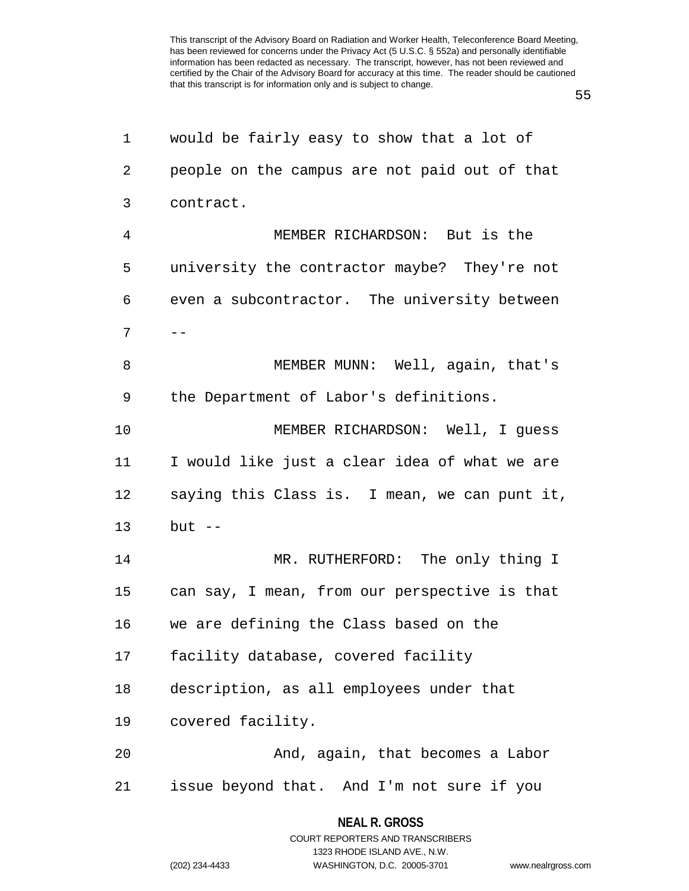would be fairly easy to show that a lot of people on the campus are not paid out of that contract.

MEMBER RICHARDSON: But is the university the contractor maybe? They're not even a subcontractor. The university between --

MEMBER MUNN: Well, again, that's the Department of Labor's definitions.

MEMBER RICHARDSON: Well, I guess I would like just a clear idea of what we are saying this Class is. I mean, we can punt it, but --

MR. RUTHERFORD: The only thing I can say, I mean, from our perspective is that we are defining the Class based on the facility database, covered facility description, as all employees under that covered facility.

And, again, that becomes a Labor issue beyond that. And I'm not sure if you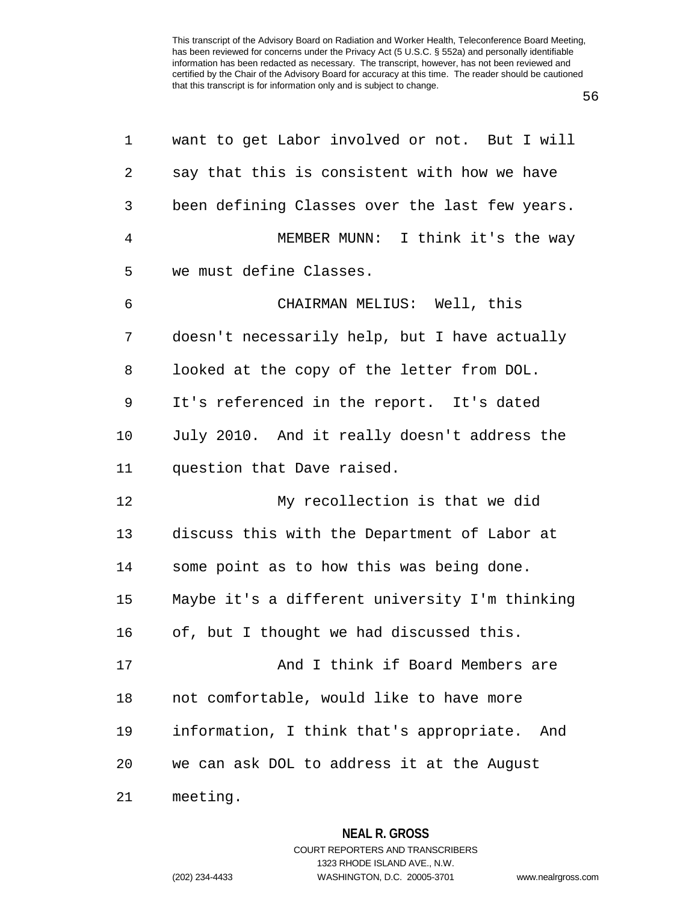want to get Labor involved or not. But I will say that this is consistent with how we have been defining Classes over the last few years.

MEMBER MUNN: I think it's the way we must define Classes.

CHAIRMAN MELIUS: Well, this doesn't necessarily help, but I have actually looked at the copy of the letter from DOL. It's referenced in the report. It's dated July 2010. And it really doesn't address the question that Dave raised.

My recollection is that we did discuss this with the Department of Labor at some point as to how this was being done. Maybe it's a different university I'm thinking of, but I thought we had discussed this.

And I think if Board Members are not comfortable, would like to have more information, I think that's appropriate. And we can ask DOL to address it at the August meeting.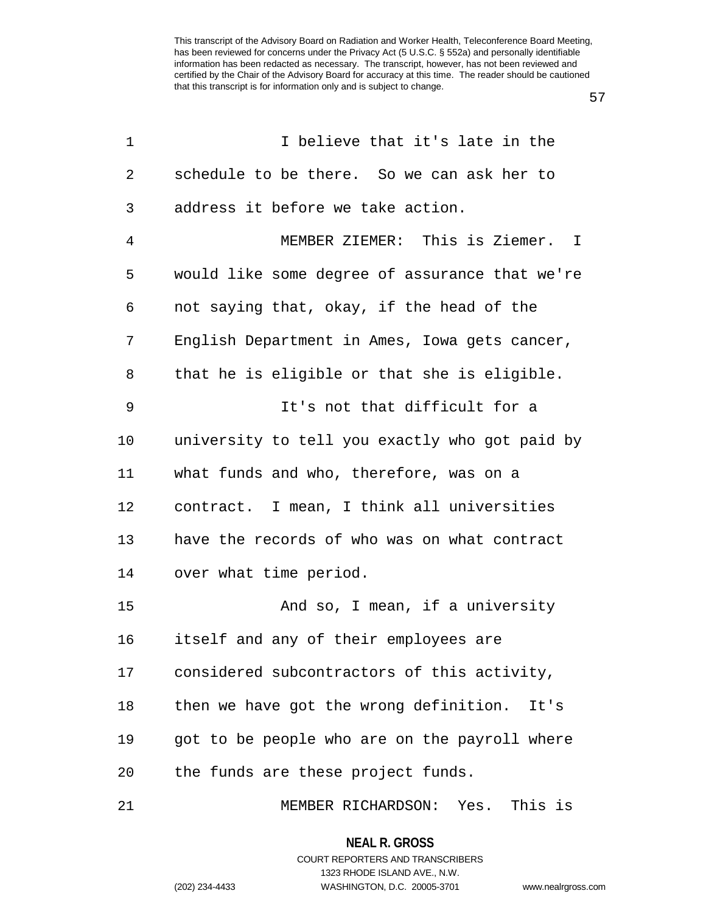I believe that it's late in the schedule to be there. So we can ask her to address it before we take action.

MEMBER ZIEMER: This is Ziemer. I would like some degree of assurance that we're not saying that, okay, if the head of the English Department in Ames, Iowa gets cancer, that he is eligible or that she is eligible.

It's not that difficult for a university to tell you exactly who got paid by what funds and who, therefore, was on a contract. I mean, I think all universities have the records of who was on what contract over what time period.

And so, I mean, if a university itself and any of their employees are considered subcontractors of this activity, then we have got the wrong definition. It's got to be people who are on the payroll where the funds are these project funds.

MEMBER RICHARDSON: Yes. This is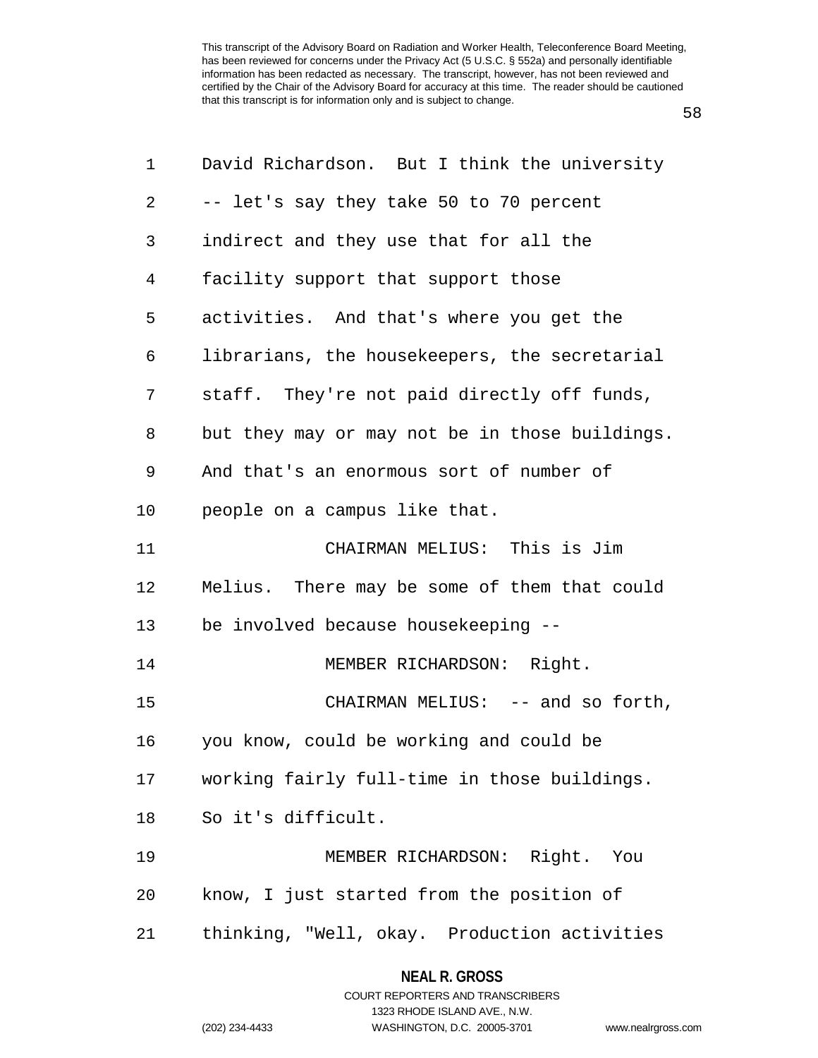David Richardson. But I think the university -- let's say they take 50 to 70 percent indirect and they use that for all the facility support that support those activities. And that's where you get the librarians, the housekeepers, the secretarial staff. They're not paid directly off funds, but they may or may not be in those buildings. And that's an enormous sort of number of people on a campus like that.

CHAIRMAN MELIUS: This is Jim Melius. There may be some of them that could be involved because housekeeping --

MEMBER RICHARDSON: Right.

CHAIRMAN MELIUS: -- and so forth, you know, could be working and could be working fairly full-time in those buildings. So it's difficult.

MEMBER RICHARDSON: Right. You know, I just started from the position of thinking, "Well, okay. Production activities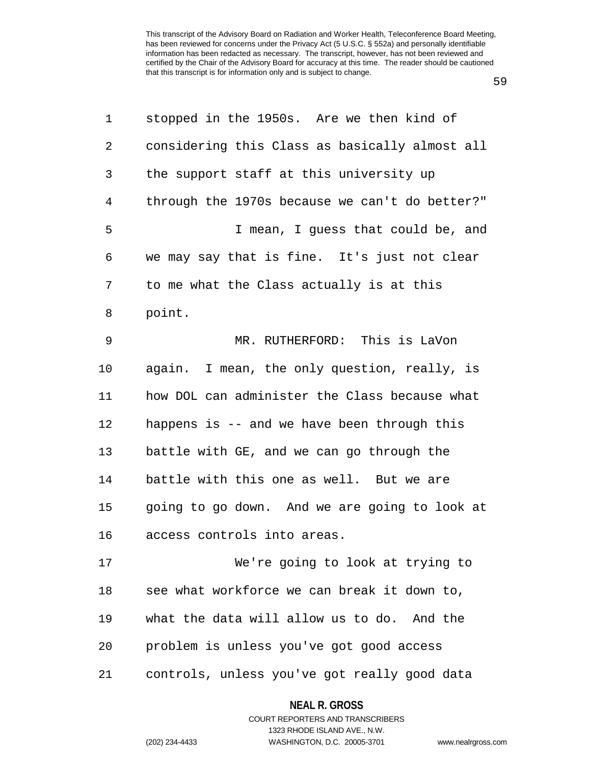stopped in the 1950s. Are we then kind of considering this Class as basically almost all the support staff at this university up through the 1970s because we can't do better?"

I mean, I guess that could be, and we may say that is fine. It's just not clear to me what the Class actually is at this point.

MR. RUTHERFORD: This is LaVon again. I mean, the only question, really, is how DOL can administer the Class because what happens is -- and we have been through this battle with GE, and we can go through the battle with this one as well. But we are going to go down. And we are going to look at access controls into areas.

We're going to look at trying to see what workforce we can break it down to, what the data will allow us to do. And the problem is unless you've got good access controls, unless you've got really good data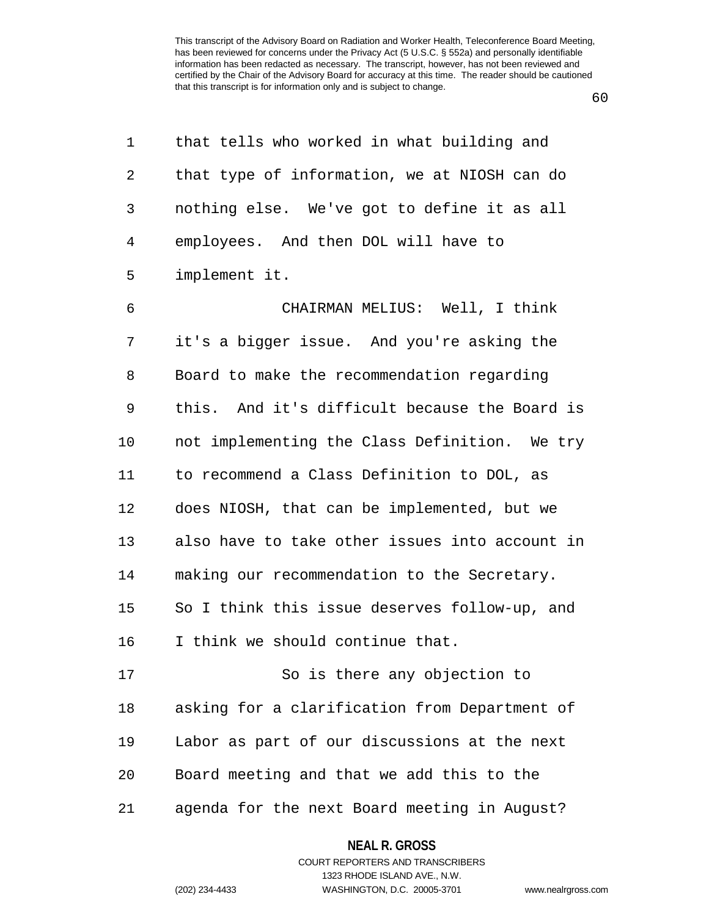that tells who worked in what building and that type of information, we at NIOSH can do nothing else. We've got to define it as all employees. And then DOL will have to implement it.

CHAIRMAN MELIUS: Well, I think it's a bigger issue. And you're asking the Board to make the recommendation regarding this. And it's difficult because the Board is not implementing the Class Definition. We try to recommend a Class Definition to DOL, as does NIOSH, that can be implemented, but we also have to take other issues into account in making our recommendation to the Secretary. So I think this issue deserves follow-up, and I think we should continue that.

So is there any objection to asking for a clarification from Department of Labor as part of our discussions at the next Board meeting and that we add this to the agenda for the next Board meeting in August?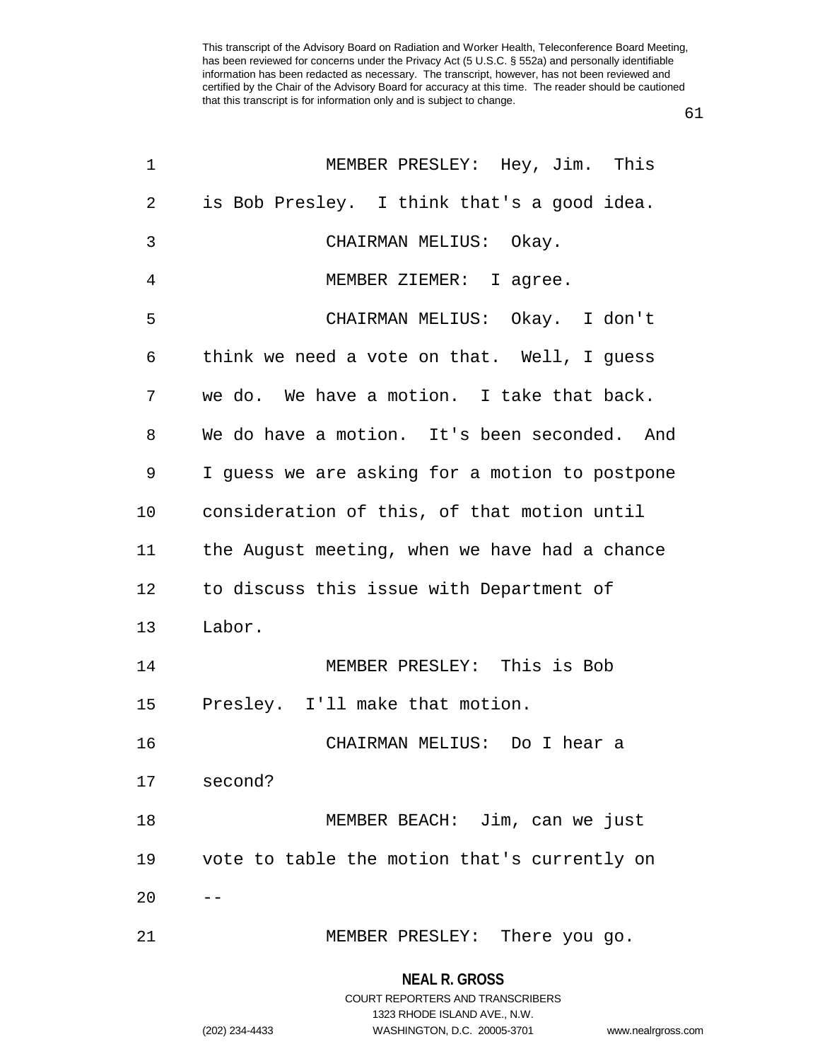MEMBER PRESLEY: Hey, Jim. This is Bob Presley. I think that's a good idea.

CHAIRMAN MELIUS: Okay.

MEMBER ZIEMER: I agree.

CHAIRMAN MELIUS: Okay. I don't think we need a vote on that. Well, I guess we do. We have a motion. I take that back. We do have a motion. It's been seconded. And I guess we are asking for a motion to postpone consideration of this, of that motion until the August meeting, when we have had a chance to discuss this issue with Department of Labor.

MEMBER PRESLEY: This is Bob Presley. I'll make that motion.

CHAIRMAN MELIUS: Do I hear a second?

MEMBER BEACH: Jim, can we just vote to table the motion that's currently on --

MEMBER PRESLEY: There you go.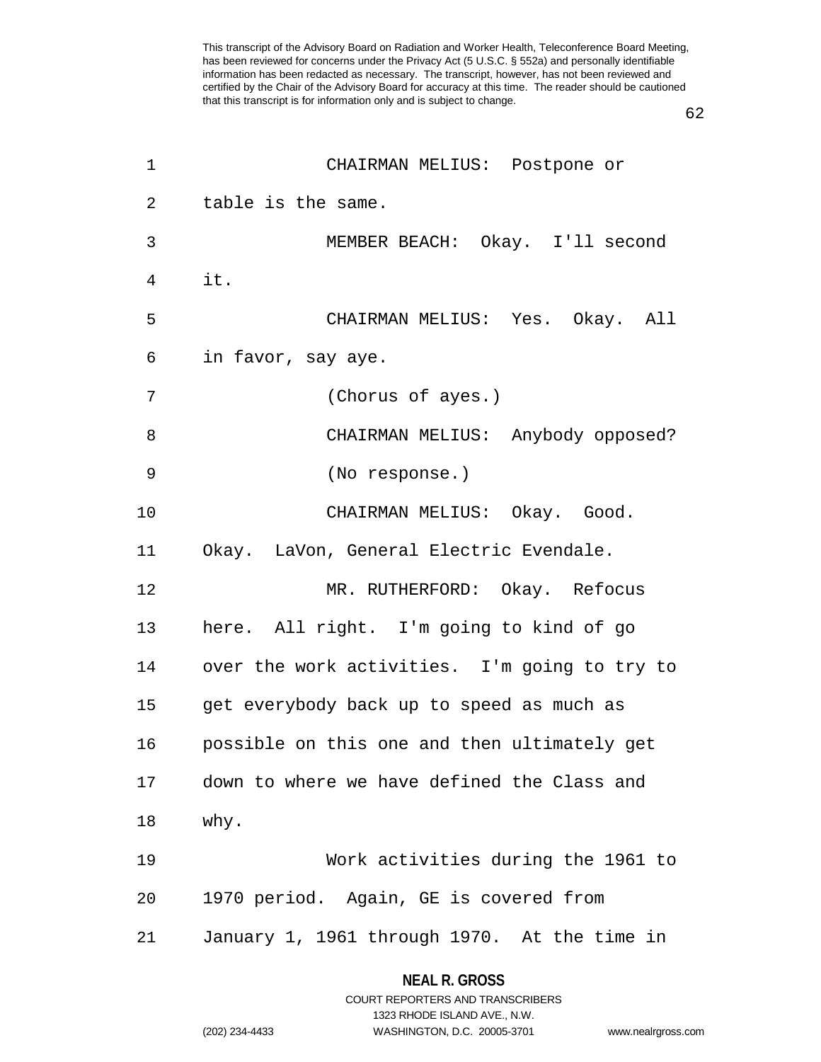CHAIRMAN MELIUS: Postpone or table is the same.

MEMBER BEACH: Okay. I'll second it.

CHAIRMAN MELIUS: Yes. Okay. All in favor, say aye.

(Chorus of ayes.)

CHAIRMAN MELIUS: Anybody opposed?

(No response.)

CHAIRMAN MELIUS: Okay. Good. Okay. LaVon, General Electric Evendale.

MR. RUTHERFORD: Okay. Refocus here. All right. I'm going to kind of go over the work activities. I'm going to try to get everybody back up to speed as much as possible on this one and then ultimately get down to where we have defined the Class and why.

Work activities during the 1961 to 1970 period. Again, GE is covered from January 1, 1961 through 1970. At the time in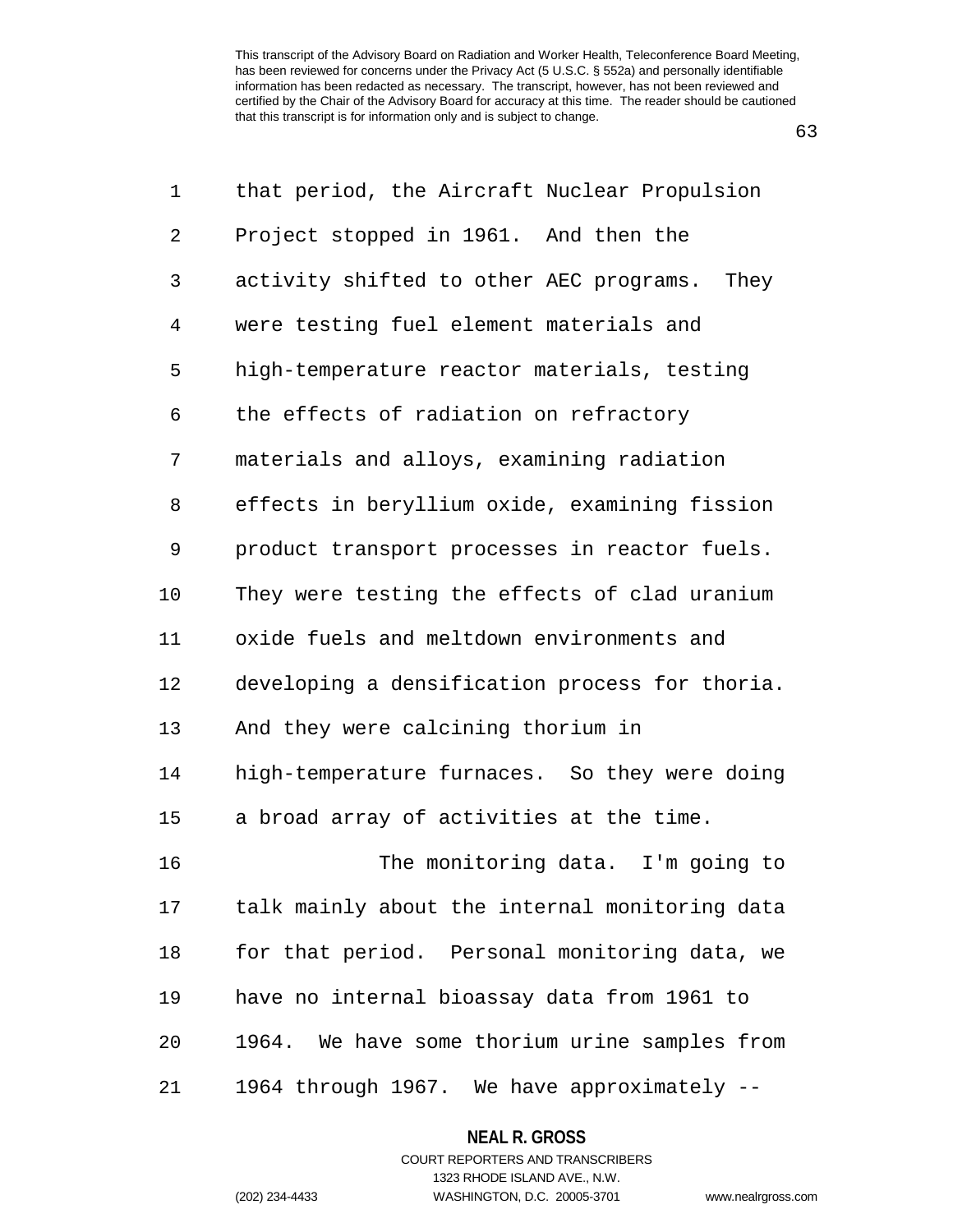that period, the Aircraft Nuclear Propulsion Project stopped in 1961. And then the activity shifted to other AEC programs. They were testing fuel element materials and high-temperature reactor materials, testing the effects of radiation on refractory materials and alloys, examining radiation effects in beryllium oxide, examining fission product transport processes in reactor fuels. They were testing the effects of clad uranium oxide fuels and meltdown environments and developing a densification process for thoria. And they were calcining thorium in high-temperature furnaces. So they were doing a broad array of activities at the time.

The monitoring data. I'm going to talk mainly about the internal monitoring data for that period. Personal monitoring data, we have no internal bioassay data from 1961 to 1964. We have some thorium urine samples from 1964 through 1967. We have approximately --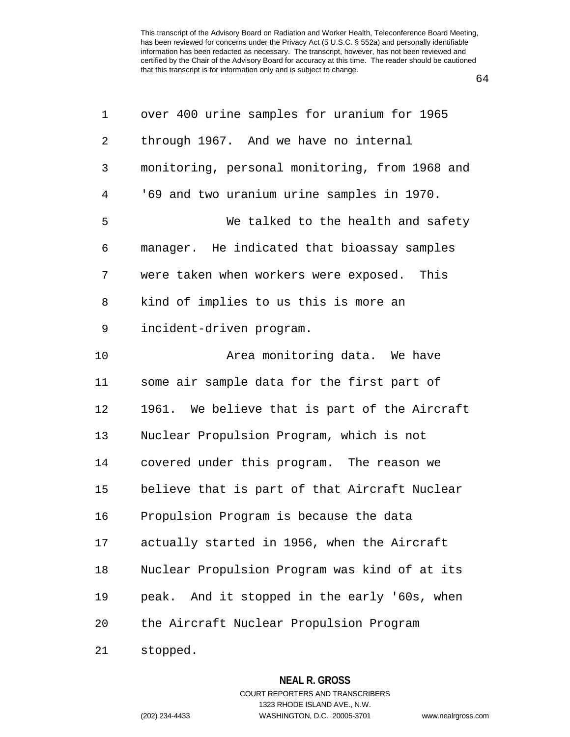over 400 urine samples for uranium for 1965 through 1967. And we have no internal monitoring, personal monitoring, from 1968 and '69 and two uranium urine samples in 1970.

We talked to the health and safety manager. He indicated that bioassay samples were taken when workers were exposed. This kind of implies to us this is more an incident-driven program.

Area monitoring data. We have some air sample data for the first part of 1961. We believe that is part of the Aircraft Nuclear Propulsion Program, which is not covered under this program. The reason we believe that is part of that Aircraft Nuclear Propulsion Program is because the data actually started in 1956, when the Aircraft Nuclear Propulsion Program was kind of at its peak. And it stopped in the early '60s, when the Aircraft Nuclear Propulsion Program stopped.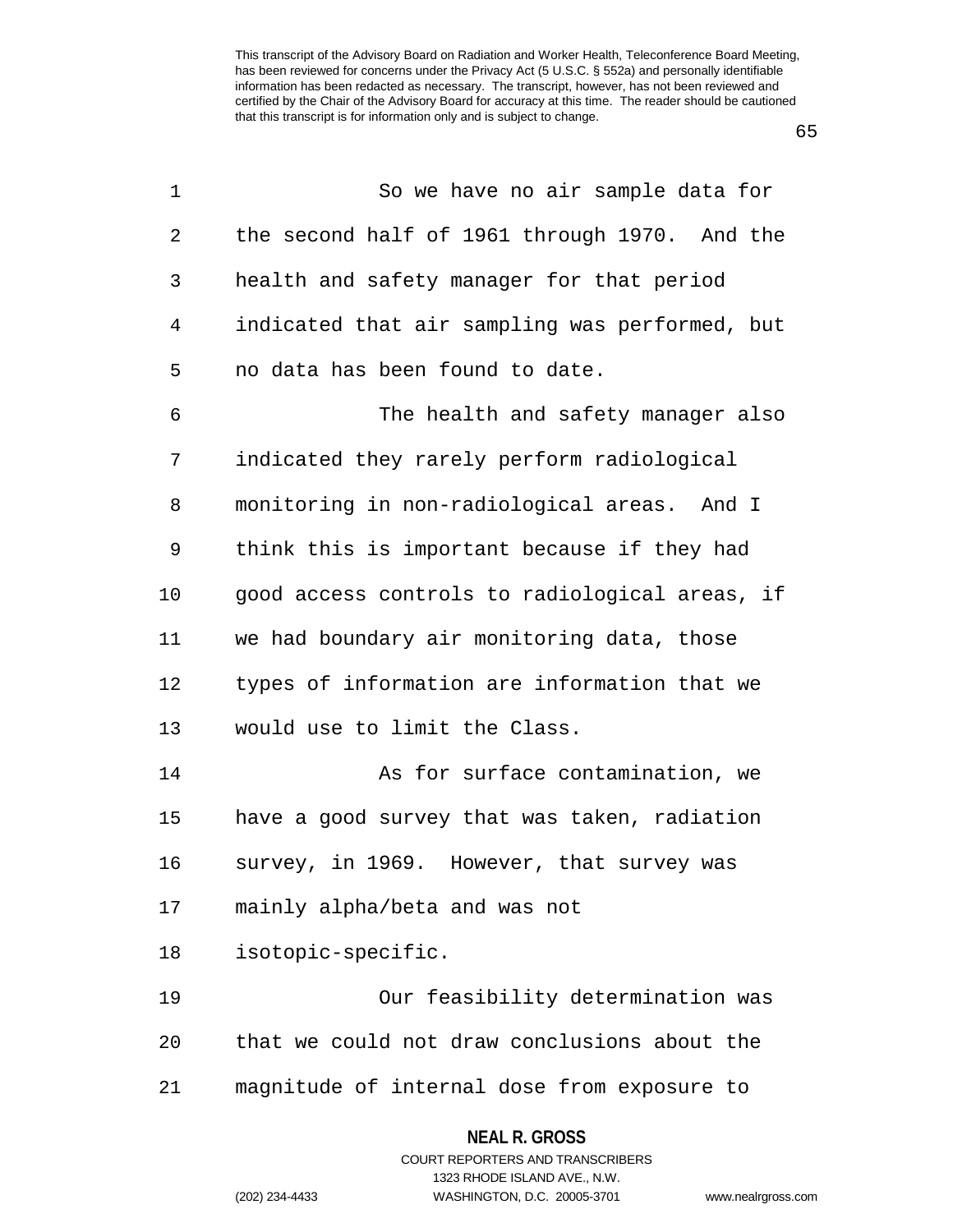So we have no air sample data for the second half of 1961 through 1970. And the health and safety manager for that period indicated that air sampling was performed, but no data has been found to date.

The health and safety manager also indicated they rarely perform radiological monitoring in non-radiological areas. And I think this is important because if they had good access controls to radiological areas, if we had boundary air monitoring data, those types of information are information that we would use to limit the Class.

As for surface contamination, we have a good survey that was taken, radiation survey, in 1969. However, that survey was mainly alpha/beta and was not isotopic-specific.

Our feasibility determination was that we could not draw conclusions about the magnitude of internal dose from exposure to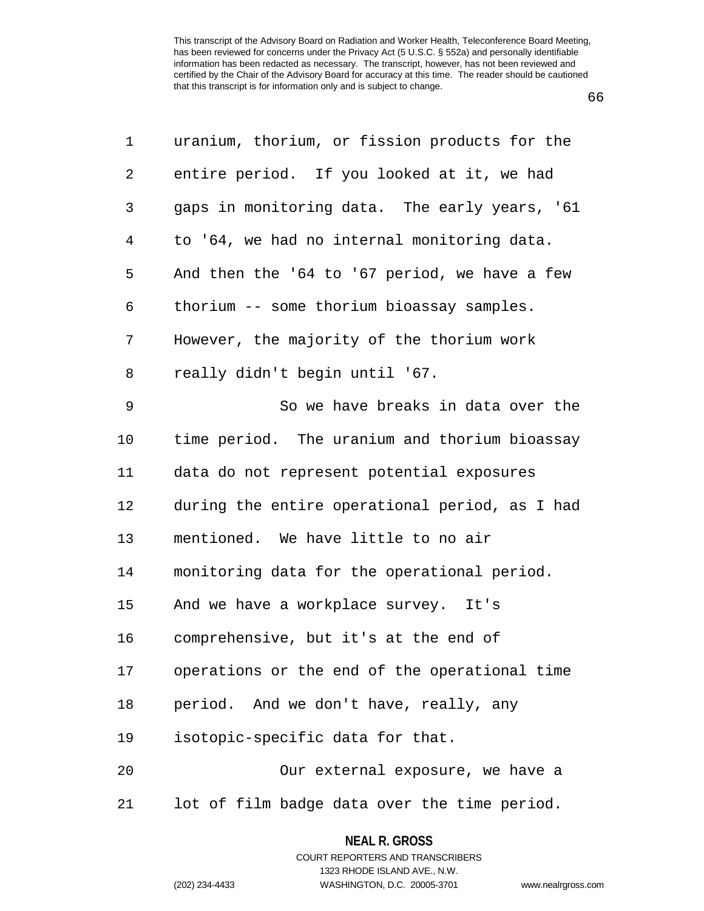uranium, thorium, or fission products for the entire period. If you looked at it, we had gaps in monitoring data. The early years, '61 to '64, we had no internal monitoring data. And then the '64 to '67 period, we have a few thorium -- some thorium bioassay samples. However, the majority of the thorium work really didn't begin until '67.

So we have breaks in data over the time period. The uranium and thorium bioassay data do not represent potential exposures during the entire operational period, as I had mentioned. We have little to no air monitoring data for the operational period. And we have a workplace survey. It's comprehensive, but it's at the end of operations or the end of the operational time period. And we don't have, really, any isotopic-specific data for that.

Our external exposure, we have a lot of film badge data over the time period.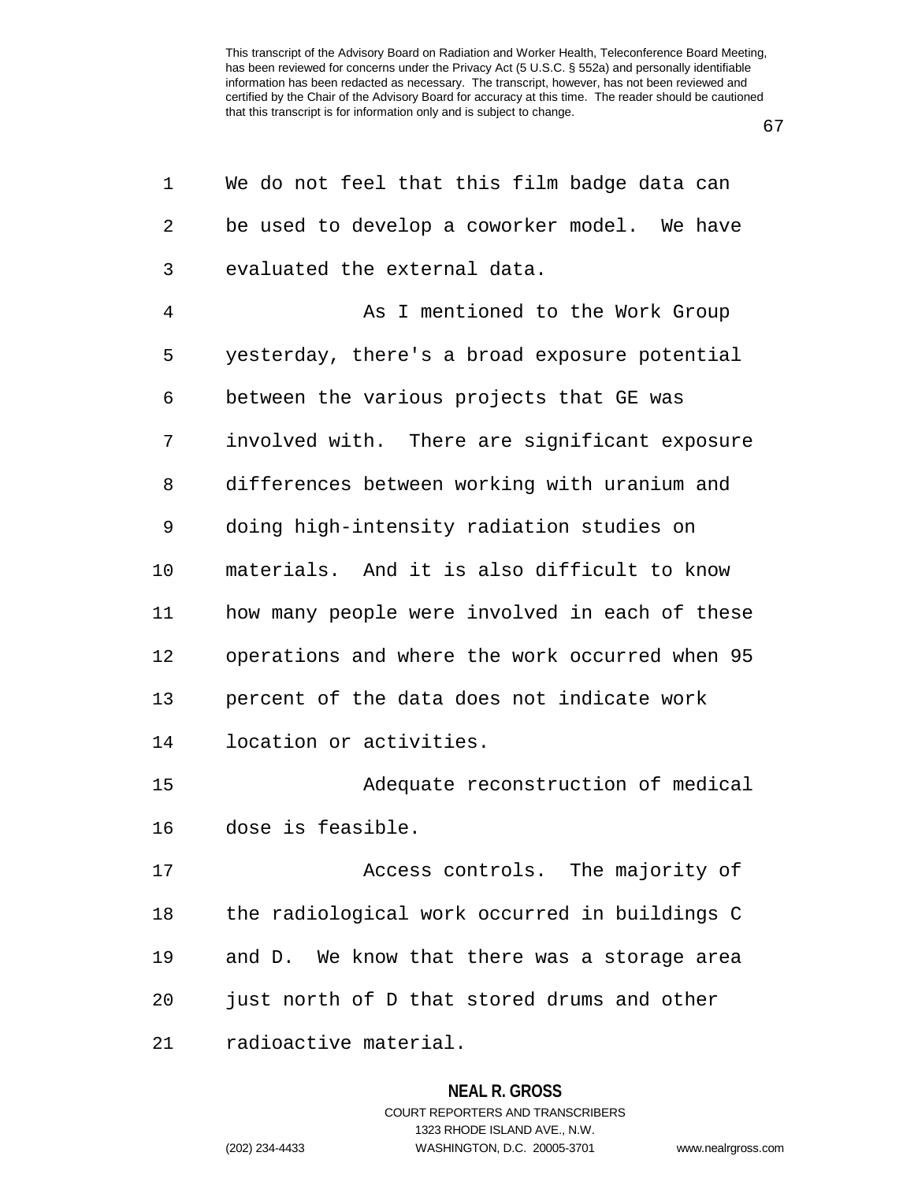We do not feel that this film badge data can be used to develop a coworker model. We have evaluated the external data.

As I mentioned to the Work Group yesterday, there's a broad exposure potential between the various projects that GE was involved with. There are significant exposure differences between working with uranium and doing high-intensity radiation studies on materials. And it is also difficult to know how many people were involved in each of these operations and where the work occurred when 95 percent of the data does not indicate work location or activities.

Adequate reconstruction of medical dose is feasible.

Access controls. The majority of the radiological work occurred in buildings C and D. We know that there was a storage area just north of D that stored drums and other radioactive material.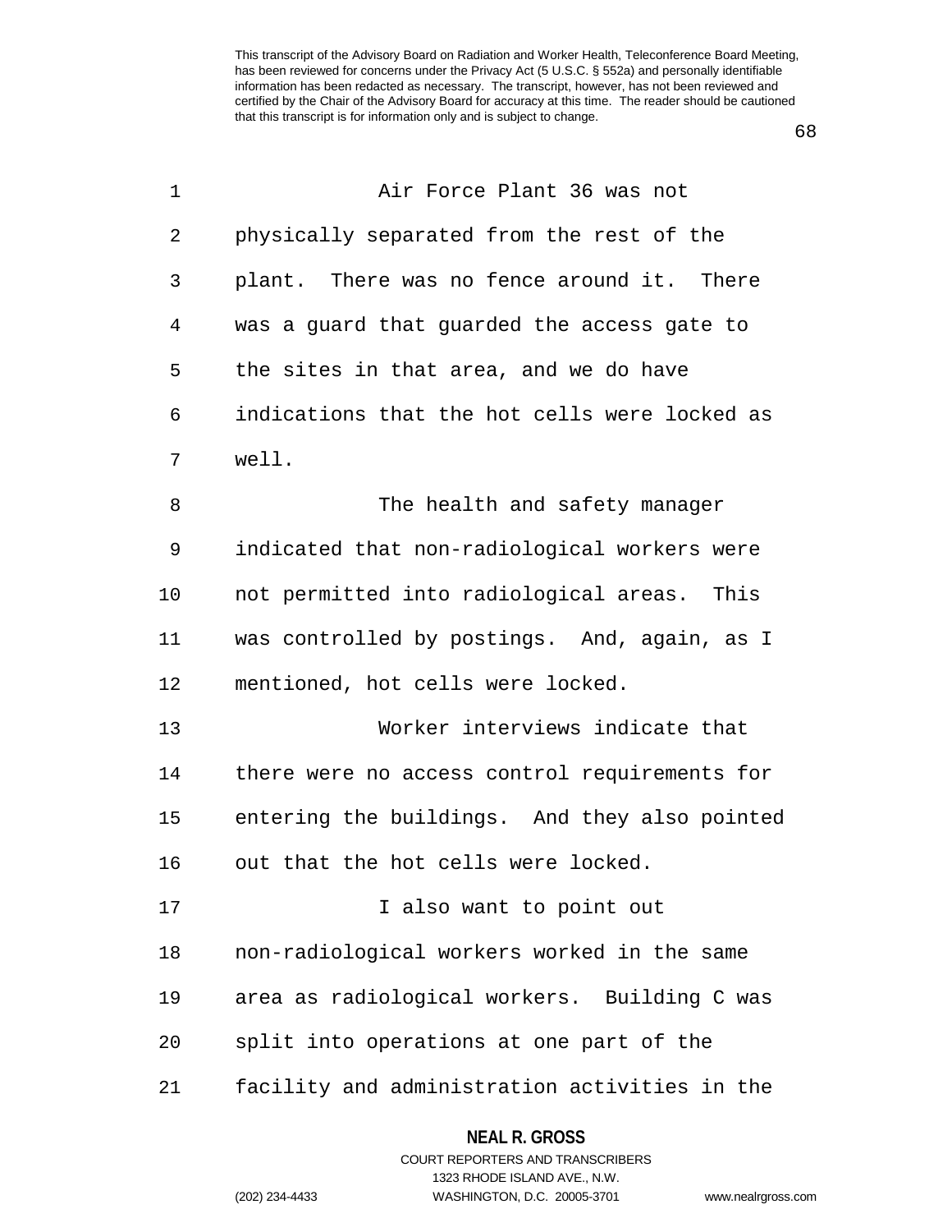Air Force Plant 36 was not physically separated from the rest of the plant. There was no fence around it. There was a guard that guarded the access gate to the sites in that area, and we do have indications that the hot cells were locked as well.

The health and safety manager indicated that non-radiological workers were not permitted into radiological areas. This was controlled by postings. And, again, as I mentioned, hot cells were locked.

Worker interviews indicate that there were no access control requirements for entering the buildings. And they also pointed out that the hot cells were locked.

I also want to point out non-radiological workers worked in the same area as radiological workers. Building C was split into operations at one part of the facility and administration activities in the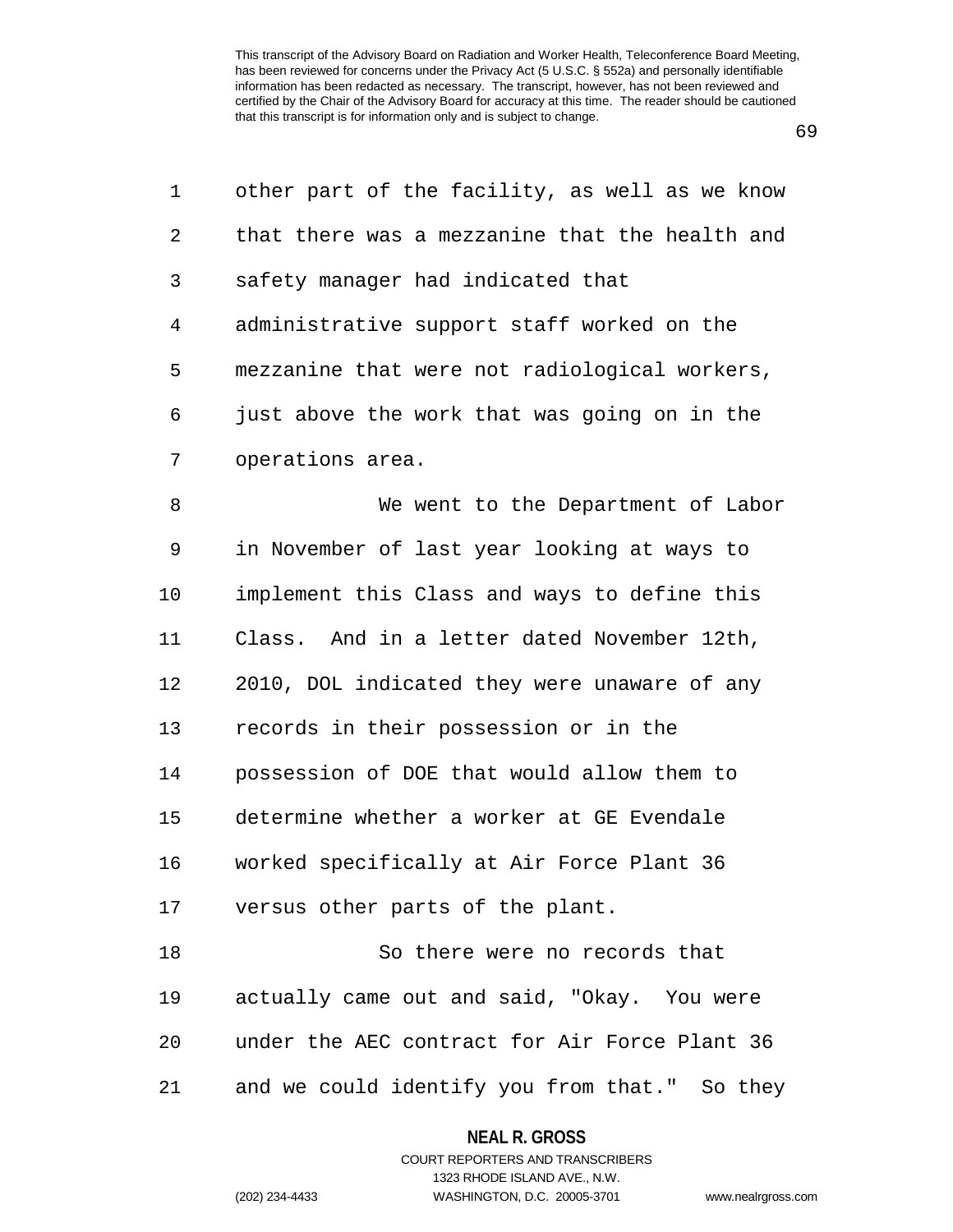other part of the facility, as well as we know that there was a mezzanine that the health and safety manager had indicated that administrative support staff worked on the mezzanine that were not radiological workers, just above the work that was going on in the operations area.

We went to the Department of Labor in November of last year looking at ways to implement this Class and ways to define this Class. And in a letter dated November 12th, 2010, DOL indicated they were unaware of any records in their possession or in the possession of DOE that would allow them to determine whether a worker at GE Evendale worked specifically at Air Force Plant 36 versus other parts of the plant.

So there were no records that actually came out and said, "Okay. You were under the AEC contract for Air Force Plant 36 and we could identify you from that." So they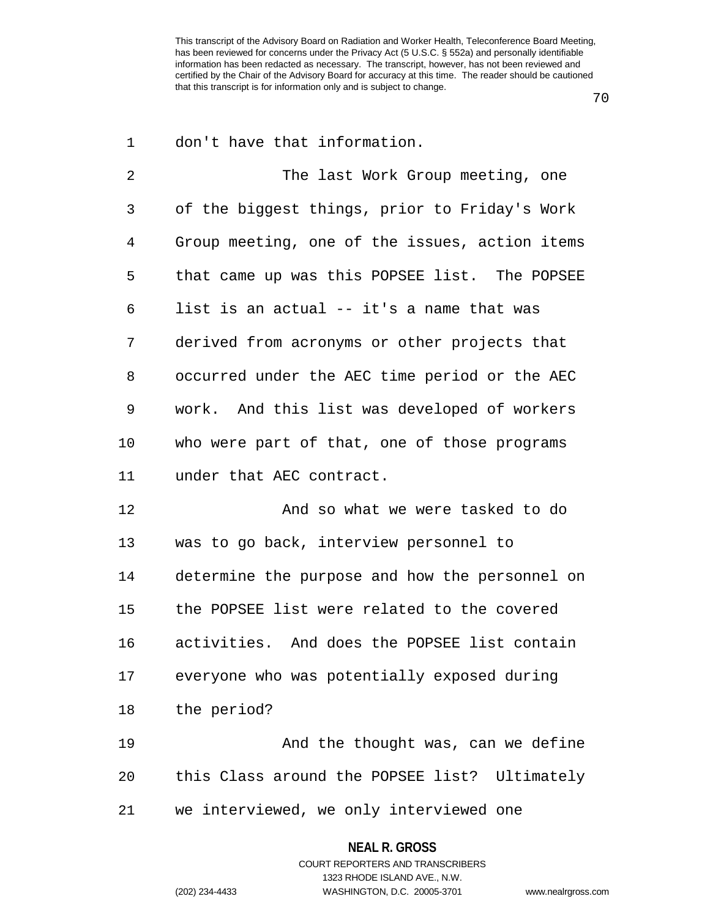don't have that information.

The last Work Group meeting, one of the biggest things, prior to Friday's Work Group meeting, one of the issues, action items that came up was this POPSEE list. The POPSEE list is an actual -- it's a name that was derived from acronyms or other projects that occurred under the AEC time period or the AEC work. And this list was developed of workers who were part of that, one of those programs under that AEC contract.

And so what we were tasked to do was to go back, interview personnel to determine the purpose and how the personnel on the POPSEE list were related to the covered activities. And does the POPSEE list contain everyone who was potentially exposed during the period?

And the thought was, can we define this Class around the POPSEE list? Ultimately we interviewed, we only interviewed one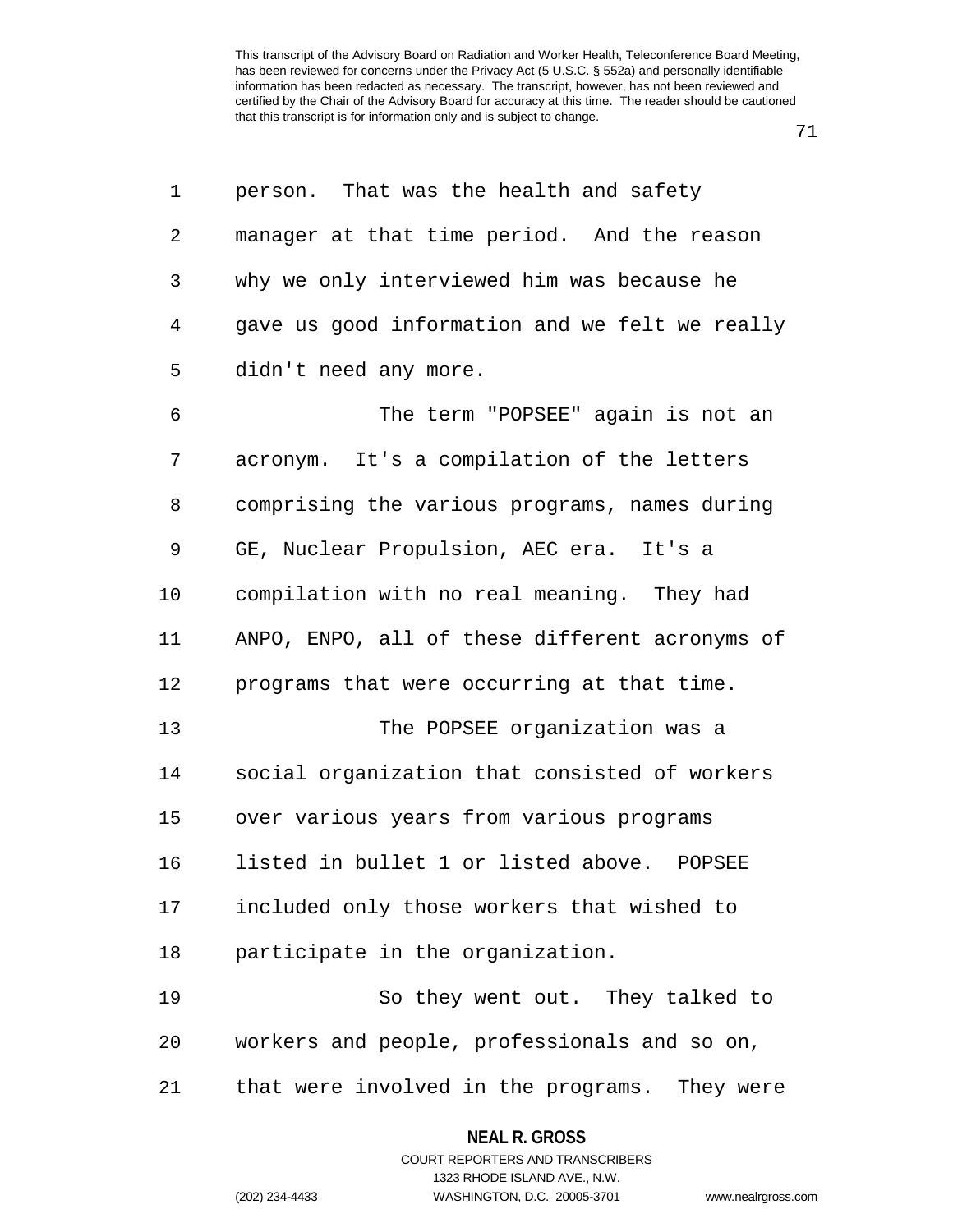person. That was the health and safety manager at that time period. And the reason why we only interviewed him was because he gave us good information and we felt we really didn't need any more.

The term "POPSEE" again is not an acronym. It's a compilation of the letters comprising the various programs, names during GE, Nuclear Propulsion, AEC era. It's a compilation with no real meaning. They had ANPO, ENPO, all of these different acronyms of programs that were occurring at that time.

The POPSEE organization was a social organization that consisted of workers over various years from various programs listed in bullet 1 or listed above. POPSEE included only those workers that wished to participate in the organization.

So they went out. They talked to workers and people, professionals and so on, that were involved in the programs. They were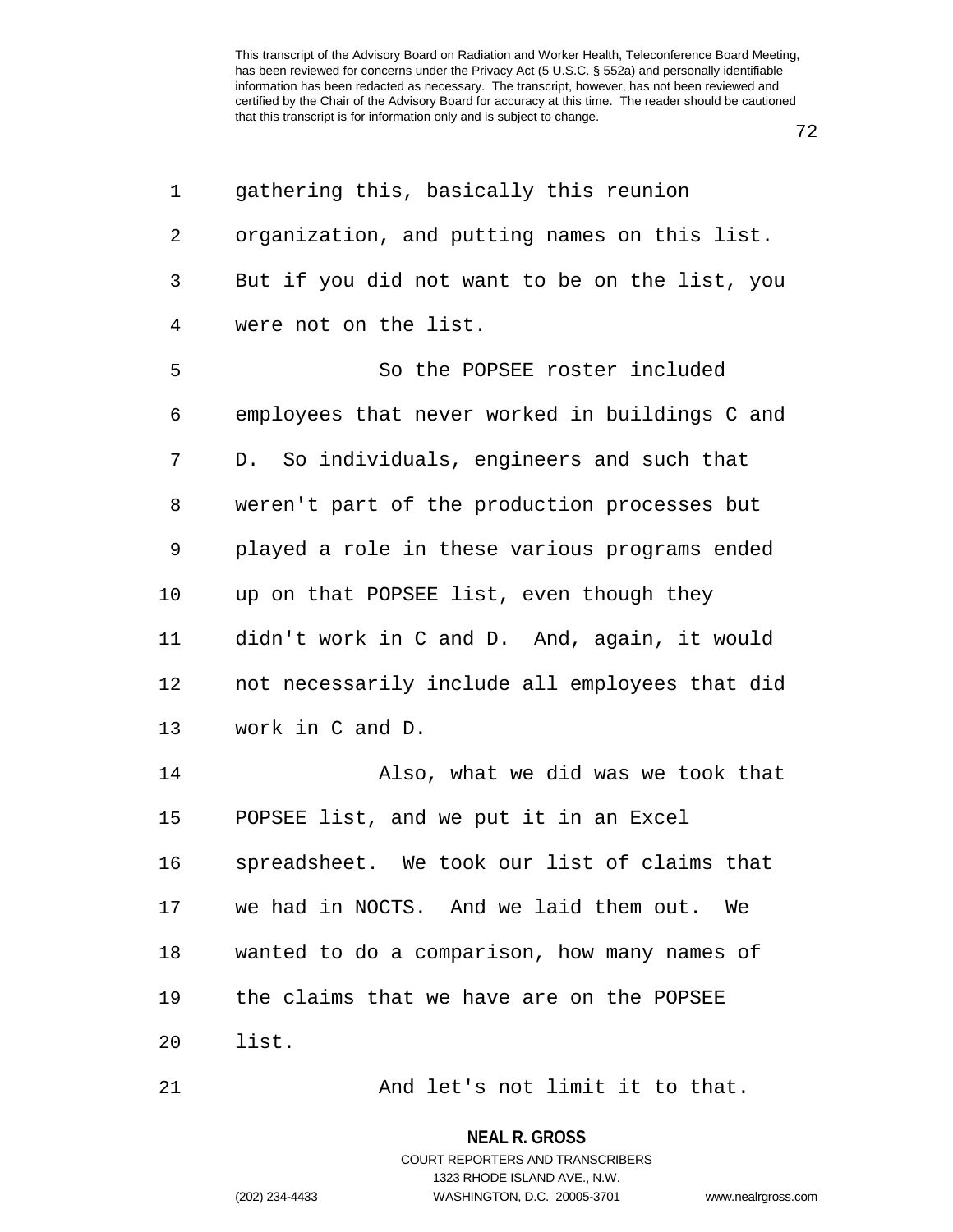gathering this, basically this reunion organization, and putting names on this list. But if you did not want to be on the list, you were not on the list.

So the POPSEE roster included employees that never worked in buildings C and D. So individuals, engineers and such that weren't part of the production processes but played a role in these various programs ended up on that POPSEE list, even though they didn't work in C and D. And, again, it would not necessarily include all employees that did work in C and D.

Also, what we did was we took that POPSEE list, and we put it in an Excel spreadsheet. We took our list of claims that we had in NOCTS. And we laid them out. We wanted to do a comparison, how many names of the claims that we have are on the POPSEE list.

And let's not limit it to that.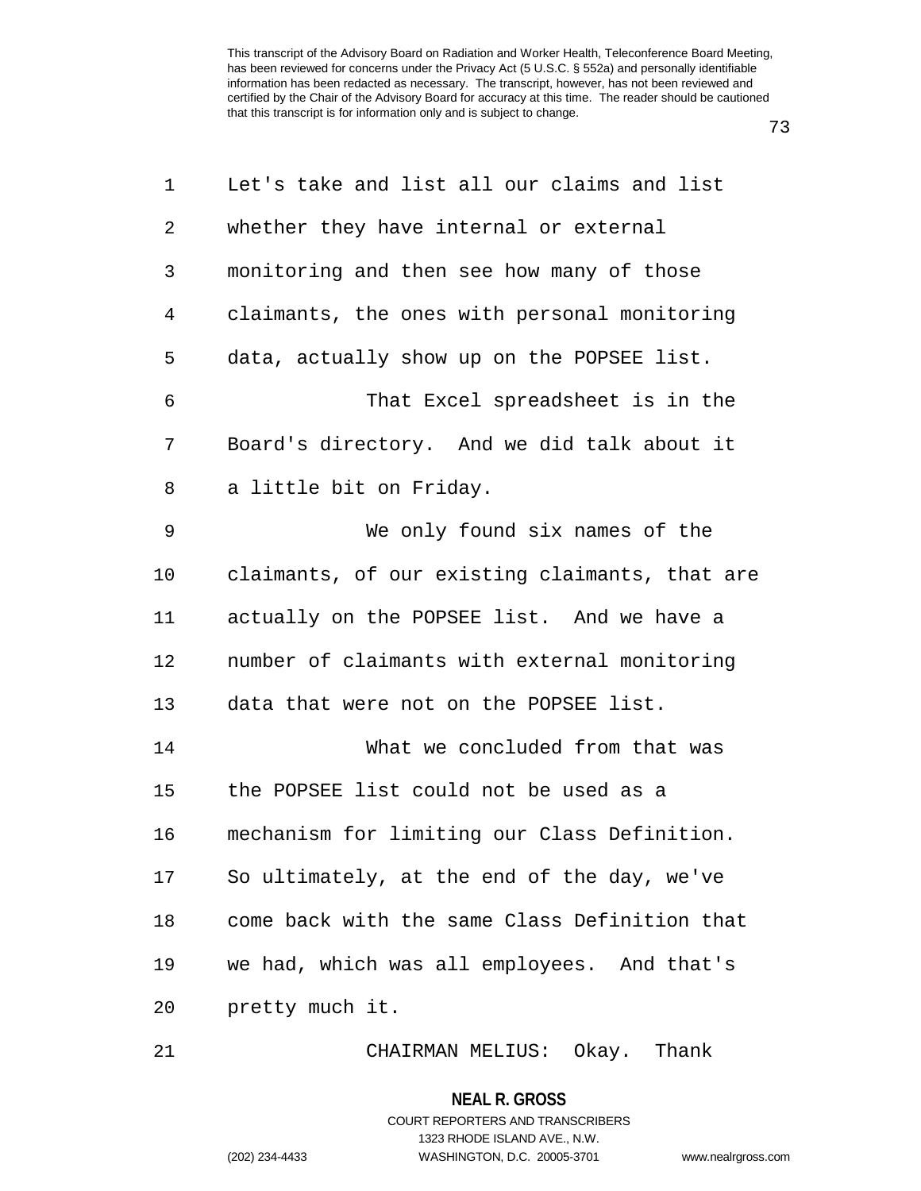Let's take and list all our claims and list whether they have internal or external monitoring and then see how many of those claimants, the ones with personal monitoring data, actually show up on the POPSEE list.

That Excel spreadsheet is in the Board's directory. And we did talk about it a little bit on Friday.

We only found six names of the claimants, of our existing claimants, that are actually on the POPSEE list. And we have a number of claimants with external monitoring data that were not on the POPSEE list.

What we concluded from that was the POPSEE list could not be used as a mechanism for limiting our Class Definition. So ultimately, at the end of the day, we've come back with the same Class Definition that we had, which was all employees. And that's pretty much it.

CHAIRMAN MELIUS: Okay. Thank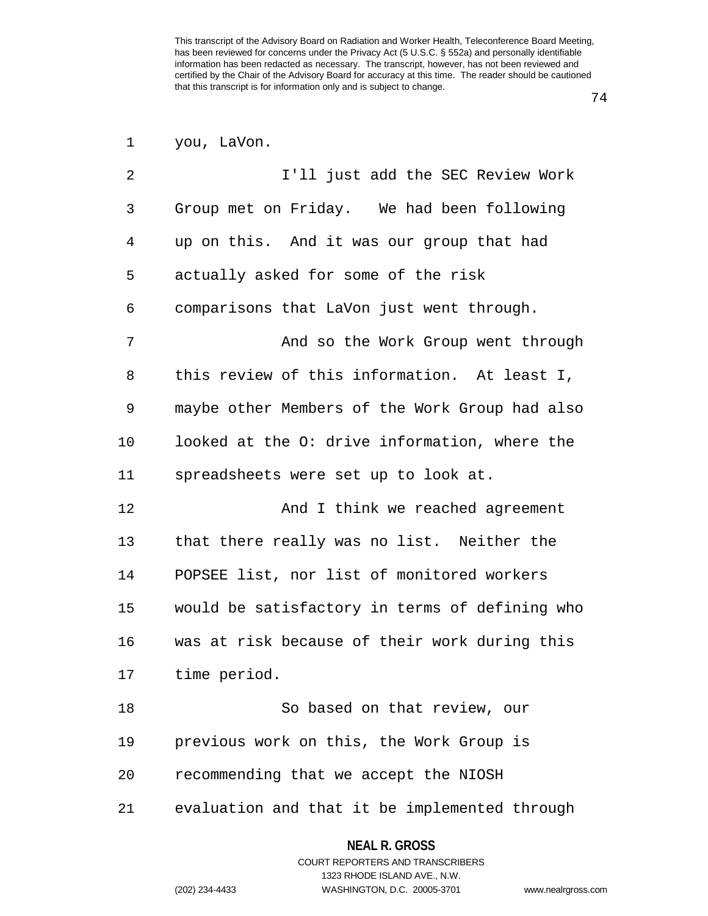you, LaVon.

I'll just add the SEC Review Work Group met on Friday. We had been following up on this. And it was our group that had actually asked for some of the risk comparisons that LaVon just went through.

And so the Work Group went through this review of this information. At least I, maybe other Members of the Work Group had also looked at the O: drive information, where the spreadsheets were set up to look at.

And I think we reached agreement that there really was no list. Neither the POPSEE list, nor list of monitored workers would be satisfactory in terms of defining who was at risk because of their work during this time period.

So based on that review, our previous work on this, the Work Group is recommending that we accept the NIOSH evaluation and that it be implemented through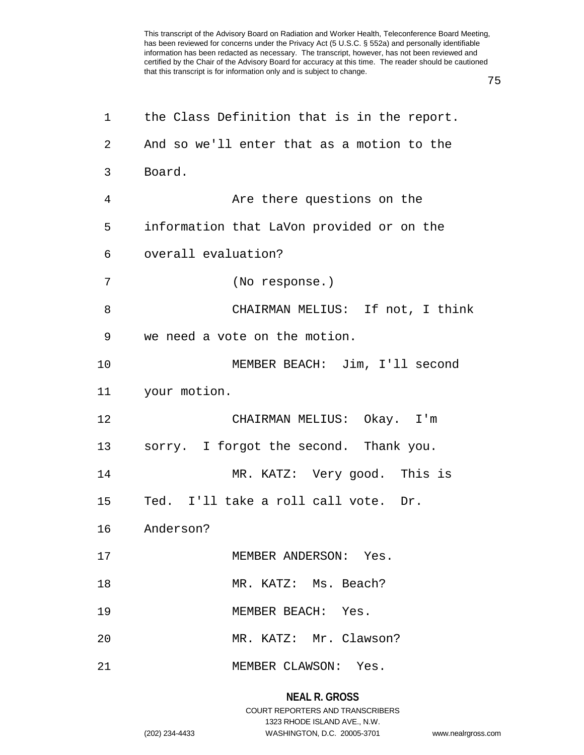the Class Definition that is in the report. And so we'll enter that as a motion to the Board.

Are there questions on the information that LaVon provided or on the overall evaluation?

(No response.)

CHAIRMAN MELIUS: If not, I think we need a vote on the motion.

MEMBER BEACH: Jim, I'll second your motion.

CHAIRMAN MELIUS: Okay. I'm sorry. I forgot the second. Thank you.

MR. KATZ: Very good. This is Ted. I'll take a roll call vote. Dr. Anderson?

MEMBER ANDERSON: Yes.

MR. KATZ: Ms. Beach?

MEMBER BEACH: Yes.

MR. KATZ: Mr. Clawson?

MEMBER CLAWSON: Yes.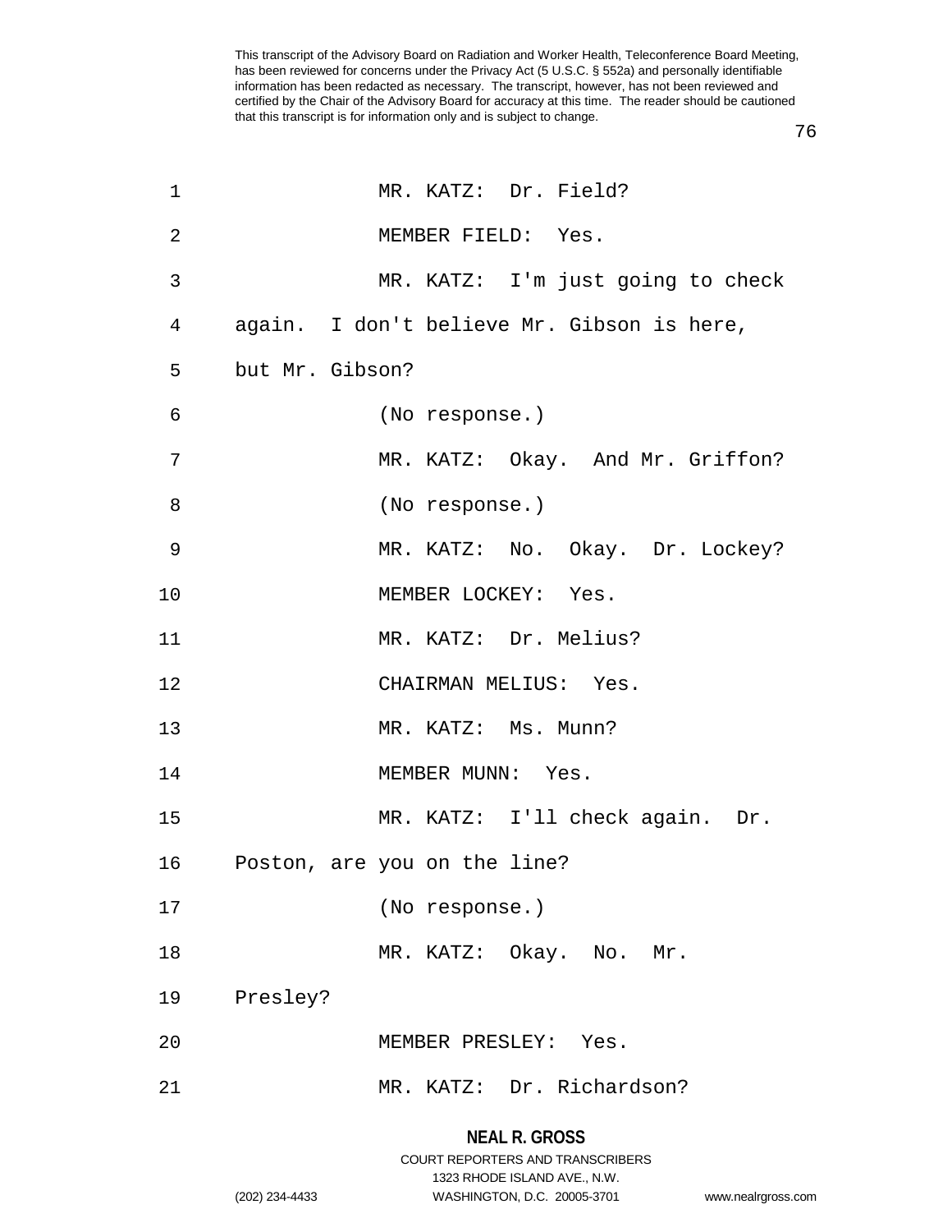MR. KATZ: Dr. Field?

MEMBER FIELD: Yes.

MR. KATZ: I'm just going to check again. I don't believe Mr. Gibson is here, but Mr. Gibson?

(No response.)

MR. KATZ: Okay. And Mr. Griffon?

(No response.)

MR. KATZ: No. Okay. Dr. Lockey?

MEMBER LOCKEY: Yes.

MR. KATZ: Dr. Melius?

CHAIRMAN MELIUS: Yes.

MR. KATZ: Ms. Munn?

MEMBER MUNN: Yes.

MR. KATZ: I'll check again. Dr. Poston, are you on the line?

(No response.)

MR. KATZ: Okay. No. Mr. Presley?

MEMBER PRESLEY: Yes.

MR. KATZ: Dr. Richardson?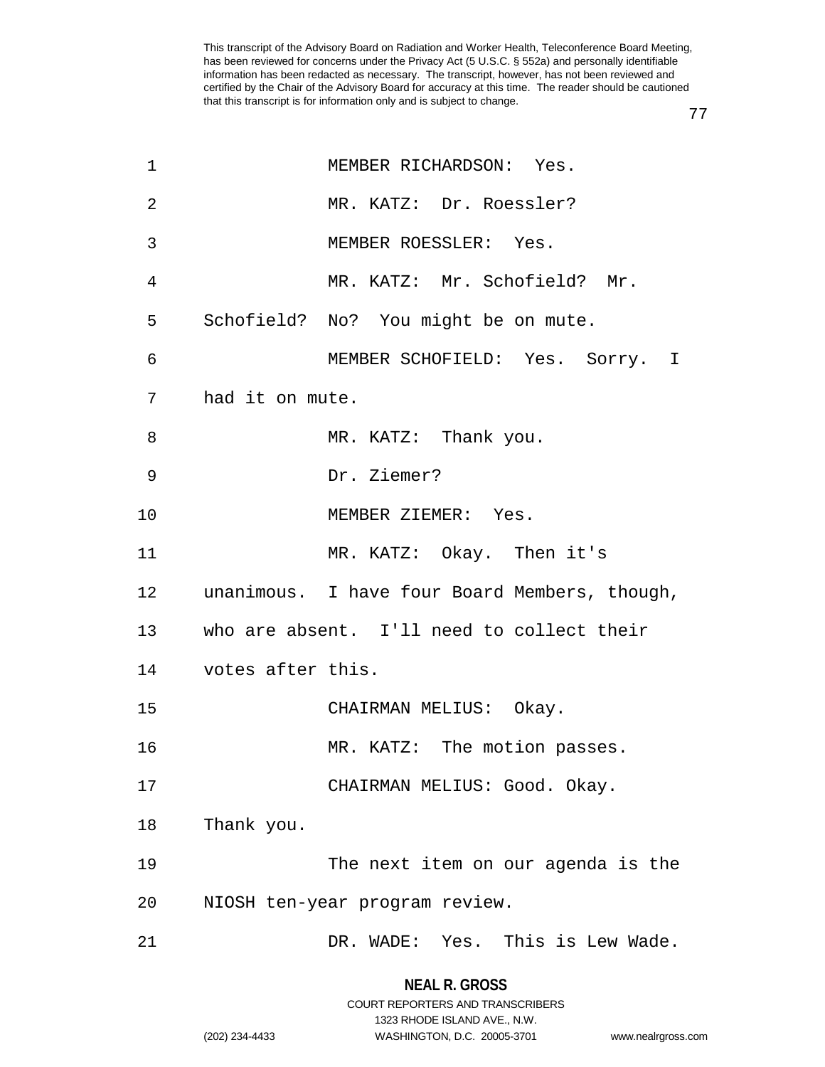MEMBER RICHARDSON: Yes.

MR. KATZ: Dr. Roessler?

MEMBER ROESSLER: Yes.

MR. KATZ: Mr. Schofield? Mr. Schofield? No? You might be on mute.

MEMBER SCHOFIELD: Yes. Sorry. I had it on mute.

MR. KATZ: Thank you.

Dr. Ziemer?

MEMBER ZIEMER: Yes.

MR. KATZ: Okay. Then it's unanimous. I have four Board Members, though, who are absent. I'll need to collect their votes after this.

CHAIRMAN MELIUS: Okay.

MR. KATZ: The motion passes.

CHAIRMAN MELIUS: Good. Okay. Thank you.

The next item on our agenda is the NIOSH ten-year program review.

DR. WADE: Yes. This is Lew Wade.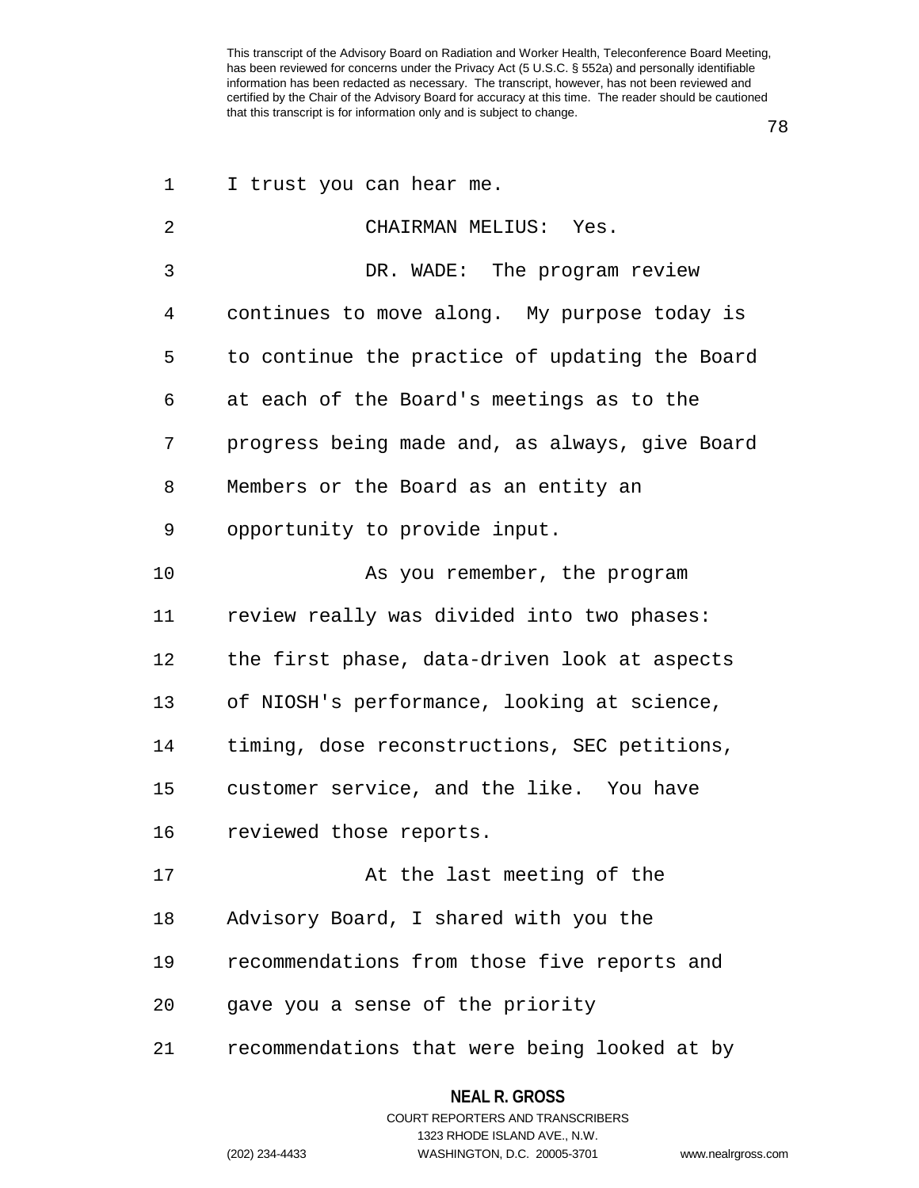I trust you can hear me.

CHAIRMAN MELIUS: Yes.

DR. WADE: The program review continues to move along. My purpose today is to continue the practice of updating the Board at each of the Board's meetings as to the progress being made and, as always, give Board Members or the Board as an entity an opportunity to provide input.

As you remember, the program review really was divided into two phases: the first phase, data-driven look at aspects of NIOSH's performance, looking at science, timing, dose reconstructions, SEC petitions, customer service, and the like. You have reviewed those reports.

At the last meeting of the Advisory Board, I shared with you the recommendations from those five reports and gave you a sense of the priority recommendations that were being looked at by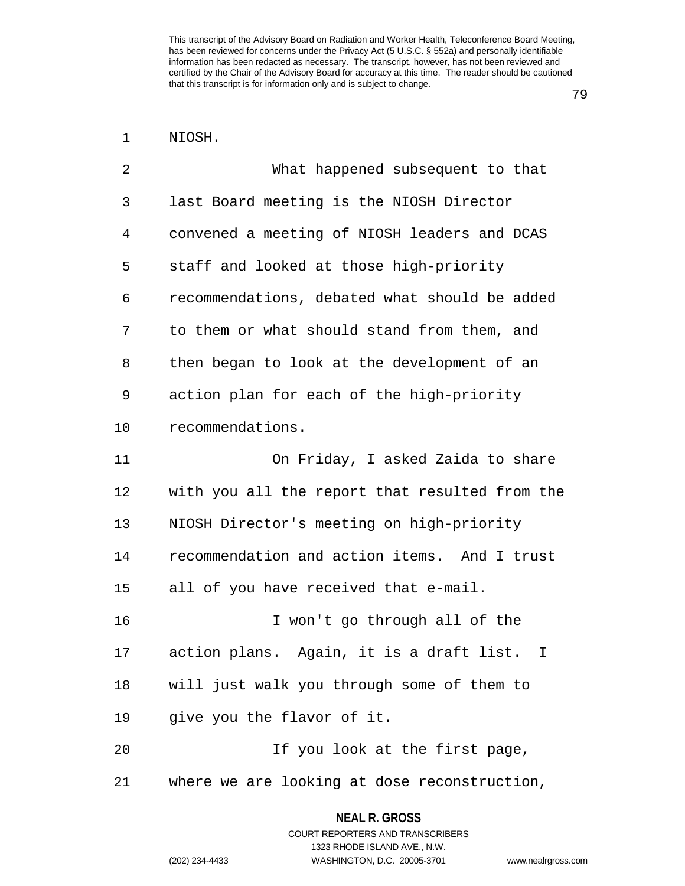NIOSH.

What happened subsequent to that last Board meeting is the NIOSH Director convened a meeting of NIOSH leaders and DCAS staff and looked at those high-priority recommendations, debated what should be added to them or what should stand from them, and then began to look at the development of an action plan for each of the high-priority recommendations.

On Friday, I asked Zaida to share with you all the report that resulted from the NIOSH Director's meeting on high-priority recommendation and action items. And I trust all of you have received that e-mail.

I won't go through all of the action plans. Again, it is a draft list. I will just walk you through some of them to give you the flavor of it.

If you look at the first page, where we are looking at dose reconstruction,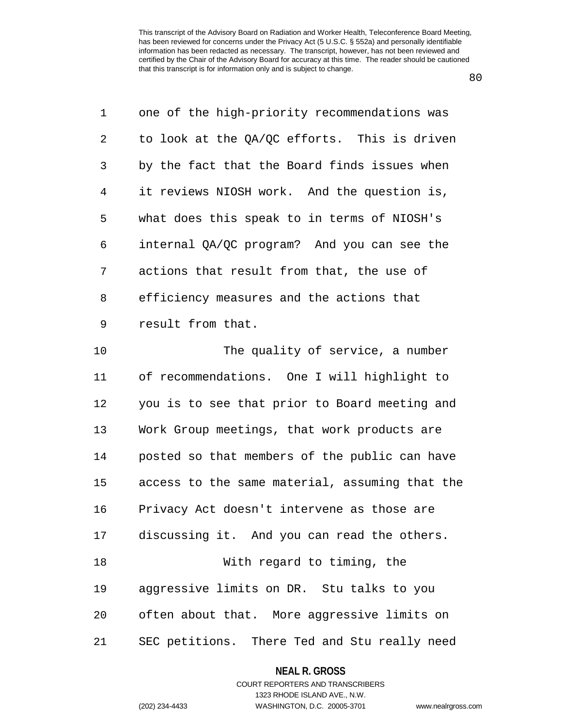one of the high-priority recommendations was to look at the QA/QC efforts. This is driven by the fact that the Board finds issues when it reviews NIOSH work. And the question is, what does this speak to in terms of NIOSH's internal QA/QC program? And you can see the actions that result from that, the use of efficiency measures and the actions that result from that.

The quality of service, a number of recommendations. One I will highlight to you is to see that prior to Board meeting and Work Group meetings, that work products are posted so that members of the public can have access to the same material, assuming that the Privacy Act doesn't intervene as those are discussing it. And you can read the others.

With regard to timing, the aggressive limits on DR. Stu talks to you often about that. More aggressive limits on SEC petitions. There Ted and Stu really need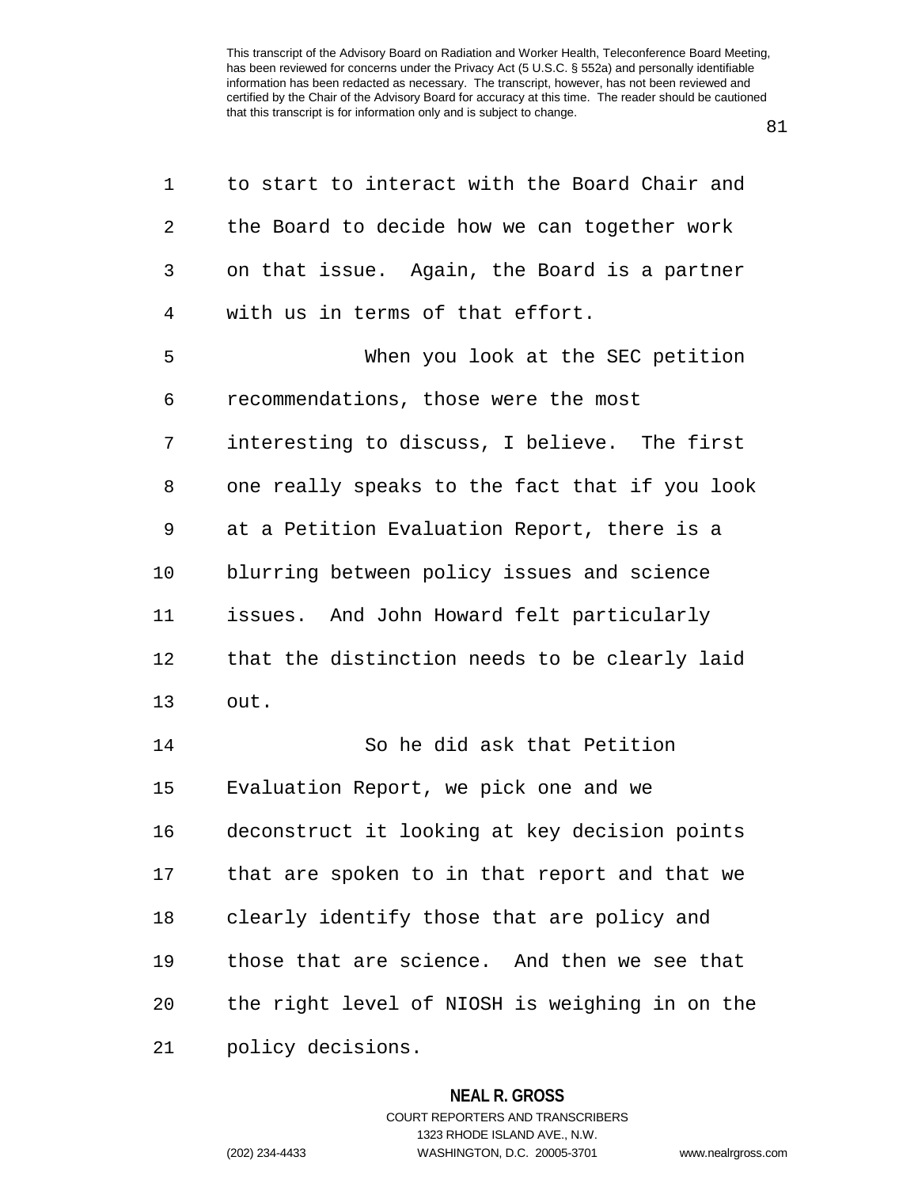to start to interact with the Board Chair and the Board to decide how we can together work on that issue. Again, the Board is a partner with us in terms of that effort.

When you look at the SEC petition recommendations, those were the most interesting to discuss, I believe. The first one really speaks to the fact that if you look at a Petition Evaluation Report, there is a blurring between policy issues and science issues. And John Howard felt particularly that the distinction needs to be clearly laid out.

So he did ask that Petition Evaluation Report, we pick one and we deconstruct it looking at key decision points that are spoken to in that report and that we clearly identify those that are policy and those that are science. And then we see that the right level of NIOSH is weighing in on the policy decisions.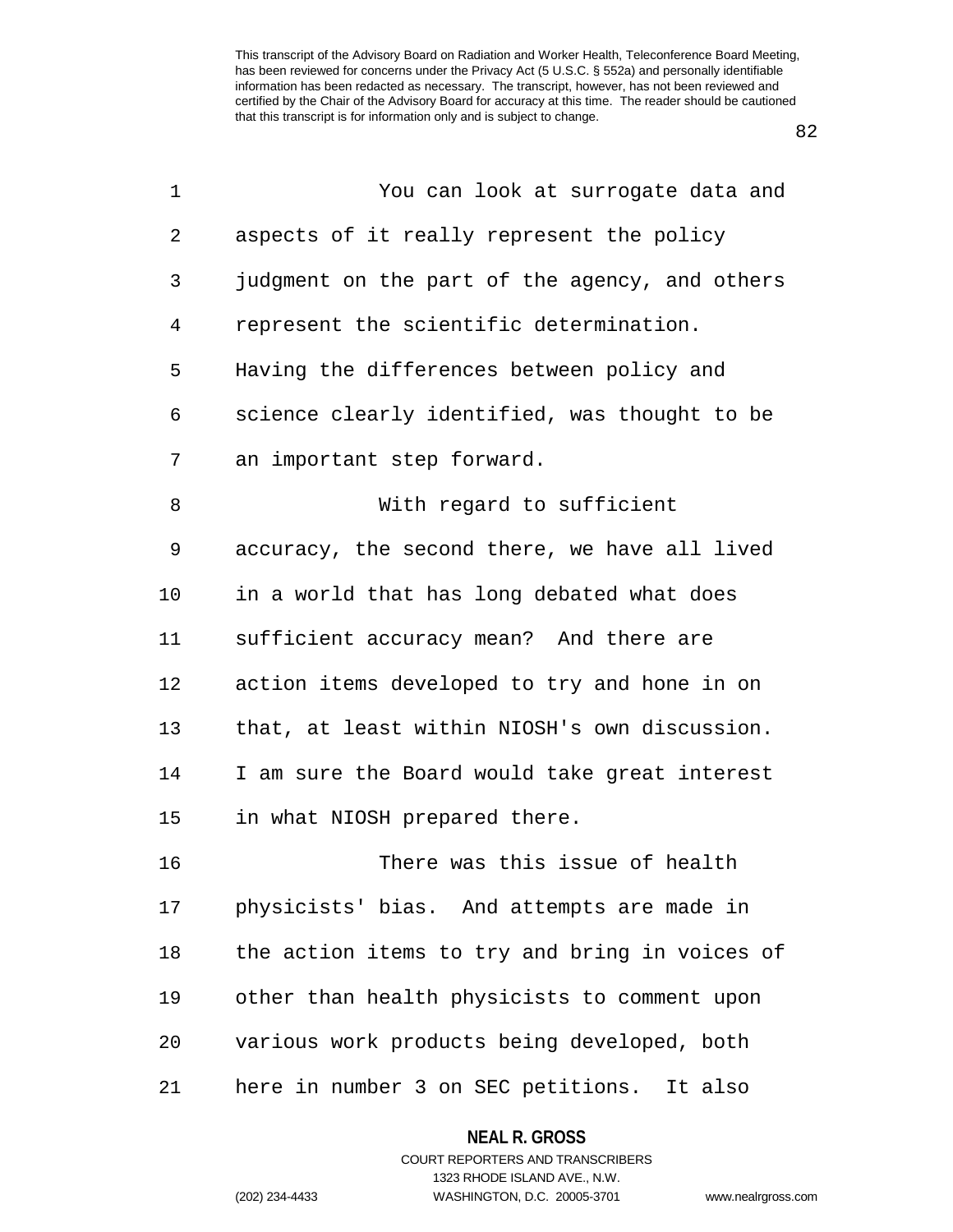You can look at surrogate data and aspects of it really represent the policy judgment on the part of the agency, and others represent the scientific determination. Having the differences between policy and science clearly identified, was thought to be an important step forward.

With regard to sufficient accuracy, the second there, we have all lived in a world that has long debated what does sufficient accuracy mean? And there are action items developed to try and hone in on that, at least within NIOSH's own discussion. I am sure the Board would take great interest in what NIOSH prepared there.

There was this issue of health physicists' bias. And attempts are made in the action items to try and bring in voices of other than health physicists to comment upon various work products being developed, both here in number 3 on SEC petitions. It also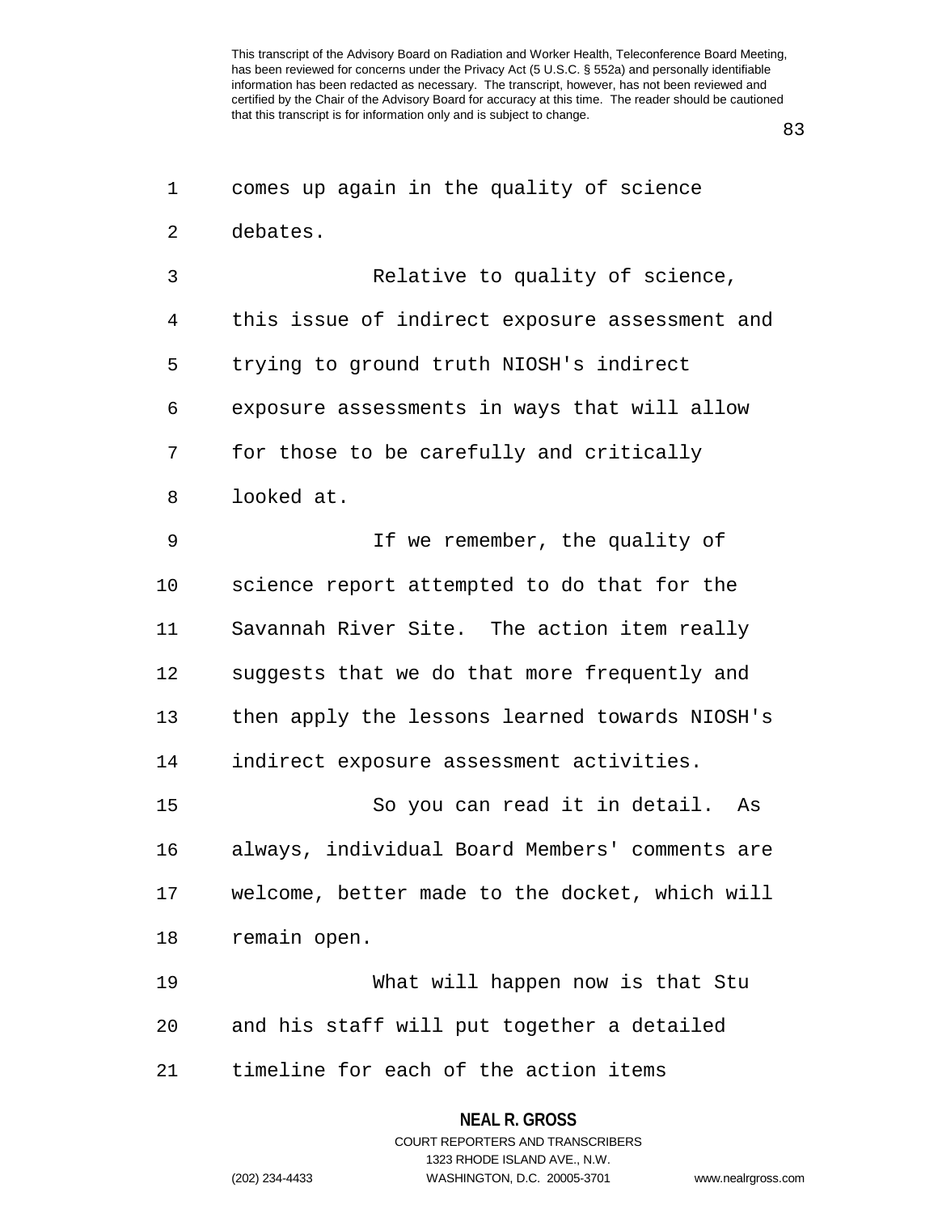comes up again in the quality of science debates.

Relative to quality of science, this issue of indirect exposure assessment and trying to ground truth NIOSH's indirect exposure assessments in ways that will allow for those to be carefully and critically looked at.

If we remember, the quality of science report attempted to do that for the Savannah River Site. The action item really suggests that we do that more frequently and then apply the lessons learned towards NIOSH's indirect exposure assessment activities.

So you can read it in detail. As always, individual Board Members' comments are welcome, better made to the docket, which will remain open.

What will happen now is that Stu and his staff will put together a detailed timeline for each of the action items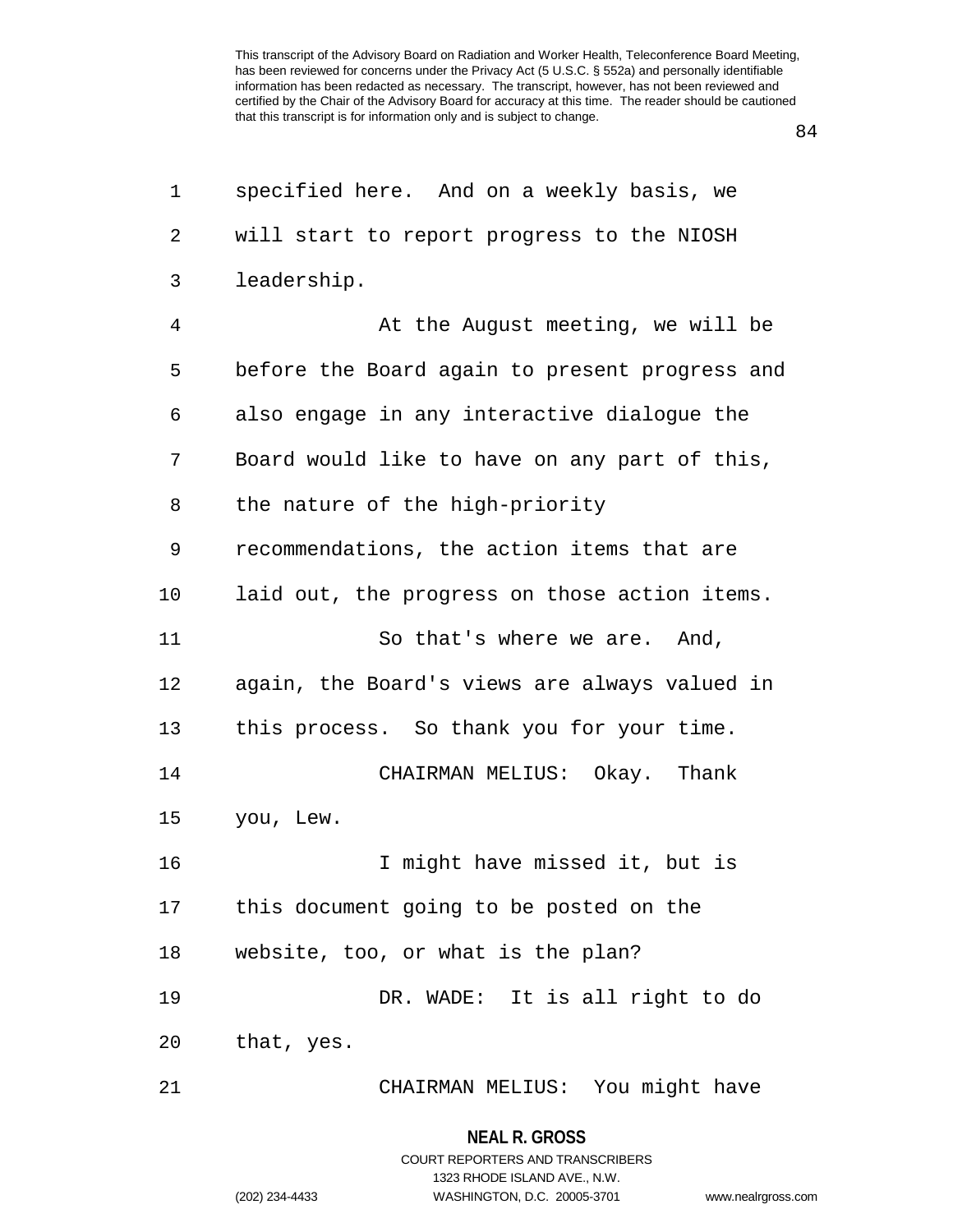specified here. And on a weekly basis, we will start to report progress to the NIOSH leadership.

At the August meeting, we will be before the Board again to present progress and also engage in any interactive dialogue the Board would like to have on any part of this, the nature of the high-priority recommendations, the action items that are laid out, the progress on those action items.

So that's where we are. And, again, the Board's views are always valued in this process. So thank you for your time.

CHAIRMAN MELIUS: Okay. Thank you, Lew.

I might have missed it, but is this document going to be posted on the website, too, or what is the plan?

DR. WADE: It is all right to do that, yes.

CHAIRMAN MELIUS: You might have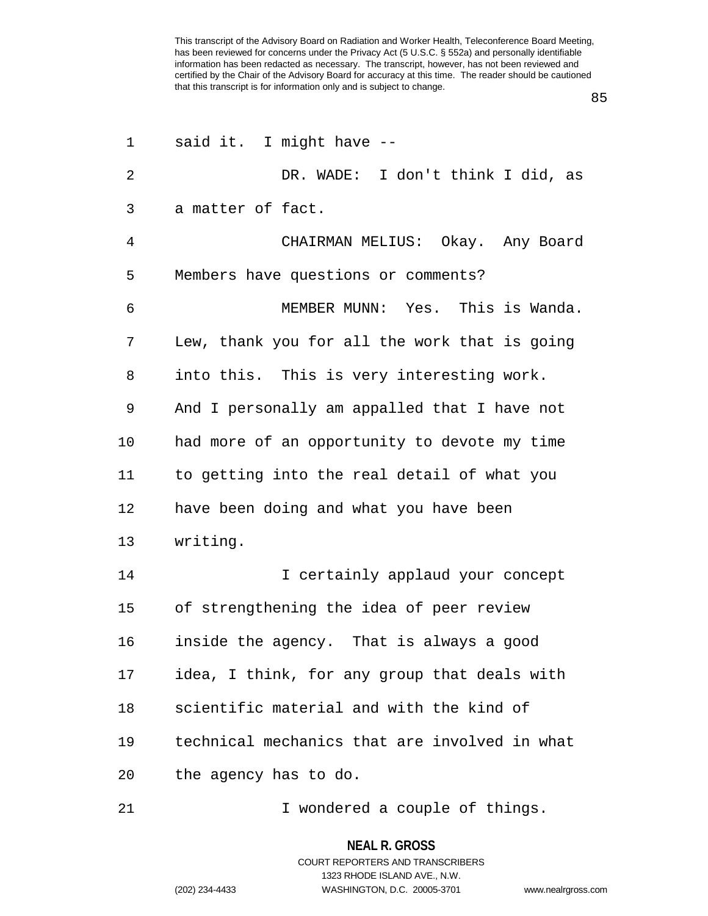said it. I might have --

DR. WADE: I don't think I did, as a matter of fact.

CHAIRMAN MELIUS: Okay. Any Board Members have questions or comments?

MEMBER MUNN: Yes. This is Wanda. Lew, thank you for all the work that is going into this. This is very interesting work. And I personally am appalled that I have not had more of an opportunity to devote my time to getting into the real detail of what you have been doing and what you have been writing.

I certainly applaud your concept of strengthening the idea of peer review inside the agency. That is always a good idea, I think, for any group that deals with scientific material and with the kind of technical mechanics that are involved in what the agency has to do.

I wondered a couple of things.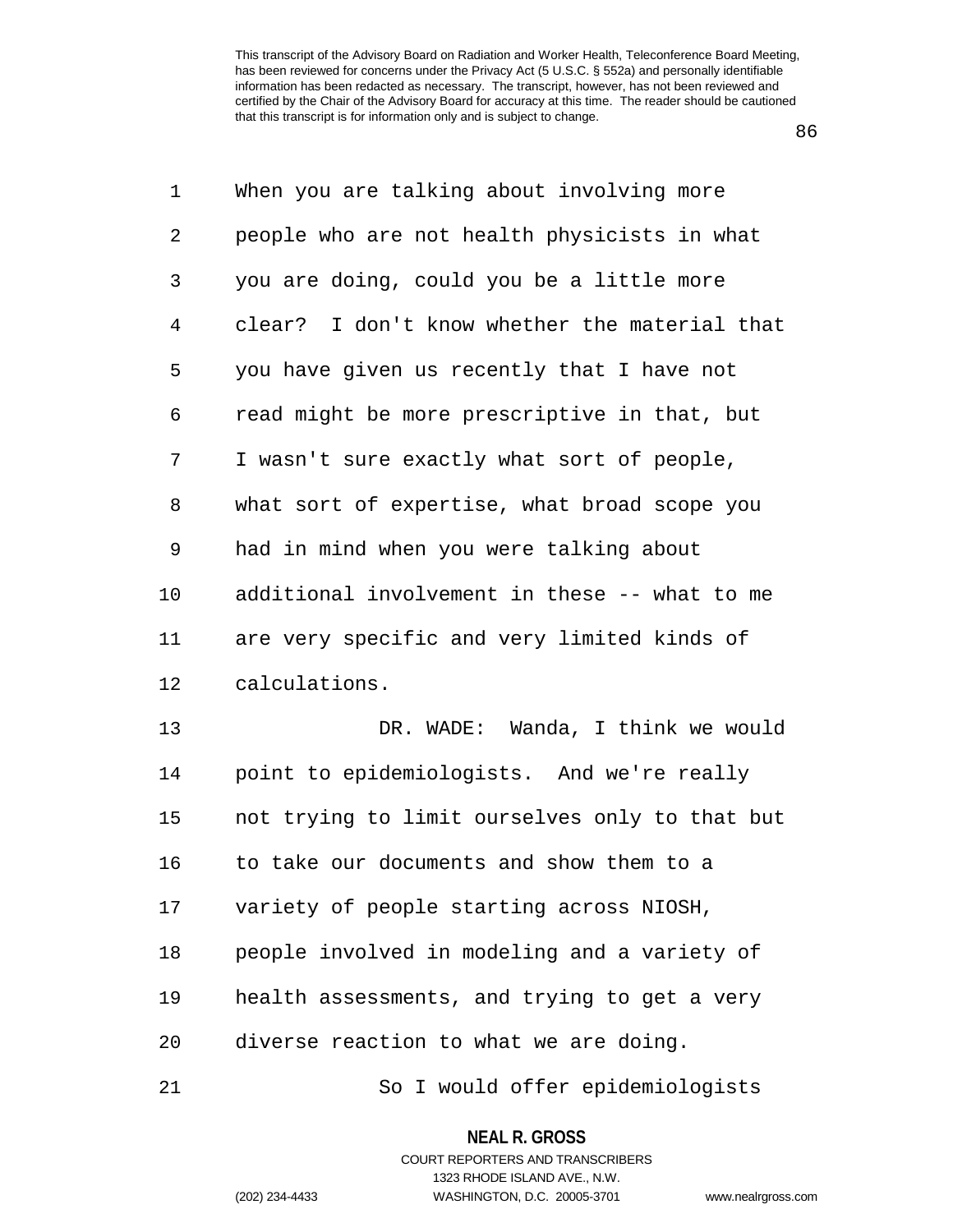When you are talking about involving more people who are not health physicists in what you are doing, could you be a little more clear? I don't know whether the material that you have given us recently that I have not read might be more prescriptive in that, but I wasn't sure exactly what sort of people, what sort of expertise, what broad scope you had in mind when you were talking about additional involvement in these -- what to me are very specific and very limited kinds of calculations.

DR. WADE: Wanda, I think we would point to epidemiologists. And we're really not trying to limit ourselves only to that but to take our documents and show them to a variety of people starting across NIOSH, people involved in modeling and a variety of health assessments, and trying to get a very diverse reaction to what we are doing.

So I would offer epidemiologists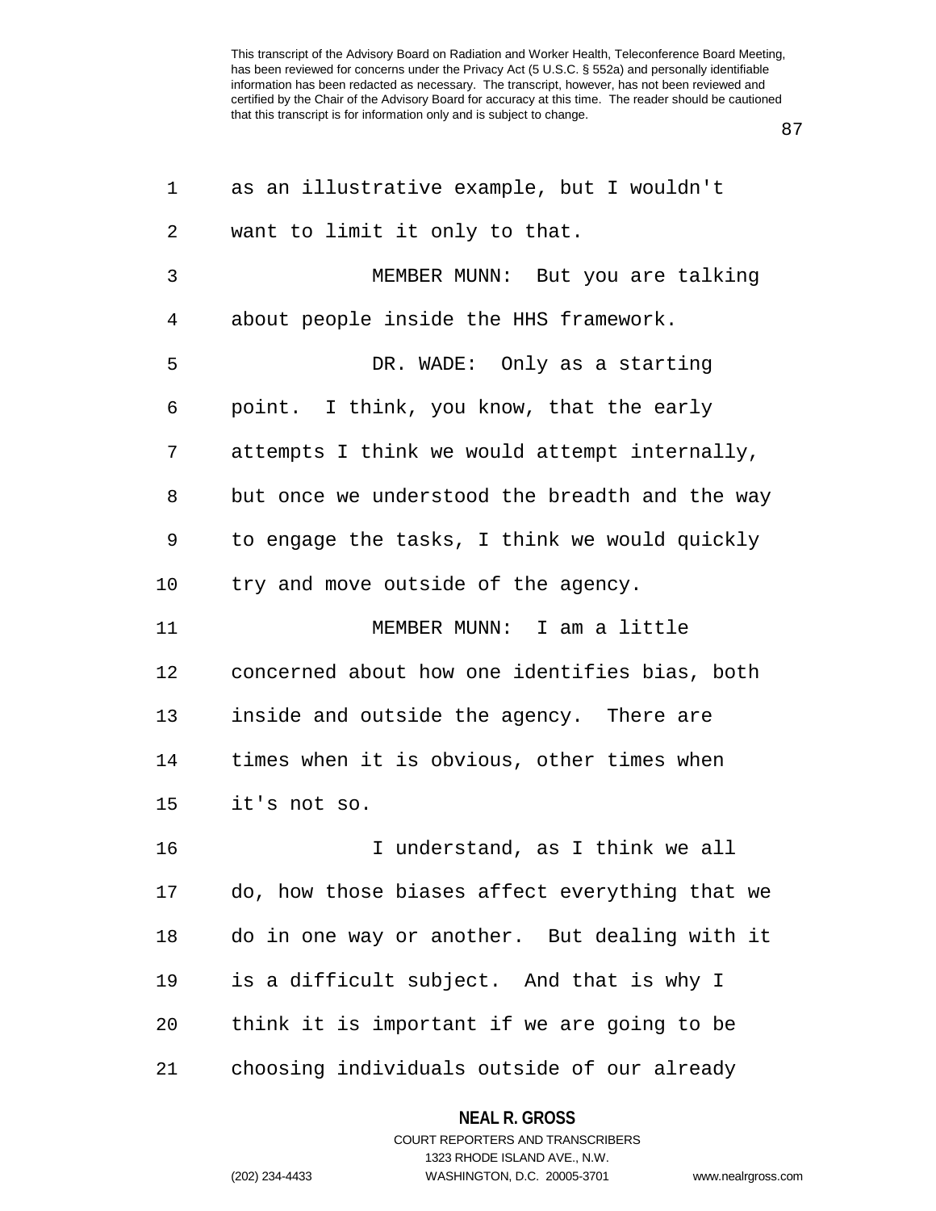as an illustrative example, but I wouldn't want to limit it only to that.

MEMBER MUNN: But you are talking about people inside the HHS framework.

DR. WADE: Only as a starting point. I think, you know, that the early attempts I think we would attempt internally, but once we understood the breadth and the way to engage the tasks, I think we would quickly try and move outside of the agency.

MEMBER MUNN: I am a little concerned about how one identifies bias, both inside and outside the agency. There are times when it is obvious, other times when it's not so.

I understand, as I think we all do, how those biases affect everything that we do in one way or another. But dealing with it is a difficult subject. And that is why I think it is important if we are going to be choosing individuals outside of our already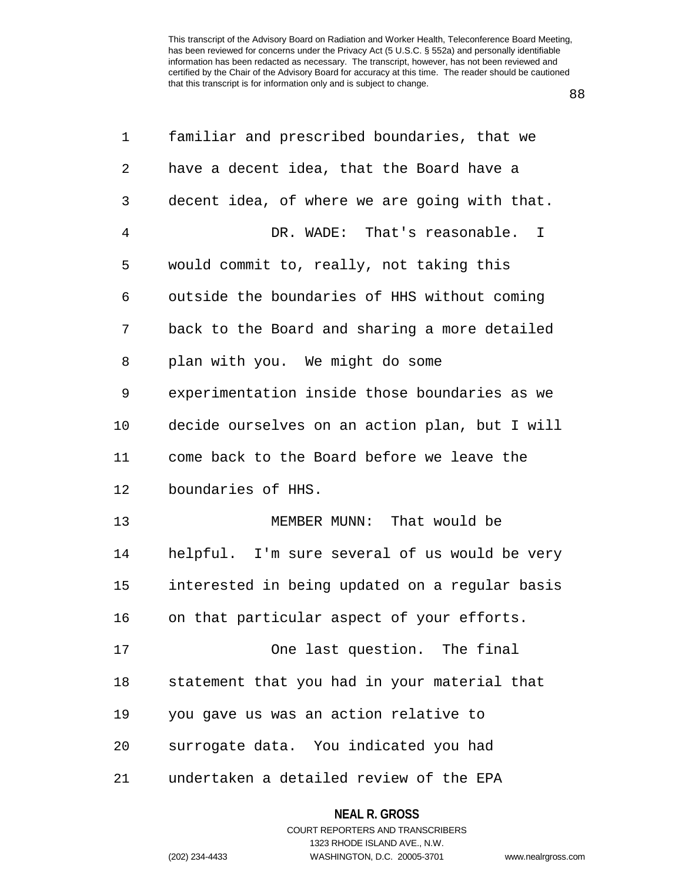familiar and prescribed boundaries, that we have a decent idea, that the Board have a decent idea, of where we are going with that.

DR. WADE: That's reasonable. I would commit to, really, not taking this outside the boundaries of HHS without coming back to the Board and sharing a more detailed plan with you. We might do some experimentation inside those boundaries as we decide ourselves on an action plan, but I will come back to the Board before we leave the boundaries of HHS.

MEMBER MUNN: That would be helpful. I'm sure several of us would be very interested in being updated on a regular basis on that particular aspect of your efforts.

One last question. The final statement that you had in your material that you gave us was an action relative to surrogate data. You indicated you had undertaken a detailed review of the EPA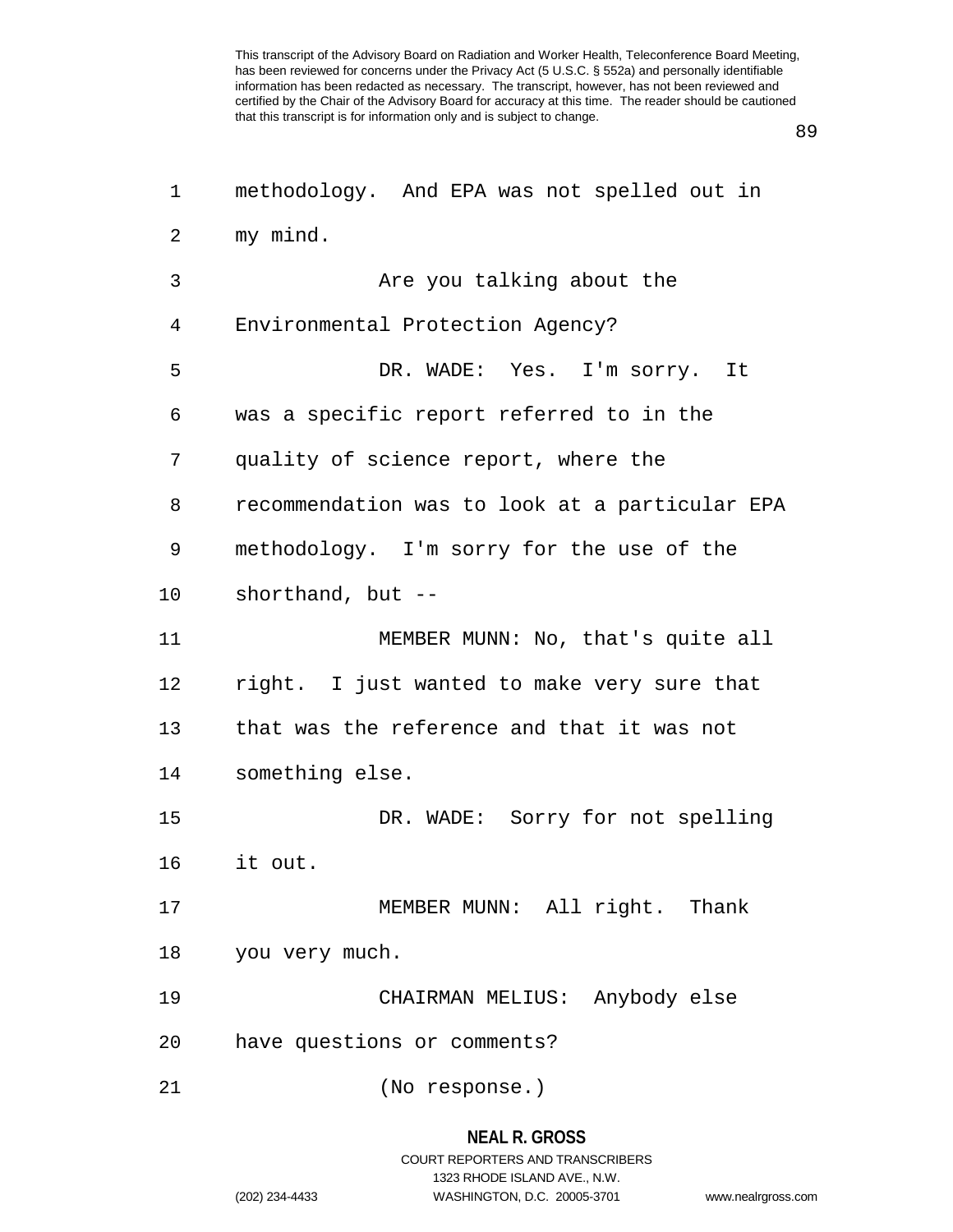methodology. And EPA was not spelled out in my mind.

Are you talking about the Environmental Protection Agency?

DR. WADE: Yes. I'm sorry. It was a specific report referred to in the quality of science report, where the recommendation was to look at a particular EPA methodology. I'm sorry for the use of the shorthand, but --

MEMBER MUNN: No, that's quite all right. I just wanted to make very sure that that was the reference and that it was not something else.

DR. WADE: Sorry for not spelling it out.

MEMBER MUNN: All right. Thank you very much.

CHAIRMAN MELIUS: Anybody else have questions or comments?

(No response.)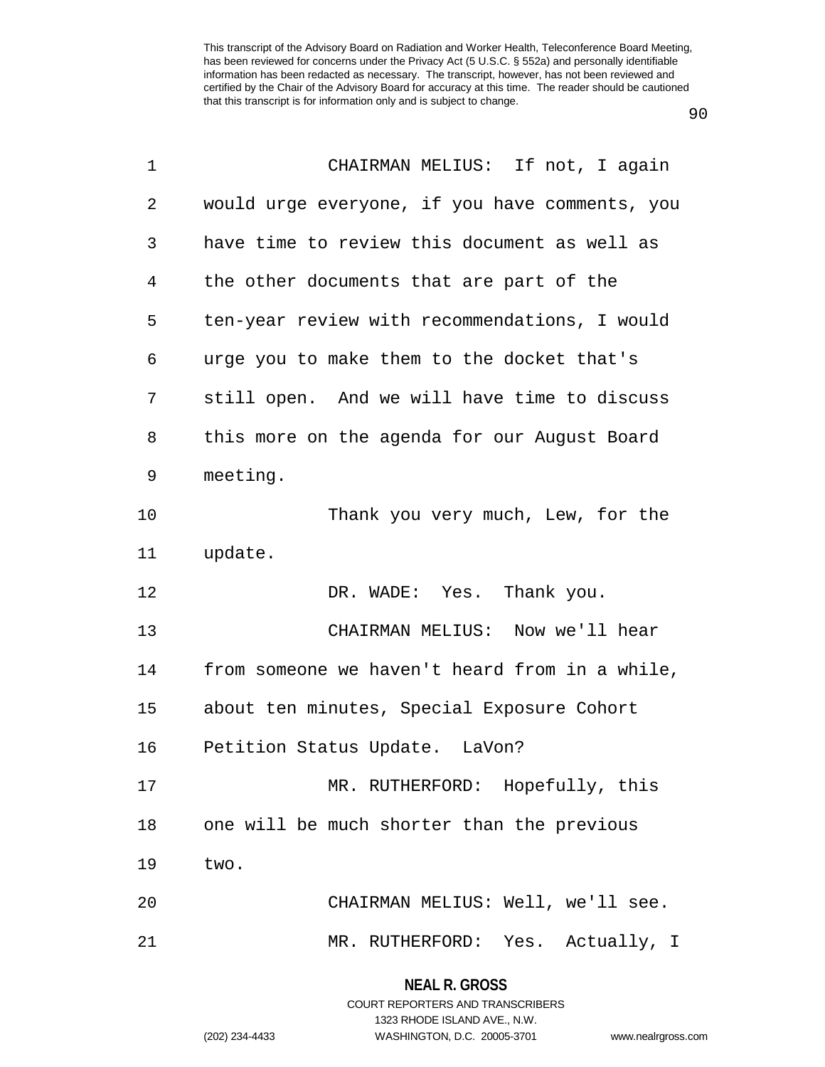CHAIRMAN MELIUS: If not, I again would urge everyone, if you have comments, you have time to review this document as well as the other documents that are part of the ten-year review with recommendations, I would urge you to make them to the docket that's still open. And we will have time to discuss this more on the agenda for our August Board meeting.

Thank you very much, Lew, for the update.

DR. WADE: Yes. Thank you.

CHAIRMAN MELIUS: Now we'll hear from someone we haven't heard from in a while, about ten minutes, Special Exposure Cohort Petition Status Update. LaVon?

MR. RUTHERFORD: Hopefully, this one will be much shorter than the previous two.

CHAIRMAN MELIUS: Well, we'll see.

MR. RUTHERFORD: Yes. Actually, I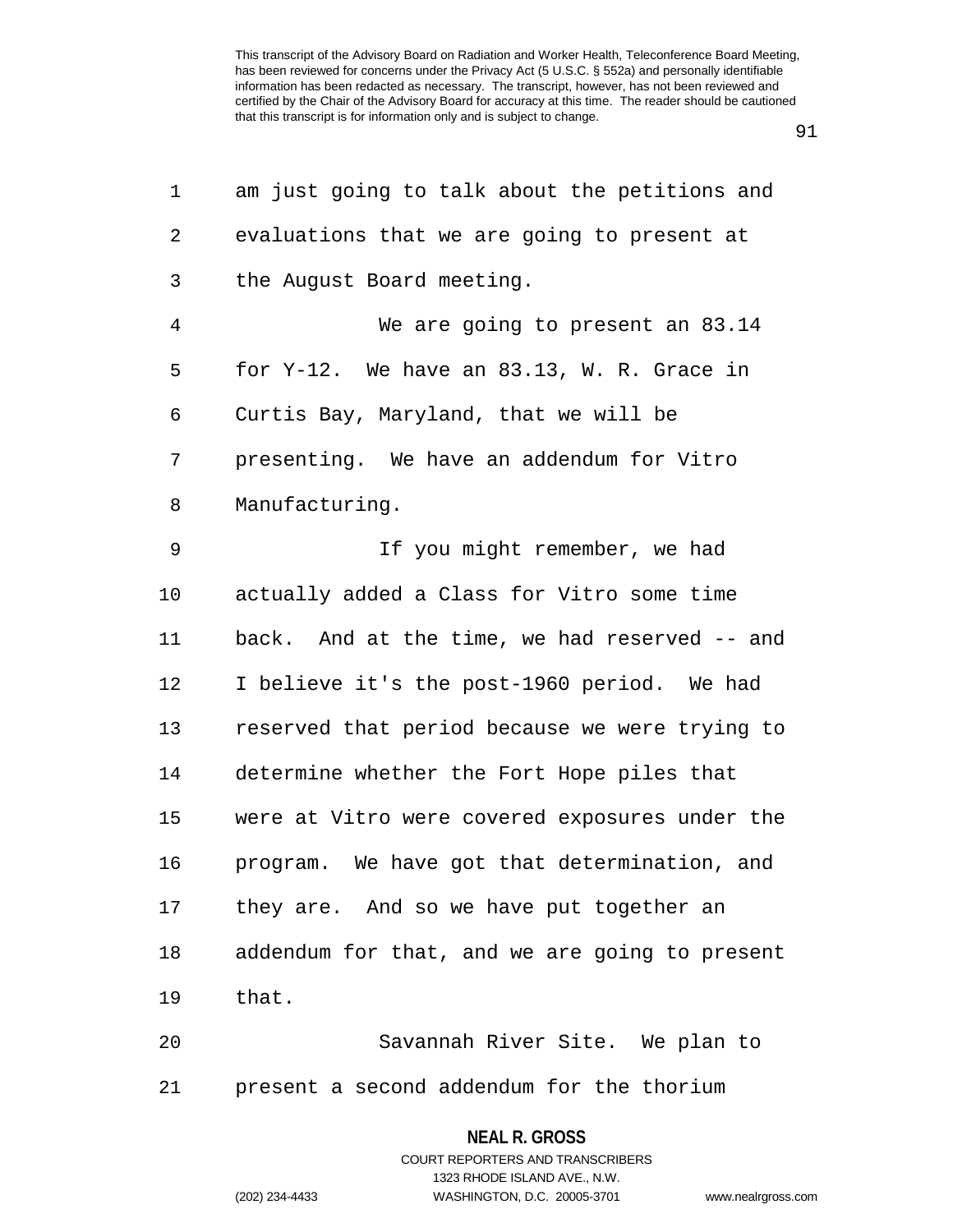am just going to talk about the petitions and evaluations that we are going to present at the August Board meeting.

We are going to present an 83.14 for Y-12. We have an 83.13, W. R. Grace in Curtis Bay, Maryland, that we will be presenting. We have an addendum for Vitro Manufacturing.

If you might remember, we had actually added a Class for Vitro some time back. And at the time, we had reserved -- and I believe it's the post-1960 period. We had reserved that period because we were trying to determine whether the Fort Hope piles that were at Vitro were covered exposures under the program. We have got that determination, and they are. And so we have put together an addendum for that, and we are going to present that.

Savannah River Site. We plan to present a second addendum for the thorium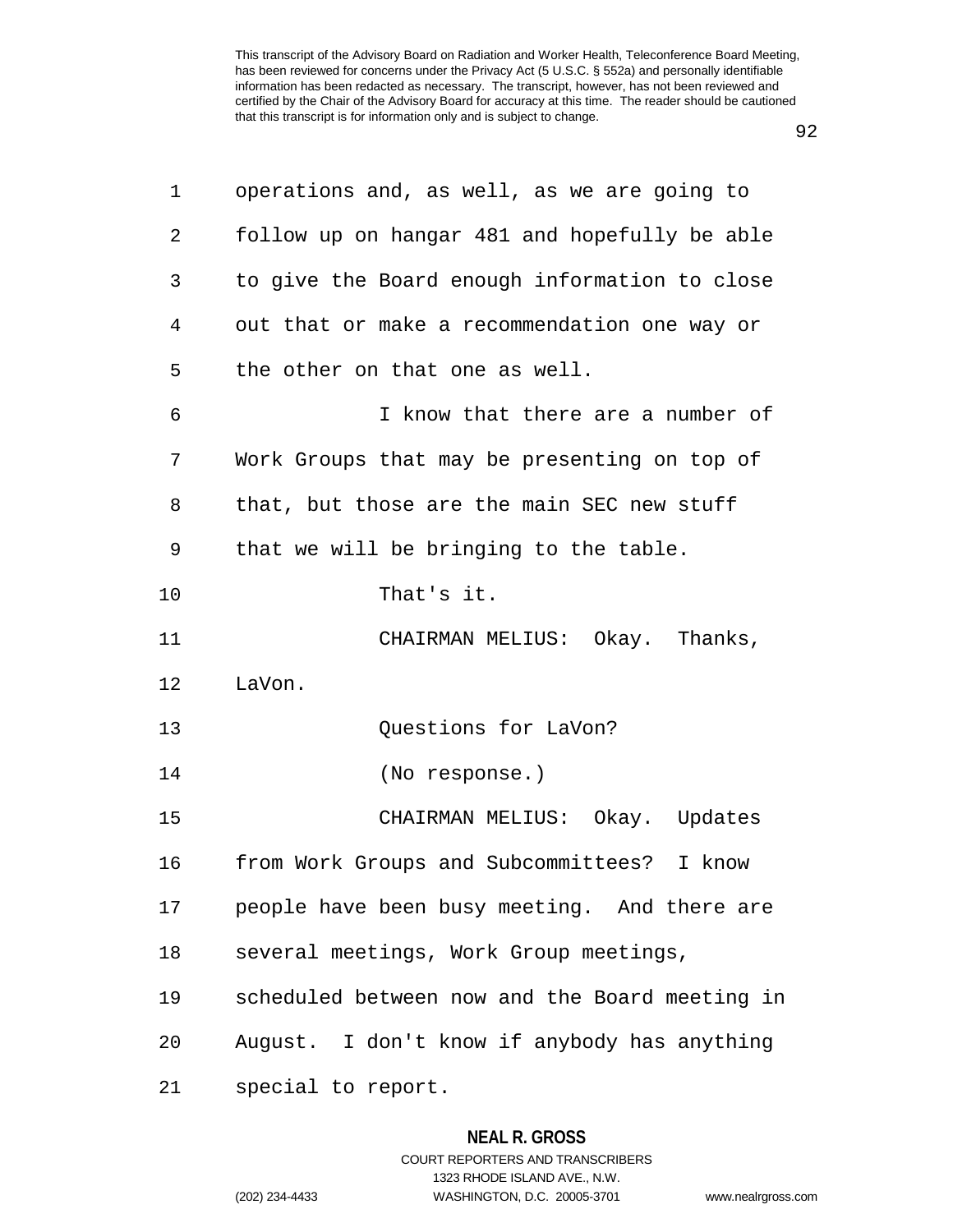operations and, as well, as we are going to follow up on hangar 481 and hopefully be able to give the Board enough information to close out that or make a recommendation one way or the other on that one as well.

I know that there are a number of Work Groups that may be presenting on top of that, but those are the main SEC new stuff that we will be bringing to the table.

That's it.

CHAIRMAN MELIUS: Okay. Thanks, LaVon.

Questions for LaVon?

(No response.)

CHAIRMAN MELIUS: Okay. Updates from Work Groups and Subcommittees? I know people have been busy meeting. And there are several meetings, Work Group meetings, scheduled between now and the Board meeting in August. I don't know if anybody has anything special to report.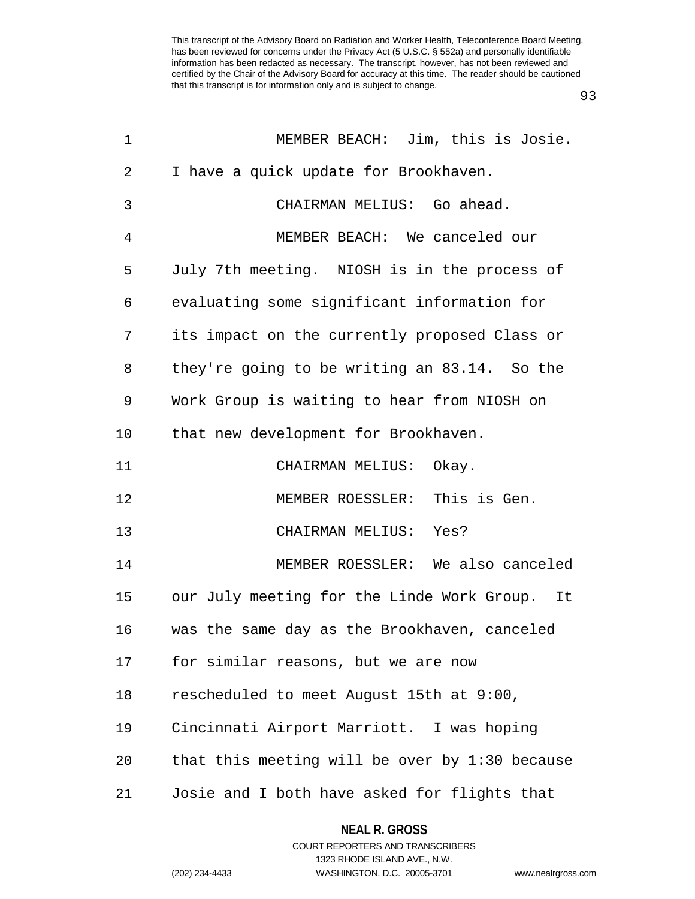MEMBER BEACH: Jim, this is Josie. I have a quick update for Brookhaven.

CHAIRMAN MELIUS: Go ahead.

MEMBER BEACH: We canceled our July 7th meeting. NIOSH is in the process of evaluating some significant information for its impact on the currently proposed Class or they're going to be writing an 83.14. So the Work Group is waiting to hear from NIOSH on that new development for Brookhaven.

CHAIRMAN MELIUS: Okay.

MEMBER ROESSLER: This is Gen.

CHAIRMAN MELIUS: Yes?

MEMBER ROESSLER: We also canceled our July meeting for the Linde Work Group. It was the same day as the Brookhaven, canceled for similar reasons, but we are now rescheduled to meet August 15th at 9:00, Cincinnati Airport Marriott. I was hoping that this meeting will be over by 1:30 because Josie and I both have asked for flights that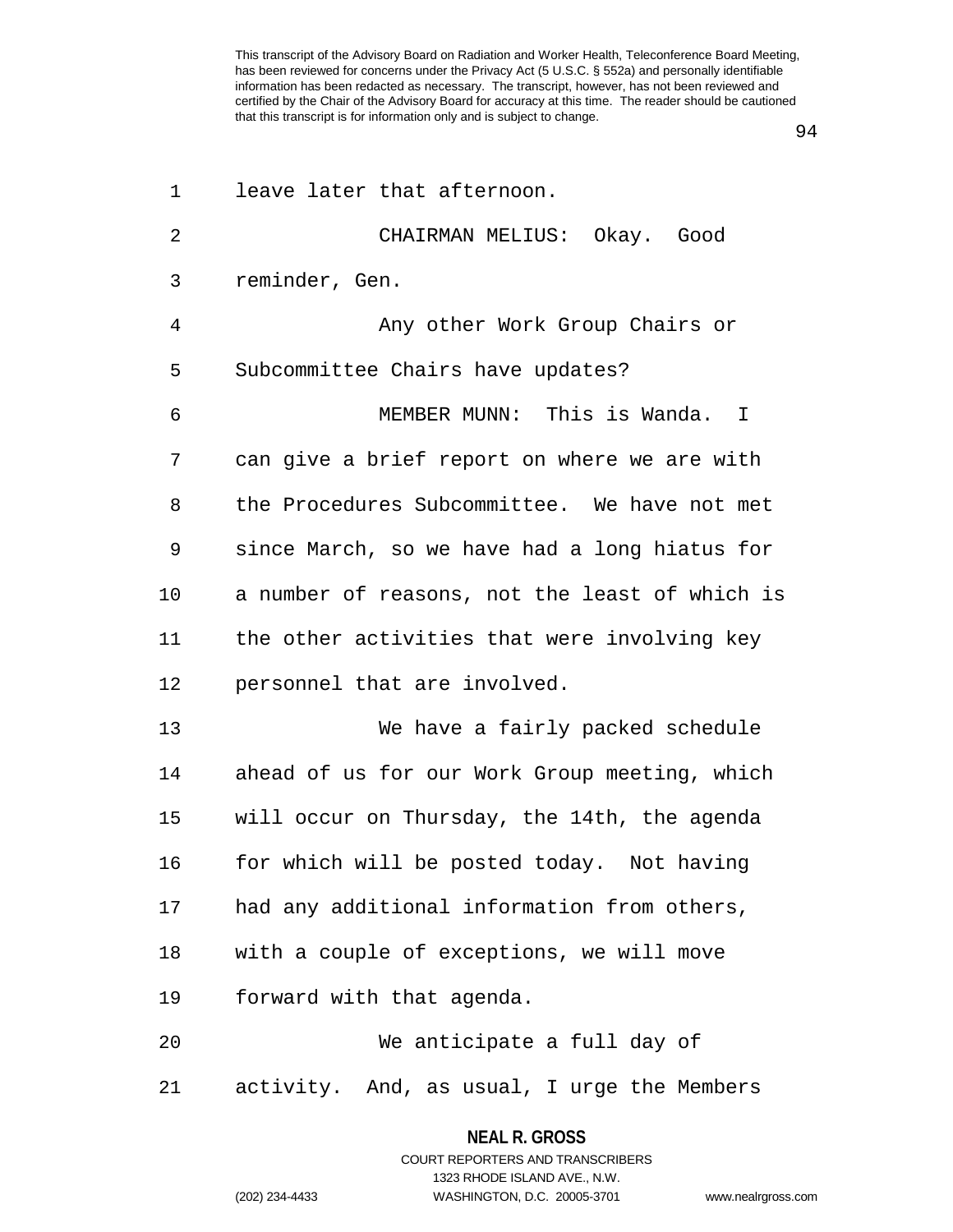leave later that afternoon.

CHAIRMAN MELIUS: Okay. Good reminder, Gen.

Any other Work Group Chairs or Subcommittee Chairs have updates?

MEMBER MUNN: This is Wanda. I can give a brief report on where we are with the Procedures Subcommittee. We have not met since March, so we have had a long hiatus for a number of reasons, not the least of which is the other activities that were involving key personnel that are involved.

We have a fairly packed schedule ahead of us for our Work Group meeting, which will occur on Thursday, the 14th, the agenda for which will be posted today. Not having had any additional information from others, with a couple of exceptions, we will move forward with that agenda.

We anticipate a full day of activity. And, as usual, I urge the Members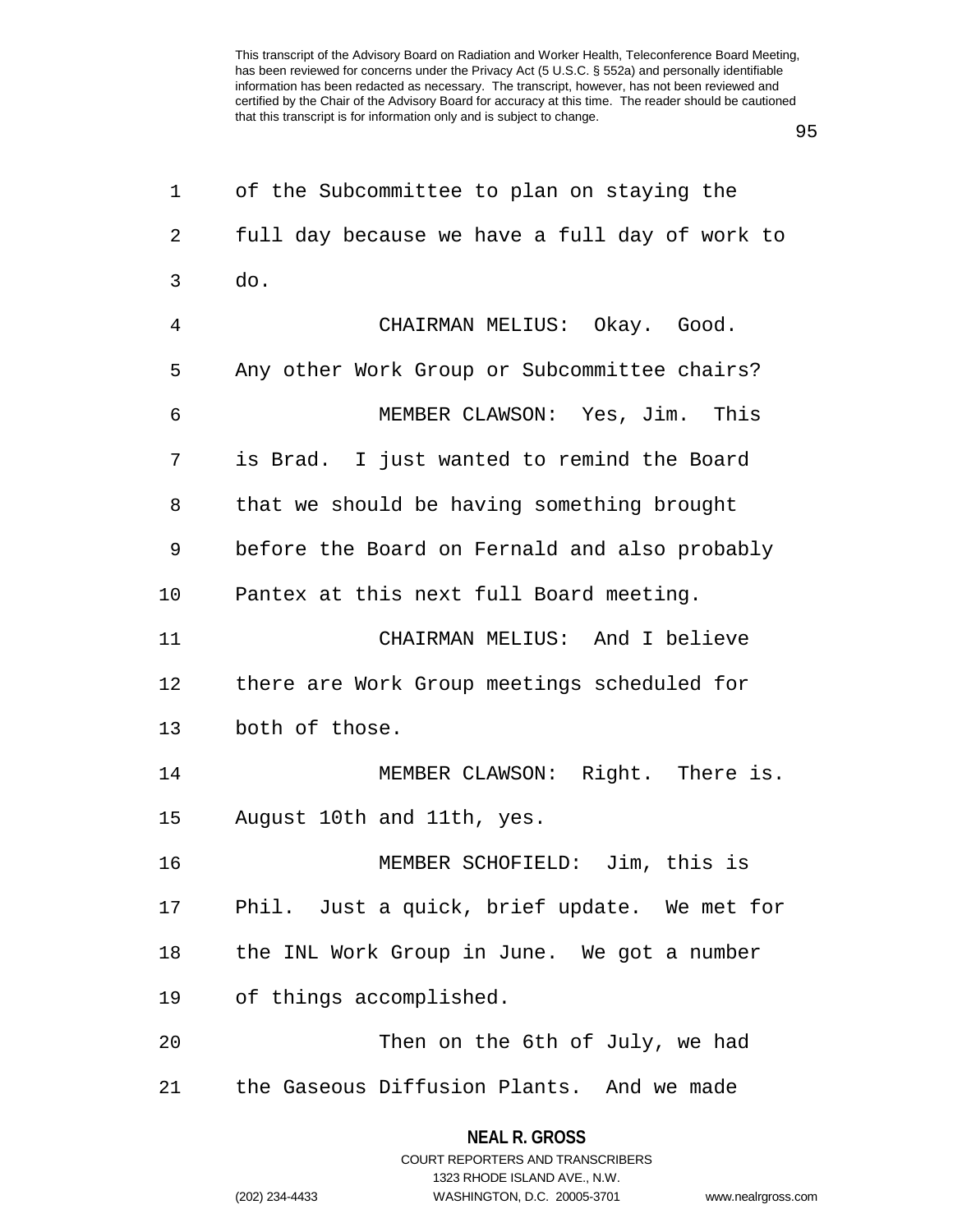of the Subcommittee to plan on staying the full day because we have a full day of work to do.

CHAIRMAN MELIUS: Okay. Good. Any other Work Group or Subcommittee chairs?

MEMBER CLAWSON: Yes, Jim. This is Brad. I just wanted to remind the Board that we should be having something brought before the Board on Fernald and also probably Pantex at this next full Board meeting.

CHAIRMAN MELIUS: And I believe there are Work Group meetings scheduled for both of those.

MEMBER CLAWSON: Right. There is. August 10th and 11th, yes.

MEMBER SCHOFIELD: Jim, this is Phil. Just a quick, brief update. We met for the INL Work Group in June. We got a number of things accomplished.

Then on the 6th of July, we had the Gaseous Diffusion Plants. And we made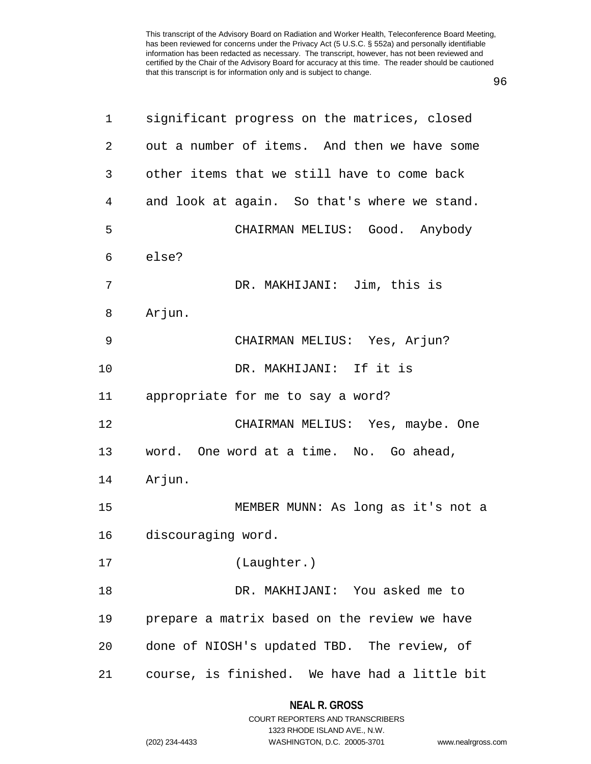significant progress on the matrices, closed out a number of items. And then we have some other items that we still have to come back and look at again. So that's where we stand.

CHAIRMAN MELIUS: Good. Anybody else?

DR. MAKHIJANI: Jim, this is Arjun.

CHAIRMAN MELIUS: Yes, Arjun?

DR. MAKHIJANI: If it is appropriate for me to say a word?

CHAIRMAN MELIUS: Yes, maybe. One word. One word at a time. No. Go ahead, Arjun.

MEMBER MUNN: As long as it's not a discouraging word.

(Laughter.)

DR. MAKHIJANI: You asked me to prepare a matrix based on the review we have done of NIOSH's updated TBD. The review, of course, is finished. We have had a little bit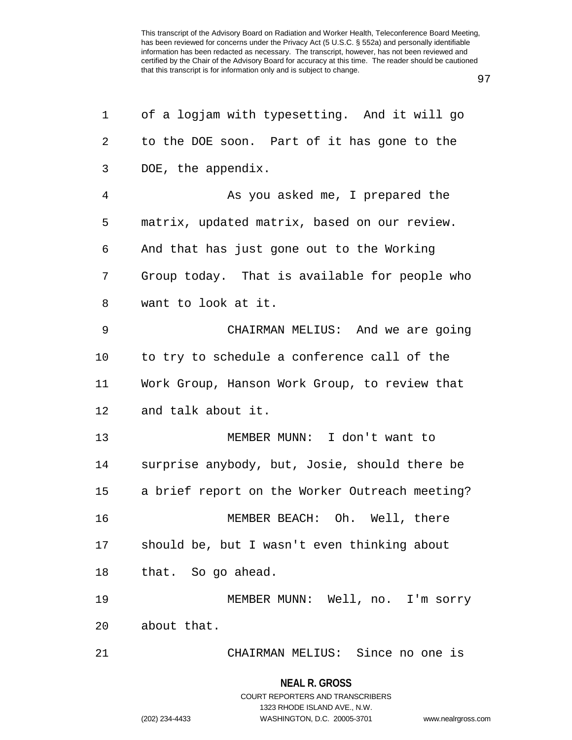of a logjam with typesetting. And it will go to the DOE soon. Part of it has gone to the DOE, the appendix.

As you asked me, I prepared the matrix, updated matrix, based on our review. And that has just gone out to the Working Group today. That is available for people who want to look at it.

CHAIRMAN MELIUS: And we are going to try to schedule a conference call of the Work Group, Hanson Work Group, to review that and talk about it.

MEMBER MUNN: I don't want to surprise anybody, but, Josie, should there be a brief report on the Worker Outreach meeting?

MEMBER BEACH: Oh. Well, there should be, but I wasn't even thinking about that. So go ahead.

MEMBER MUNN: Well, no. I'm sorry about that.

CHAIRMAN MELIUS: Since no one is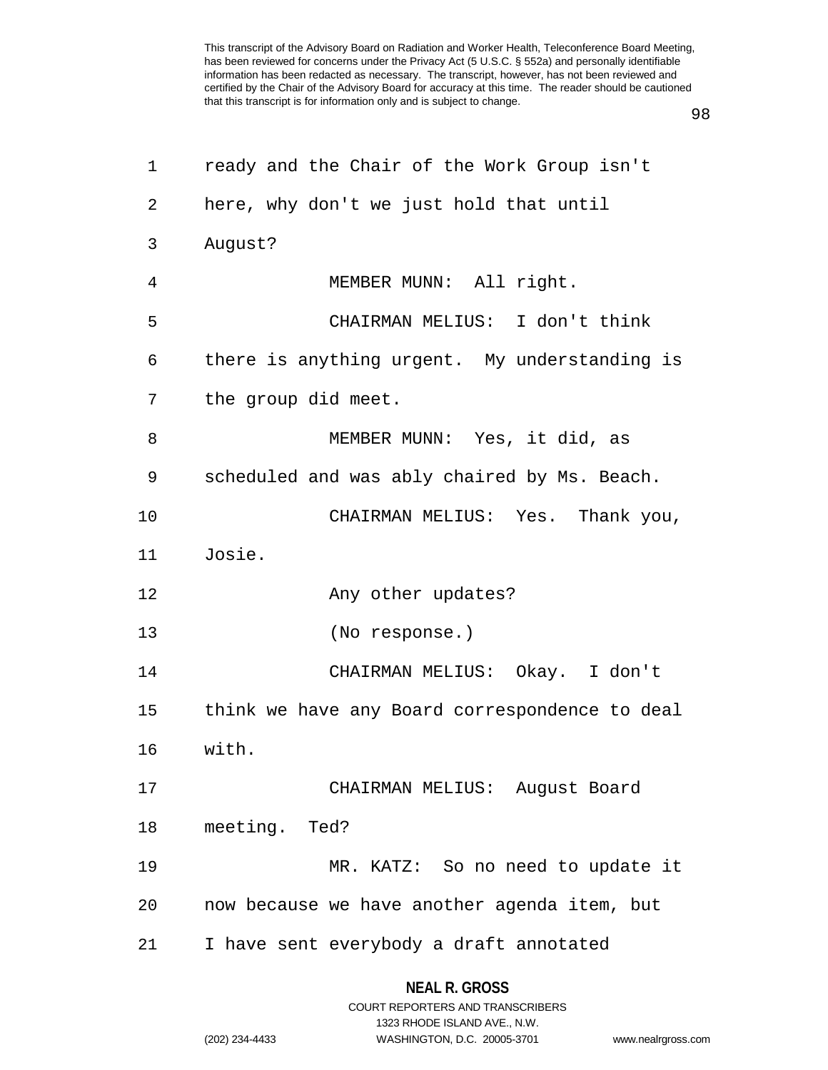ready and the Chair of the Work Group isn't here, why don't we just hold that until August?

MEMBER MUNN: All right.

CHAIRMAN MELIUS: I don't think there is anything urgent. My understanding is the group did meet.

MEMBER MUNN: Yes, it did, as scheduled and was ably chaired by Ms. Beach.

CHAIRMAN MELIUS: Yes. Thank you, Josie.

Any other updates?

(No response.)

CHAIRMAN MELIUS: Okay. I don't think we have any Board correspondence to deal with.

CHAIRMAN MELIUS: August Board meeting. Ted?

MR. KATZ: So no need to update it now because we have another agenda item, but I have sent everybody a draft annotated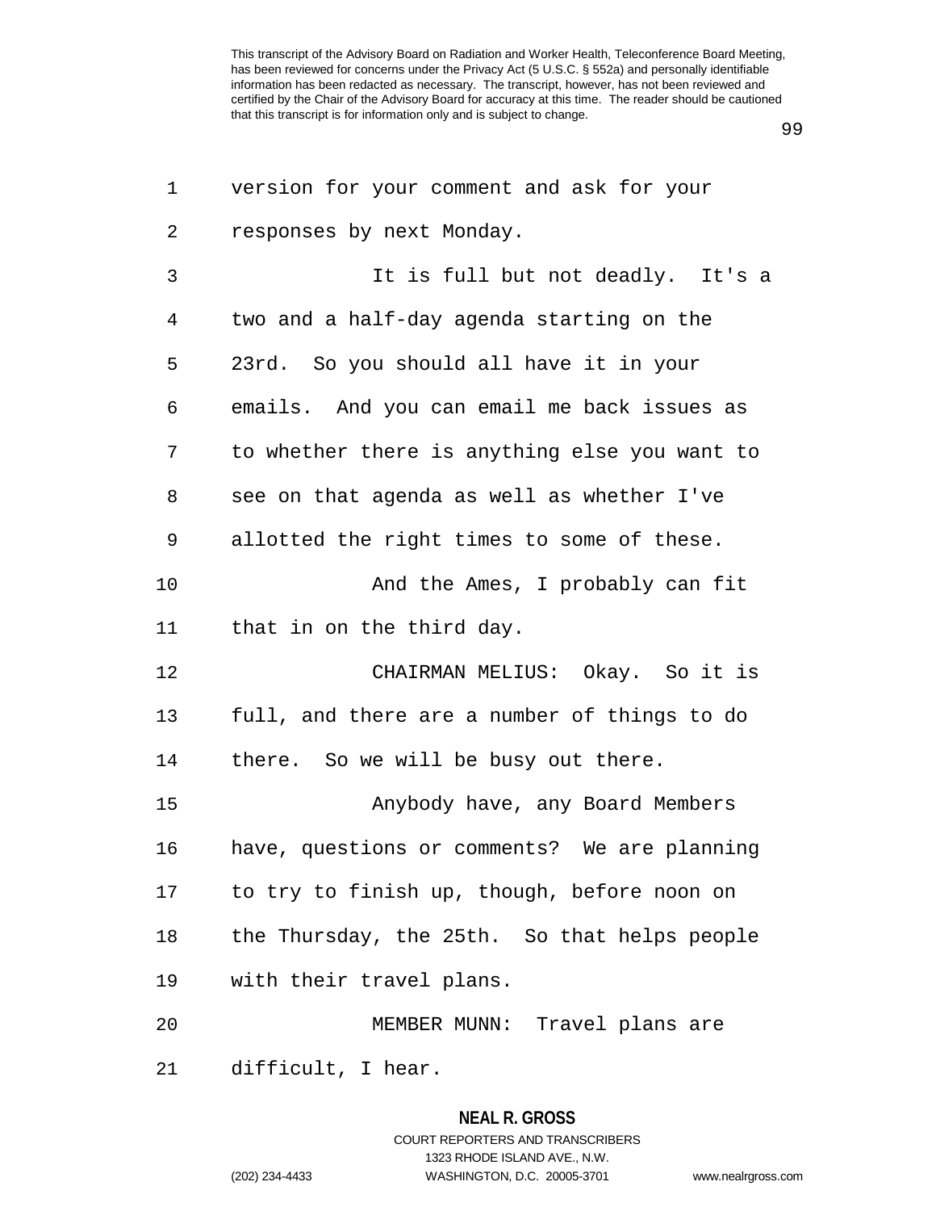version for your comment and ask for your responses by next Monday.

It is full but not deadly. It's a two and a half-day agenda starting on the 23rd. So you should all have it in your emails. And you can email me back issues as to whether there is anything else you want to see on that agenda as well as whether I've allotted the right times to some of these.

And the Ames, I probably can fit that in on the third day.

CHAIRMAN MELIUS: Okay. So it is full, and there are a number of things to do there. So we will be busy out there.

Anybody have, any Board Members have, questions or comments? We are planning to try to finish up, though, before noon on the Thursday, the 25th. So that helps people with their travel plans.

MEMBER MUNN: Travel plans are difficult, I hear.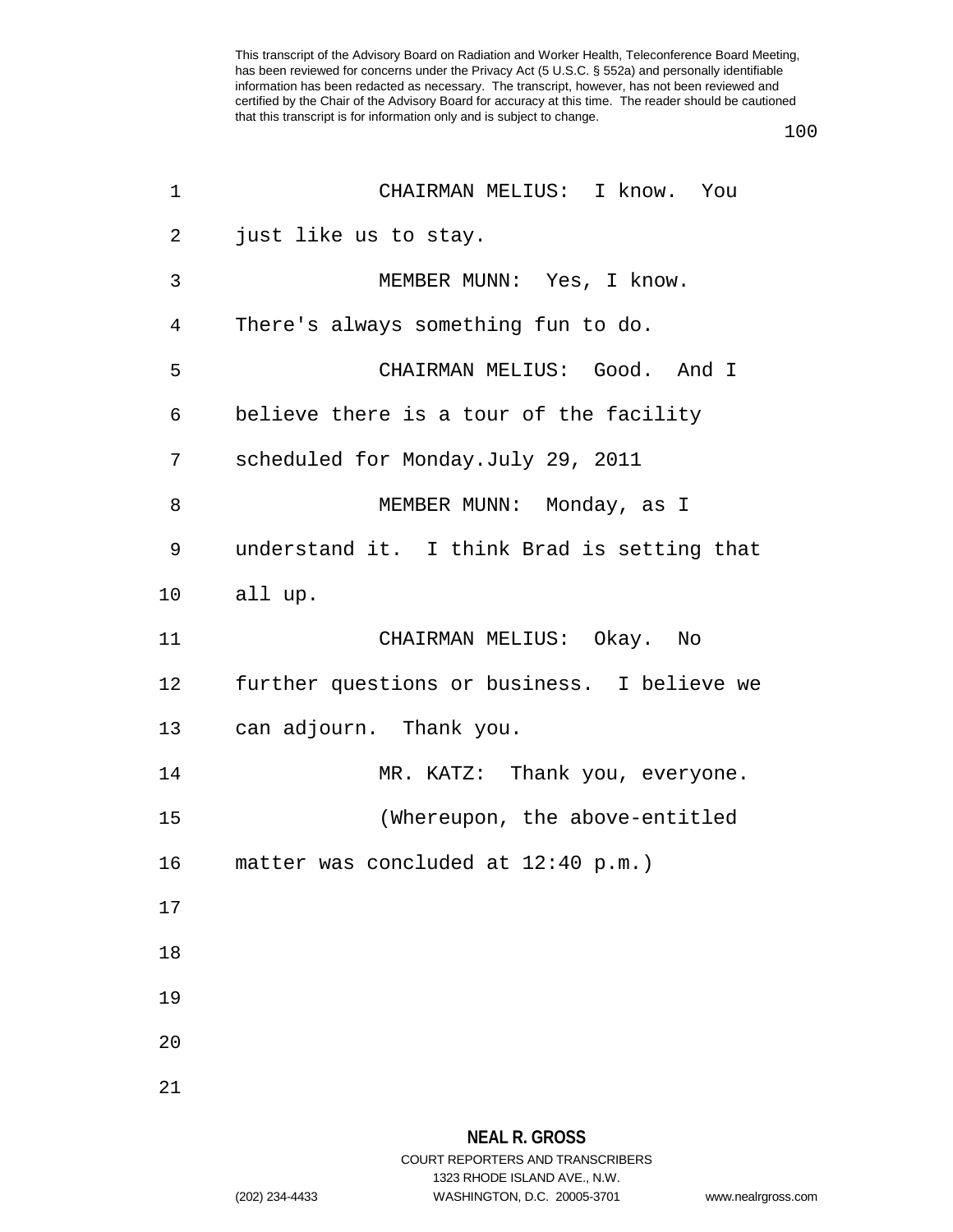CHAIRMAN MELIUS: I know. You just like us to stay.

MEMBER MUNN: Yes, I know. There's always something fun to do.

CHAIRMAN MELIUS: Good. And I believe there is a tour of the facility scheduled for Monday.July 29, 2011

MEMBER MUNN: Monday, as I understand it. I think Brad is setting that all up.

CHAIRMAN MELIUS: Okay. No further questions or business. I believe we can adjourn. Thank you.

MR. KATZ: Thank you, everyone.

(Whereupon, the above-entitled matter was concluded at 12:40 p.m.)